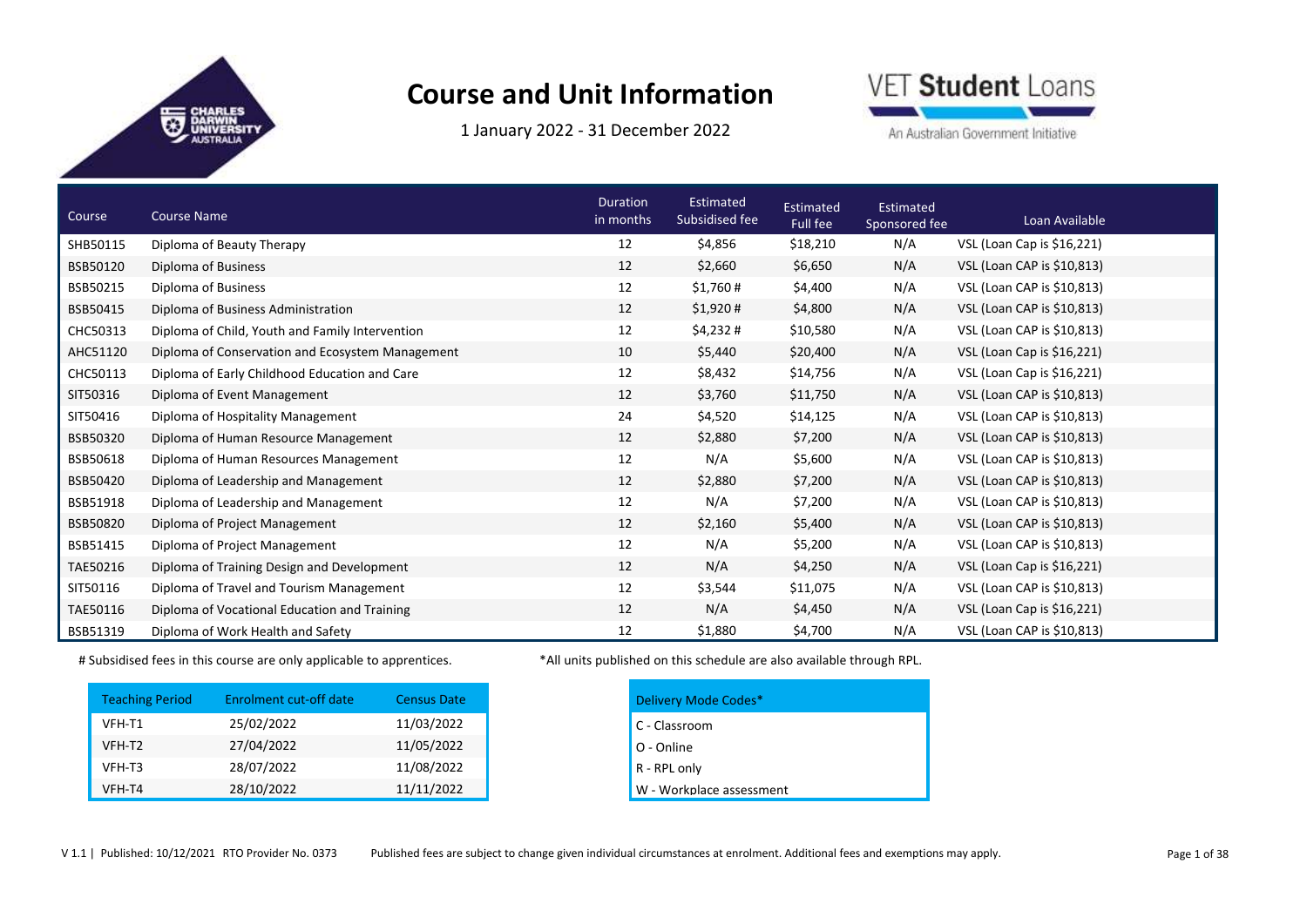# Course and Unit Information

1 January 2022 - 31 December 2022

VET Student Loans

An Australian Government Initiative

| Course | Course Name | Duration in months | Estimated Subsidised fee | Estimated Full fee | Estimated Sponsored fee | Loan Available |
|---|---|---|---|---|---|---|
| SHB50115 | Diploma of Beauty Therapy | 12 | $4,856 | $18,210 | N/A | VSL (Loan Cap is $16,221) |
| BSB50120 | Diploma of Business | 12 | $2,660 | $6,650 | N/A | VSL (Loan CAP is $10,813) |
| BSB50215 | Diploma of Business | 12 | $1,760 # | $4,400 | N/A | VSL (Loan CAP is $10,813) |
| BSB50415 | Diploma of Business Administration | 12 | $1,920 # | $4,800 | N/A | VSL (Loan CAP is $10,813) |
| CHC50313 | Diploma of Child, Youth and Family Intervention | 12 | $4,232 # | $10,580 | N/A | VSL (Loan CAP is $10,813) |
| AHC51120 | Diploma of Conservation and Ecosystem Management | 10 | $5,440 | $20,400 | N/A | VSL (Loan Cap is $16,221) |
| CHC50113 | Diploma of Early Childhood Education and Care | 12 | $8,432 | $14,756 | N/A | VSL (Loan Cap is $16,221) |
| SIT50316 | Diploma of Event Management | 12 | $3,760 | $11,750 | N/A | VSL (Loan CAP is $10,813) |
| SIT50416 | Diploma of Hospitality Management | 24 | $4,520 | $14,125 | N/A | VSL (Loan CAP is $10,813) |
| BSB50320 | Diploma of Human Resource Management | 12 | $2,880 | $7,200 | N/A | VSL (Loan CAP is $10,813) |
| BSB50618 | Diploma of Human Resources Management | 12 | N/A | $5,600 | N/A | VSL (Loan CAP is $10,813) |
| BSB50420 | Diploma of Leadership and Management | 12 | $2,880 | $7,200 | N/A | VSL (Loan CAP is $10,813) |
| BSB51918 | Diploma of Leadership and Management | 12 | N/A | $7,200 | N/A | VSL (Loan CAP is $10,813) |
| BSB50820 | Diploma of Project Management | 12 | $2,160 | $5,400 | N/A | VSL (Loan CAP is $10,813) |
| BSB51415 | Diploma of Project Management | 12 | N/A | $5,200 | N/A | VSL (Loan CAP is $10,813) |
| TAE50216 | Diploma of Training Design and Development | 12 | N/A | $4,250 | N/A | VSL (Loan Cap is $16,221) |
| SIT50116 | Diploma of Travel and Tourism Management | 12 | $3,544 | $11,075 | N/A | VSL (Loan CAP is $10,813) |
| TAE50116 | Diploma of Vocational Education and Training | 12 | N/A | $4,450 | N/A | VSL (Loan Cap is $16,221) |
| BSB51319 | Diploma of Work Health and Safety | 12 | $1,880 | $4,700 | N/A | VSL (Loan CAP is $10,813) |

# Subsidised fees in this course are only applicable to apprentices.

*All units published on this schedule are also available through RPL.

| Teaching Period | Enrolment cut-off date | Census Date |
|---|---|---|
| VFH-T1 | 25/02/2022 | 11/03/2022 |
| VFH-T2 | 27/04/2022 | 11/05/2022 |
| VFH-T3 | 28/07/2022 | 11/08/2022 |
| VFH-T4 | 28/10/2022 | 11/11/2022 |

| Delivery Mode Codes* |
|---|
| C - Classroom |
| O - Online |
| R - RPL only |
| W - Workplace assessment |

V 1.1 | Published: 10/12/2021 RTO Provider No. 0373

Published fees are subject to change given individual circumstances at enrolment. Additional fees and exemptions may apply.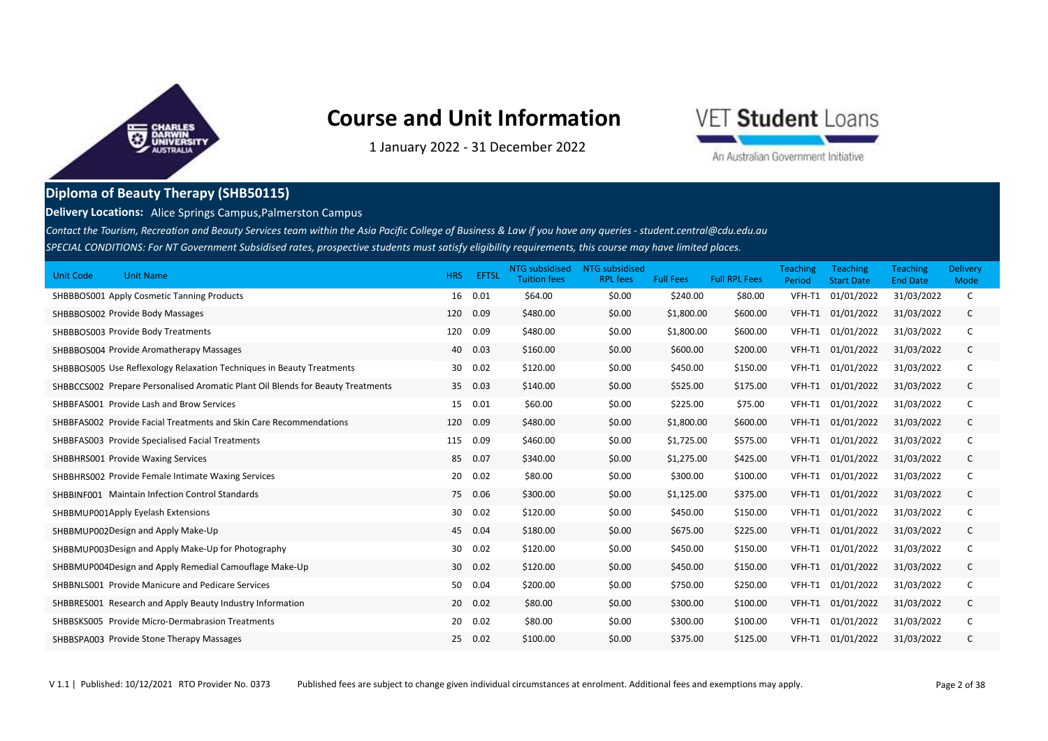# Course and Unit Information

1 January 2022 - 31 December 2022

VET Student Loans

An Australian Government Initiative

## Diploma of Beauty Therapy (SHB50115)

**Delivery Locations:** Alice Springs Campus,Palmerston Campus

*Contact the Tourism, Recreation and Beauty Services team within the Asia Pacific College of Business & Law if you have any queries - student.central@cdu.edu.au*

*SPECIAL CONDITIONS: For NT Government Subsidised rates, prospective students must satisfy eligibility requirements, this course may have limited places.*

| Unit Code | Unit Name | HRS | EFTSL | NTG subsidised Tuition fees | NTG subsidised RPL fees | Full Fees | Full RPL Fees | Teaching Period | Teaching Start Date | Teaching End Date | Delivery Mode |
|---|---|---|---|---|---|---|---|---|---|---|---|
| SHBBBOS001 | Apply Cosmetic Tanning Products | 16 | 0.01 | $64.00 | $0.00 | $240.00 | $80.00 | VFH-T1 | 01/01/2022 | 31/03/2022 | C |
| SHBBBOS002 | Provide Body Massages | 120 | 0.09 | $480.00 | $0.00 | $1,800.00 | $600.00 | VFH-T1 | 01/01/2022 | 31/03/2022 | C |
| SHBBBOS003 | Provide Body Treatments | 120 | 0.09 | $480.00 | $0.00 | $1,800.00 | $600.00 | VFH-T1 | 01/01/2022 | 31/03/2022 | C |
| SHBBBOS004 | Provide Aromatherapy Massages | 40 | 0.03 | $160.00 | $0.00 | $600.00 | $200.00 | VFH-T1 | 01/01/2022 | 31/03/2022 | C |
| SHBBBOS005 | Use Reflexology Relaxation Techniques in Beauty Treatments | 30 | 0.02 | $120.00 | $0.00 | $450.00 | $150.00 | VFH-T1 | 01/01/2022 | 31/03/2022 | C |
| SHBBCCS002 | Prepare Personalised Aromatic Plant Oil Blends for Beauty Treatments | 35 | 0.03 | $140.00 | $0.00 | $525.00 | $175.00 | VFH-T1 | 01/01/2022 | 31/03/2022 | C |
| SHBBFAS001 | Provide Lash and Brow Services | 15 | 0.01 | $60.00 | $0.00 | $225.00 | $75.00 | VFH-T1 | 01/01/2022 | 31/03/2022 | C |
| SHBBFAS002 | Provide Facial Treatments and Skin Care Recommendations | 120 | 0.09 | $480.00 | $0.00 | $1,800.00 | $600.00 | VFH-T1 | 01/01/2022 | 31/03/2022 | C |
| SHBBFAS003 | Provide Specialised Facial Treatments | 115 | 0.09 | $460.00 | $0.00 | $1,725.00 | $575.00 | VFH-T1 | 01/01/2022 | 31/03/2022 | C |
| SHBBHRS001 | Provide Waxing Services | 85 | 0.07 | $340.00 | $0.00 | $1,275.00 | $425.00 | VFH-T1 | 01/01/2022 | 31/03/2022 | C |
| SHBBHRS002 | Provide Female Intimate Waxing Services | 20 | 0.02 | $80.00 | $0.00 | $300.00 | $100.00 | VFH-T1 | 01/01/2022 | 31/03/2022 | C |
| SHBBINF001 | Maintain Infection Control Standards | 75 | 0.06 | $300.00 | $0.00 | $1,125.00 | $375.00 | VFH-T1 | 01/01/2022 | 31/03/2022 | C |
| SHBBMUP001 | Apply Eyelash Extensions | 30 | 0.02 | $120.00 | $0.00 | $450.00 | $150.00 | VFH-T1 | 01/01/2022 | 31/03/2022 | C |
| SHBBMUP002 | Design and Apply Make-Up | 45 | 0.04 | $180.00 | $0.00 | $675.00 | $225.00 | VFH-T1 | 01/01/2022 | 31/03/2022 | C |
| SHBBMUP003 | Design and Apply Make-Up for Photography | 30 | 0.02 | $120.00 | $0.00 | $450.00 | $150.00 | VFH-T1 | 01/01/2022 | 31/03/2022 | C |
| SHBBMUP004 | Design and Apply Remedial Camouflage Make-Up | 30 | 0.02 | $120.00 | $0.00 | $450.00 | $150.00 | VFH-T1 | 01/01/2022 | 31/03/2022 | C |
| SHBBNLS001 | Provide Manicure and Pedicare Services | 50 | 0.04 | $200.00 | $0.00 | $750.00 | $250.00 | VFH-T1 | 01/01/2022 | 31/03/2022 | C |
| SHBBRES001 | Research and Apply Beauty Industry Information | 20 | 0.02 | $80.00 | $0.00 | $300.00 | $100.00 | VFH-T1 | 01/01/2022 | 31/03/2022 | C |
| SHBBSKS005 | Provide Micro-Dermabrasion Treatments | 20 | 0.02 | $80.00 | $0.00 | $300.00 | $100.00 | VFH-T1 | 01/01/2022 | 31/03/2022 | C |
| SHBBSPA003 | Provide Stone Therapy Massages | 25 | 0.02 | $100.00 | $0.00 | $375.00 | $125.00 | VFH-T1 | 01/01/2022 | 31/03/2022 | C |

V 1.1 | Published: 10/12/2021 RTO Provider No. 0373 Published fees are subject to change given individual circumstances at enrolment. Additional fees and exemptions may apply.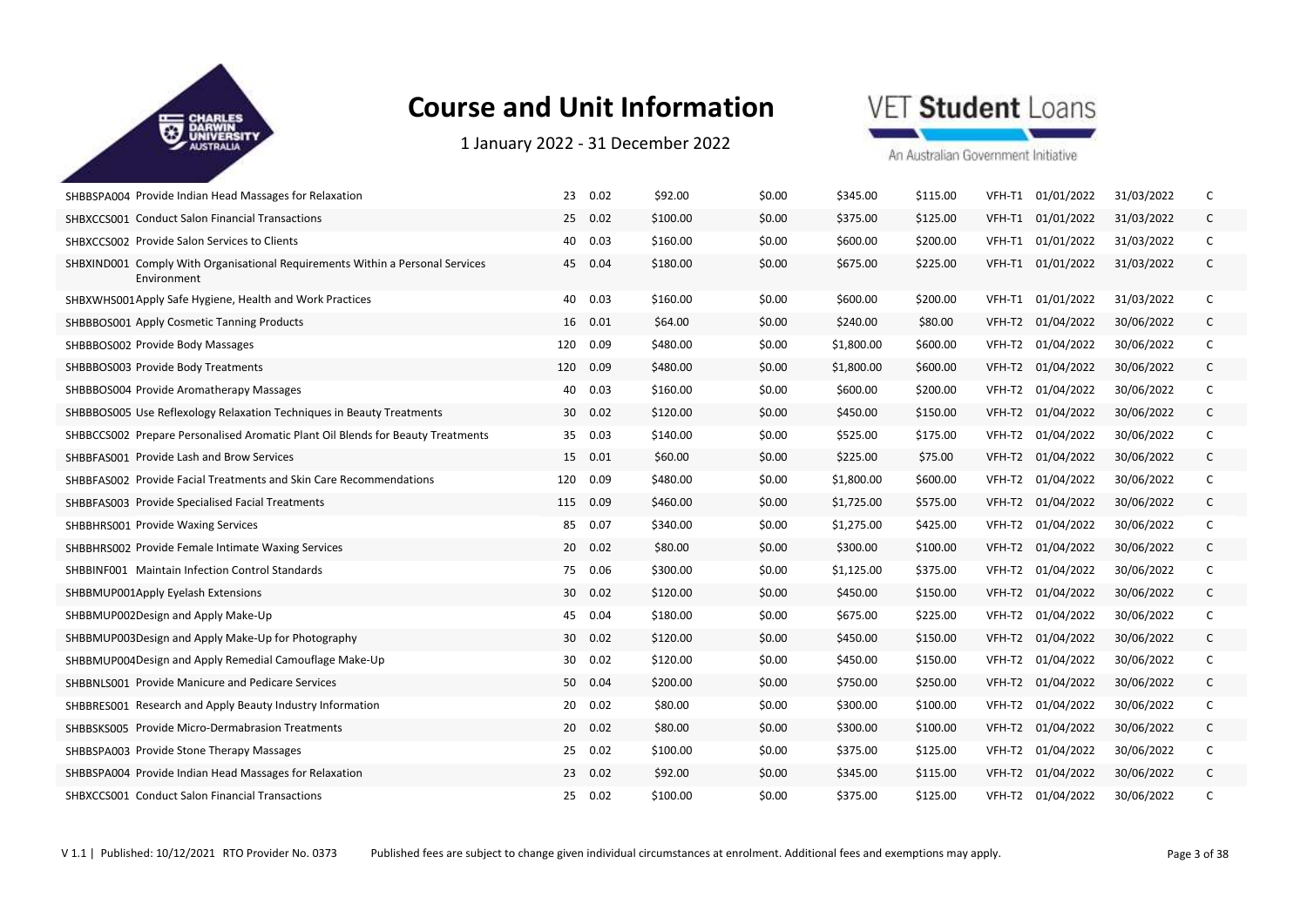# Course and Unit Information

1 January 2022 - 31 December 2022

VET **Student** Loans

An Australian Government Initiative

| | | | | | | | | | | | |
|---|---|---|---|---|---|---|---|---|---|---|---|
| SHBBSPA004 | Provide Indian Head Massages for Relaxation | 23 | 0.02 | $92.00 | $0.00 | $345.00 | $115.00 | VFH-T1 | 01/01/2022 | 31/03/2022 | C |
| SHBXCCS001 | Conduct Salon Financial Transactions | 25 | 0.02 | $100.00 | $0.00 | $375.00 | $125.00 | VFH-T1 | 01/01/2022 | 31/03/2022 | C |
| SHBXCCS002 | Provide Salon Services to Clients | 40 | 0.03 | $160.00 | $0.00 | $600.00 | $200.00 | VFH-T1 | 01/01/2022 | 31/03/2022 | C |
| SHBXIND001 | Comply With Organisational Requirements Within a Personal Services Environment | 45 | 0.04 | $180.00 | $0.00 | $675.00 | $225.00 | VFH-T1 | 01/01/2022 | 31/03/2022 | C |
| SHBXWHS001 | Apply Safe Hygiene, Health and Work Practices | 40 | 0.03 | $160.00 | $0.00 | $600.00 | $200.00 | VFH-T1 | 01/01/2022 | 31/03/2022 | C |
| SHBBBOS001 | Apply Cosmetic Tanning Products | 16 | 0.01 | $64.00 | $0.00 | $240.00 | $80.00 | VFH-T2 | 01/04/2022 | 30/06/2022 | C |
| SHBBBOS002 | Provide Body Massages | 120 | 0.09 | $480.00 | $0.00 | $1,800.00 | $600.00 | VFH-T2 | 01/04/2022 | 30/06/2022 | C |
| SHBBBOS003 | Provide Body Treatments | 120 | 0.09 | $480.00 | $0.00 | $1,800.00 | $600.00 | VFH-T2 | 01/04/2022 | 30/06/2022 | C |
| SHBBBOS004 | Provide Aromatherapy Massages | 40 | 0.03 | $160.00 | $0.00 | $600.00 | $200.00 | VFH-T2 | 01/04/2022 | 30/06/2022 | C |
| SHBBBOS005 | Use Reflexology Relaxation Techniques in Beauty Treatments | 30 | 0.02 | $120.00 | $0.00 | $450.00 | $150.00 | VFH-T2 | 01/04/2022 | 30/06/2022 | C |
| SHBBCCS002 | Prepare Personalised Aromatic Plant Oil Blends for Beauty Treatments | 35 | 0.03 | $140.00 | $0.00 | $525.00 | $175.00 | VFH-T2 | 01/04/2022 | 30/06/2022 | C |
| SHBBFAS001 | Provide Lash and Brow Services | 15 | 0.01 | $60.00 | $0.00 | $225.00 | $75.00 | VFH-T2 | 01/04/2022 | 30/06/2022 | C |
| SHBBFAS002 | Provide Facial Treatments and Skin Care Recommendations | 120 | 0.09 | $480.00 | $0.00 | $1,800.00 | $600.00 | VFH-T2 | 01/04/2022 | 30/06/2022 | C |
| SHBBFAS003 | Provide Specialised Facial Treatments | 115 | 0.09 | $460.00 | $0.00 | $1,725.00 | $575.00 | VFH-T2 | 01/04/2022 | 30/06/2022 | C |
| SHBBHRS001 | Provide Waxing Services | 85 | 0.07 | $340.00 | $0.00 | $1,275.00 | $425.00 | VFH-T2 | 01/04/2022 | 30/06/2022 | C |
| SHBBHRS002 | Provide Female Intimate Waxing Services | 20 | 0.02 | $80.00 | $0.00 | $300.00 | $100.00 | VFH-T2 | 01/04/2022 | 30/06/2022 | C |
| SHBBINF001 | Maintain Infection Control Standards | 75 | 0.06 | $300.00 | $0.00 | $1,125.00 | $375.00 | VFH-T2 | 01/04/2022 | 30/06/2022 | C |
| SHBBMUP001 | Apply Eyelash Extensions | 30 | 0.02 | $120.00 | $0.00 | $450.00 | $150.00 | VFH-T2 | 01/04/2022 | 30/06/2022 | C |
| SHBBMUP002 | Design and Apply Make-Up | 45 | 0.04 | $180.00 | $0.00 | $675.00 | $225.00 | VFH-T2 | 01/04/2022 | 30/06/2022 | C |
| SHBBMUP003 | Design and Apply Make-Up for Photography | 30 | 0.02 | $120.00 | $0.00 | $450.00 | $150.00 | VFH-T2 | 01/04/2022 | 30/06/2022 | C |
| SHBBMUP004 | Design and Apply Remedial Camouflage Make-Up | 30 | 0.02 | $120.00 | $0.00 | $450.00 | $150.00 | VFH-T2 | 01/04/2022 | 30/06/2022 | C |
| SHBBNLS001 | Provide Manicure and Pedicare Services | 50 | 0.04 | $200.00 | $0.00 | $750.00 | $250.00 | VFH-T2 | 01/04/2022 | 30/06/2022 | C |
| SHBBRES001 | Research and Apply Beauty Industry Information | 20 | 0.02 | $80.00 | $0.00 | $300.00 | $100.00 | VFH-T2 | 01/04/2022 | 30/06/2022 | C |
| SHBBSKS005 | Provide Micro-Dermabrasion Treatments | 20 | 0.02 | $80.00 | $0.00 | $300.00 | $100.00 | VFH-T2 | 01/04/2022 | 30/06/2022 | C |
| SHBBSPA003 | Provide Stone Therapy Massages | 25 | 0.02 | $100.00 | $0.00 | $375.00 | $125.00 | VFH-T2 | 01/04/2022 | 30/06/2022 | C |
| SHBBSPA004 | Provide Indian Head Massages for Relaxation | 23 | 0.02 | $92.00 | $0.00 | $345.00 | $115.00 | VFH-T2 | 01/04/2022 | 30/06/2022 | C |
| SHBXCCS001 | Conduct Salon Financial Transactions | 25 | 0.02 | $100.00 | $0.00 | $375.00 | $125.00 | VFH-T2 | 01/04/2022 | 30/06/2022 | C |

V 1.1 | Published: 10/12/2021 RTO Provider No. 0373 Published fees are subject to change given individual circumstances at enrolment. Additional fees and exemptions may apply.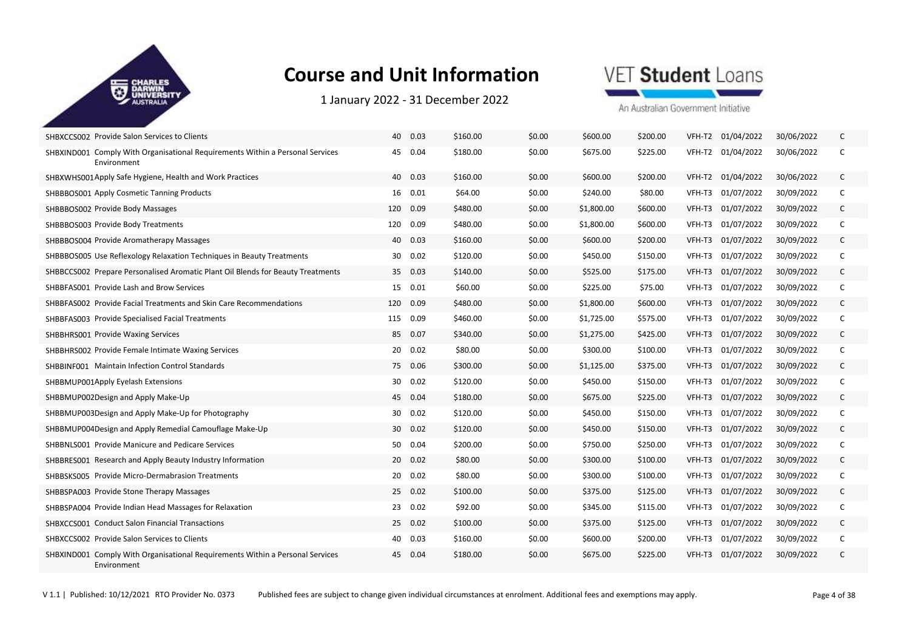# Course and Unit Information

1 January 2022 - 31 December 2022

| | | | | | | | | | | | |
|---|---|---|---|---|---|---|---|---|---|---|---|
| SHBXCCS002 | Provide Salon Services to Clients | 40 | 0.03 | $160.00 | $0.00 | $600.00 | $200.00 | VFH-T2 | 01/04/2022 | 30/06/2022 | C |
| SHBXIND001 | Comply With Organisational Requirements Within a Personal Services Environment | 45 | 0.04 | $180.00 | $0.00 | $675.00 | $225.00 | VFH-T2 | 01/04/2022 | 30/06/2022 | C |
| SHBXWHS001 | Apply Safe Hygiene, Health and Work Practices | 40 | 0.03 | $160.00 | $0.00 | $600.00 | $200.00 | VFH-T2 | 01/04/2022 | 30/06/2022 | C |
| SHBBBOS001 | Apply Cosmetic Tanning Products | 16 | 0.01 | $64.00 | $0.00 | $240.00 | $80.00 | VFH-T3 | 01/07/2022 | 30/09/2022 | C |
| SHBBBOS002 | Provide Body Massages | 120 | 0.09 | $480.00 | $0.00 | $1,800.00 | $600.00 | VFH-T3 | 01/07/2022 | 30/09/2022 | C |
| SHBBBOS003 | Provide Body Treatments | 120 | 0.09 | $480.00 | $0.00 | $1,800.00 | $600.00 | VFH-T3 | 01/07/2022 | 30/09/2022 | C |
| SHBBBOS004 | Provide Aromatherapy Massages | 40 | 0.03 | $160.00 | $0.00 | $600.00 | $200.00 | VFH-T3 | 01/07/2022 | 30/09/2022 | C |
| SHBBBOS005 | Use Reflexology Relaxation Techniques in Beauty Treatments | 30 | 0.02 | $120.00 | $0.00 | $450.00 | $150.00 | VFH-T3 | 01/07/2022 | 30/09/2022 | C |
| SHBBCCS002 | Prepare Personalised Aromatic Plant Oil Blends for Beauty Treatments | 35 | 0.03 | $140.00 | $0.00 | $525.00 | $175.00 | VFH-T3 | 01/07/2022 | 30/09/2022 | C |
| SHBBFAS001 | Provide Lash and Brow Services | 15 | 0.01 | $60.00 | $0.00 | $225.00 | $75.00 | VFH-T3 | 01/07/2022 | 30/09/2022 | C |
| SHBBFAS002 | Provide Facial Treatments and Skin Care Recommendations | 120 | 0.09 | $480.00 | $0.00 | $1,800.00 | $600.00 | VFH-T3 | 01/07/2022 | 30/09/2022 | C |
| SHBBFAS003 | Provide Specialised Facial Treatments | 115 | 0.09 | $460.00 | $0.00 | $1,725.00 | $575.00 | VFH-T3 | 01/07/2022 | 30/09/2022 | C |
| SHBBHRS001 | Provide Waxing Services | 85 | 0.07 | $340.00 | $0.00 | $1,275.00 | $425.00 | VFH-T3 | 01/07/2022 | 30/09/2022 | C |
| SHBBHRS002 | Provide Female Intimate Waxing Services | 20 | 0.02 | $80.00 | $0.00 | $300.00 | $100.00 | VFH-T3 | 01/07/2022 | 30/09/2022 | C |
| SHBBINF001 | Maintain Infection Control Standards | 75 | 0.06 | $300.00 | $0.00 | $1,125.00 | $375.00 | VFH-T3 | 01/07/2022 | 30/09/2022 | C |
| SHBBMUP001 | Apply Eyelash Extensions | 30 | 0.02 | $120.00 | $0.00 | $450.00 | $150.00 | VFH-T3 | 01/07/2022 | 30/09/2022 | C |
| SHBBMUP002 | Design and Apply Make-Up | 45 | 0.04 | $180.00 | $0.00 | $675.00 | $225.00 | VFH-T3 | 01/07/2022 | 30/09/2022 | C |
| SHBBMUP003 | Design and Apply Make-Up for Photography | 30 | 0.02 | $120.00 | $0.00 | $450.00 | $150.00 | VFH-T3 | 01/07/2022 | 30/09/2022 | C |
| SHBBMUP004 | Design and Apply Remedial Camouflage Make-Up | 30 | 0.02 | $120.00 | $0.00 | $450.00 | $150.00 | VFH-T3 | 01/07/2022 | 30/09/2022 | C |
| SHBBNLS001 | Provide Manicure and Pedicare Services | 50 | 0.04 | $200.00 | $0.00 | $750.00 | $250.00 | VFH-T3 | 01/07/2022 | 30/09/2022 | C |
| SHBBRES001 | Research and Apply Beauty Industry Information | 20 | 0.02 | $80.00 | $0.00 | $300.00 | $100.00 | VFH-T3 | 01/07/2022 | 30/09/2022 | C |
| SHBBSKS005 | Provide Micro-Dermabrasion Treatments | 20 | 0.02 | $80.00 | $0.00 | $300.00 | $100.00 | VFH-T3 | 01/07/2022 | 30/09/2022 | C |
| SHBBSPA003 | Provide Stone Therapy Massages | 25 | 0.02 | $100.00 | $0.00 | $375.00 | $125.00 | VFH-T3 | 01/07/2022 | 30/09/2022 | C |
| SHBBSPA004 | Provide Indian Head Massages for Relaxation | 23 | 0.02 | $92.00 | $0.00 | $345.00 | $115.00 | VFH-T3 | 01/07/2022 | 30/09/2022 | C |
| SHBXCCS001 | Conduct Salon Financial Transactions | 25 | 0.02 | $100.00 | $0.00 | $375.00 | $125.00 | VFH-T3 | 01/07/2022 | 30/09/2022 | C |
| SHBXCCS002 | Provide Salon Services to Clients | 40 | 0.03 | $160.00 | $0.00 | $600.00 | $200.00 | VFH-T3 | 01/07/2022 | 30/09/2022 | C |
| SHBXIND001 | Comply With Organisational Requirements Within a Personal Services Environment | 45 | 0.04 | $180.00 | $0.00 | $675.00 | $225.00 | VFH-T3 | 01/07/2022 | 30/09/2022 | C |

V 1.1 | Published: 10/12/2021 RTO Provider No. 0373 Published fees are subject to change given individual circumstances at enrolment. Additional fees and exemptions may apply.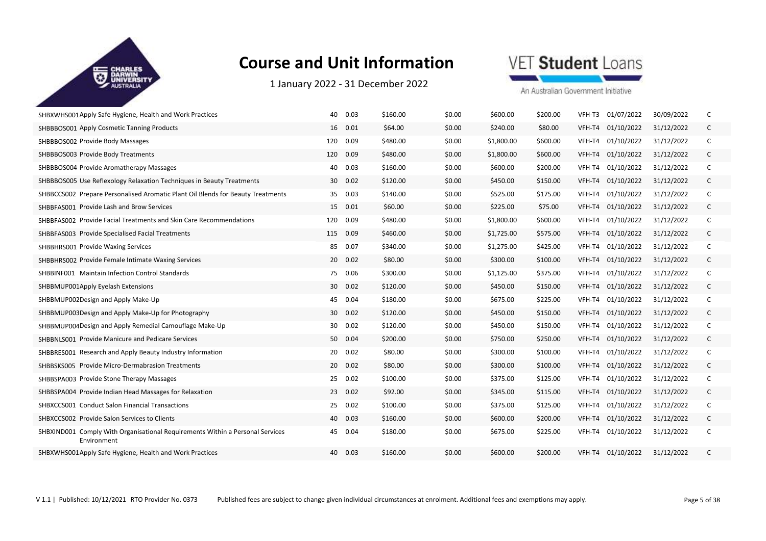# Course and Unit Information

1 January 2022 - 31 December 2022

| | | | | | | | | | | |
|---|---|---|---|---|---|---|---|---|---|---|
| SHBXWHS001 Apply Safe Hygiene, Health and Work Practices | 40 | 0.03 | $160.00 | $0.00 | $600.00 | $200.00 | VFH-T3 | 01/07/2022 | 30/09/2022 | C |
| SHBBBOS001 Apply Cosmetic Tanning Products | 16 | 0.01 | $64.00 | $0.00 | $240.00 | $80.00 | VFH-T4 | 01/10/2022 | 31/12/2022 | C |
| SHBBBOS002 Provide Body Massages | 120 | 0.09 | $480.00 | $0.00 | $1,800.00 | $600.00 | VFH-T4 | 01/10/2022 | 31/12/2022 | C |
| SHBBBOS003 Provide Body Treatments | 120 | 0.09 | $480.00 | $0.00 | $1,800.00 | $600.00 | VFH-T4 | 01/10/2022 | 31/12/2022 | C |
| SHBBBOS004 Provide Aromatherapy Massages | 40 | 0.03 | $160.00 | $0.00 | $600.00 | $200.00 | VFH-T4 | 01/10/2022 | 31/12/2022 | C |
| SHBBBOS005 Use Reflexology Relaxation Techniques in Beauty Treatments | 30 | 0.02 | $120.00 | $0.00 | $450.00 | $150.00 | VFH-T4 | 01/10/2022 | 31/12/2022 | C |
| SHBBCCS002 Prepare Personalised Aromatic Plant Oil Blends for Beauty Treatments | 35 | 0.03 | $140.00 | $0.00 | $525.00 | $175.00 | VFH-T4 | 01/10/2022 | 31/12/2022 | C |
| SHBBFAS001 Provide Lash and Brow Services | 15 | 0.01 | $60.00 | $0.00 | $225.00 | $75.00 | VFH-T4 | 01/10/2022 | 31/12/2022 | C |
| SHBBFAS002 Provide Facial Treatments and Skin Care Recommendations | 120 | 0.09 | $480.00 | $0.00 | $1,800.00 | $600.00 | VFH-T4 | 01/10/2022 | 31/12/2022 | C |
| SHBBFAS003 Provide Specialised Facial Treatments | 115 | 0.09 | $460.00 | $0.00 | $1,725.00 | $575.00 | VFH-T4 | 01/10/2022 | 31/12/2022 | C |
| SHBBHRS001 Provide Waxing Services | 85 | 0.07 | $340.00 | $0.00 | $1,275.00 | $425.00 | VFH-T4 | 01/10/2022 | 31/12/2022 | C |
| SHBBHRS002 Provide Female Intimate Waxing Services | 20 | 0.02 | $80.00 | $0.00 | $300.00 | $100.00 | VFH-T4 | 01/10/2022 | 31/12/2022 | C |
| SHBBINF001 Maintain Infection Control Standards | 75 | 0.06 | $300.00 | $0.00 | $1,125.00 | $375.00 | VFH-T4 | 01/10/2022 | 31/12/2022 | C |
| SHBBMUP001 Apply Eyelash Extensions | 30 | 0.02 | $120.00 | $0.00 | $450.00 | $150.00 | VFH-T4 | 01/10/2022 | 31/12/2022 | C |
| SHBBMUP002 Design and Apply Make-Up | 45 | 0.04 | $180.00 | $0.00 | $675.00 | $225.00 | VFH-T4 | 01/10/2022 | 31/12/2022 | C |
| SHBBMUP003 Design and Apply Make-Up for Photography | 30 | 0.02 | $120.00 | $0.00 | $450.00 | $150.00 | VFH-T4 | 01/10/2022 | 31/12/2022 | C |
| SHBBMUP004 Design and Apply Remedial Camouflage Make-Up | 30 | 0.02 | $120.00 | $0.00 | $450.00 | $150.00 | VFH-T4 | 01/10/2022 | 31/12/2022 | C |
| SHBBNLS001 Provide Manicure and Pedicare Services | 50 | 0.04 | $200.00 | $0.00 | $750.00 | $250.00 | VFH-T4 | 01/10/2022 | 31/12/2022 | C |
| SHBBRES001 Research and Apply Beauty Industry Information | 20 | 0.02 | $80.00 | $0.00 | $300.00 | $100.00 | VFH-T4 | 01/10/2022 | 31/12/2022 | C |
| SHBBSKS005 Provide Micro-Dermabrasion Treatments | 20 | 0.02 | $80.00 | $0.00 | $300.00 | $100.00 | VFH-T4 | 01/10/2022 | 31/12/2022 | C |
| SHBBSPA003 Provide Stone Therapy Massages | 25 | 0.02 | $100.00 | $0.00 | $375.00 | $125.00 | VFH-T4 | 01/10/2022 | 31/12/2022 | C |
| SHBBSPA004 Provide Indian Head Massages for Relaxation | 23 | 0.02 | $92.00 | $0.00 | $345.00 | $115.00 | VFH-T4 | 01/10/2022 | 31/12/2022 | C |
| SHBXCCS001 Conduct Salon Financial Transactions | 25 | 0.02 | $100.00 | $0.00 | $375.00 | $125.00 | VFH-T4 | 01/10/2022 | 31/12/2022 | C |
| SHBXCCS002 Provide Salon Services to Clients | 40 | 0.03 | $160.00 | $0.00 | $600.00 | $200.00 | VFH-T4 | 01/10/2022 | 31/12/2022 | C |
| SHBXIND001 Comply With Organisational Requirements Within a Personal Services Environment | 45 | 0.04 | $180.00 | $0.00 | $675.00 | $225.00 | VFH-T4 | 01/10/2022 | 31/12/2022 | C |
| SHBXWHS001 Apply Safe Hygiene, Health and Work Practices | 40 | 0.03 | $160.00 | $0.00 | $600.00 | $200.00 | VFH-T4 | 01/10/2022 | 31/12/2022 | C |

V 1.1 | Published: 10/12/2021 RTO Provider No. 0373 Published fees are subject to change given individual circumstances at enrolment. Additional fees and exemptions may apply.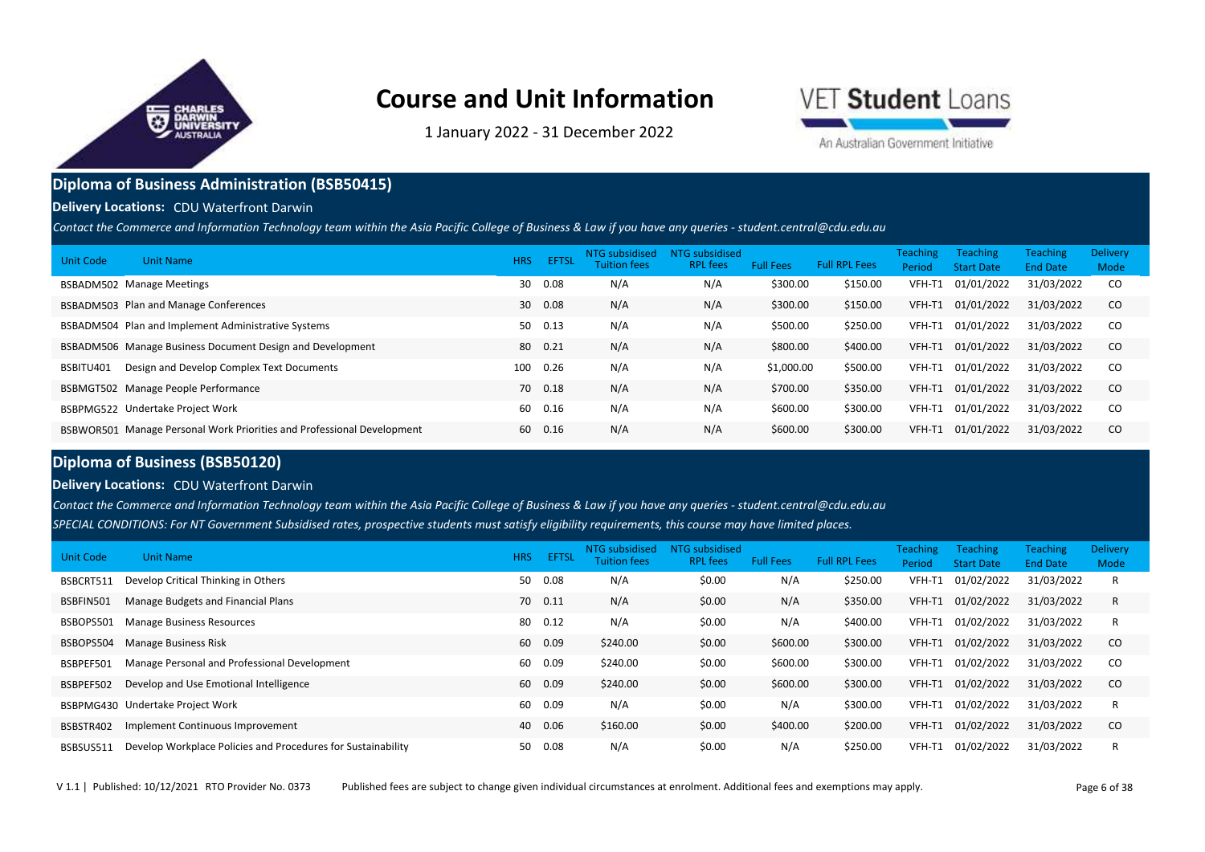# Course and Unit Information

1 January 2022 - 31 December 2022

## Diploma of Business Administration (BSB50415)

**Delivery Locations:** CDU Waterfront Darwin

*Contact the Commerce and Information Technology team within the Asia Pacific College of Business & Law if you have any queries - student.central@cdu.edu.au*

| Unit Code | Unit Name | HRS | EFTSL | NTG subsidised Tuition fees | NTG subsidised RPL fees | Full Fees | Full RPL Fees | Teaching Period | Teaching Start Date | Teaching End Date | Delivery Mode |
|---|---|---|---|---|---|---|---|---|---|---|---|
| BSBADM502 | Manage Meetings | 30 | 0.08 | N/A | N/A | $300.00 | $150.00 | VFH-T1 | 01/01/2022 | 31/03/2022 | CO |
| BSBADM503 | Plan and Manage Conferences | 30 | 0.08 | N/A | N/A | $300.00 | $150.00 | VFH-T1 | 01/01/2022 | 31/03/2022 | CO |
| BSBADM504 | Plan and Implement Administrative Systems | 50 | 0.13 | N/A | N/A | $500.00 | $250.00 | VFH-T1 | 01/01/2022 | 31/03/2022 | CO |
| BSBADM506 | Manage Business Document Design and Development | 80 | 0.21 | N/A | N/A | $800.00 | $400.00 | VFH-T1 | 01/01/2022 | 31/03/2022 | CO |
| BSBITU401 | Design and Develop Complex Text Documents | 100 | 0.26 | N/A | N/A | $1,000.00 | $500.00 | VFH-T1 | 01/01/2022 | 31/03/2022 | CO |
| BSBMGT502 | Manage People Performance | 70 | 0.18 | N/A | N/A | $700.00 | $350.00 | VFH-T1 | 01/01/2022 | 31/03/2022 | CO |
| BSBPMG522 | Undertake Project Work | 60 | 0.16 | N/A | N/A | $600.00 | $300.00 | VFH-T1 | 01/01/2022 | 31/03/2022 | CO |
| BSBWOR501 | Manage Personal Work Priorities and Professional Development | 60 | 0.16 | N/A | N/A | $600.00 | $300.00 | VFH-T1 | 01/01/2022 | 31/03/2022 | CO |

## Diploma of Business (BSB50120)

**Delivery Locations:** CDU Waterfront Darwin

*Contact the Commerce and Information Technology team within the Asia Pacific College of Business & Law if you have any queries - student.central@cdu.edu.au*

*SPECIAL CONDITIONS: For NT Government Subsidised rates, prospective students must satisfy eligibility requirements, this course may have limited places.*

| Unit Code | Unit Name | HRS | EFTSL | NTG subsidised Tuition fees | NTG subsidised RPL fees | Full Fees | Full RPL Fees | Teaching Period | Teaching Start Date | Teaching End Date | Delivery Mode |
|---|---|---|---|---|---|---|---|---|---|---|---|
| BSBCRT511 | Develop Critical Thinking in Others | 50 | 0.08 | N/A | $0.00 | N/A | $250.00 | VFH-T1 | 01/02/2022 | 31/03/2022 | R |
| BSBFIN501 | Manage Budgets and Financial Plans | 70 | 0.11 | N/A | $0.00 | N/A | $350.00 | VFH-T1 | 01/02/2022 | 31/03/2022 | R |
| BSBOPS501 | Manage Business Resources | 80 | 0.12 | N/A | $0.00 | N/A | $400.00 | VFH-T1 | 01/02/2022 | 31/03/2022 | R |
| BSBOPS504 | Manage Business Risk | 60 | 0.09 | $240.00 | $0.00 | $600.00 | $300.00 | VFH-T1 | 01/02/2022 | 31/03/2022 | CO |
| BSBPEF501 | Manage Personal and Professional Development | 60 | 0.09 | $240.00 | $0.00 | $600.00 | $300.00 | VFH-T1 | 01/02/2022 | 31/03/2022 | CO |
| BSBPEF502 | Develop and Use Emotional Intelligence | 60 | 0.09 | $240.00 | $0.00 | $600.00 | $300.00 | VFH-T1 | 01/02/2022 | 31/03/2022 | CO |
| BSBPMG430 | Undertake Project Work | 60 | 0.09 | N/A | $0.00 | N/A | $300.00 | VFH-T1 | 01/02/2022 | 31/03/2022 | R |
| BSBSTR402 | Implement Continuous Improvement | 40 | 0.06 | $160.00 | $0.00 | $400.00 | $200.00 | VFH-T1 | 01/02/2022 | 31/03/2022 | CO |
| BSBSUS511 | Develop Workplace Policies and Procedures for Sustainability | 50 | 0.08 | N/A | $0.00 | N/A | $250.00 | VFH-T1 | 01/02/2022 | 31/03/2022 | R |

V 1.1 | Published: 10/12/2021 RTO Provider No. 0373 Published fees are subject to change given individual circumstances at enrolment. Additional fees and exemptions may apply.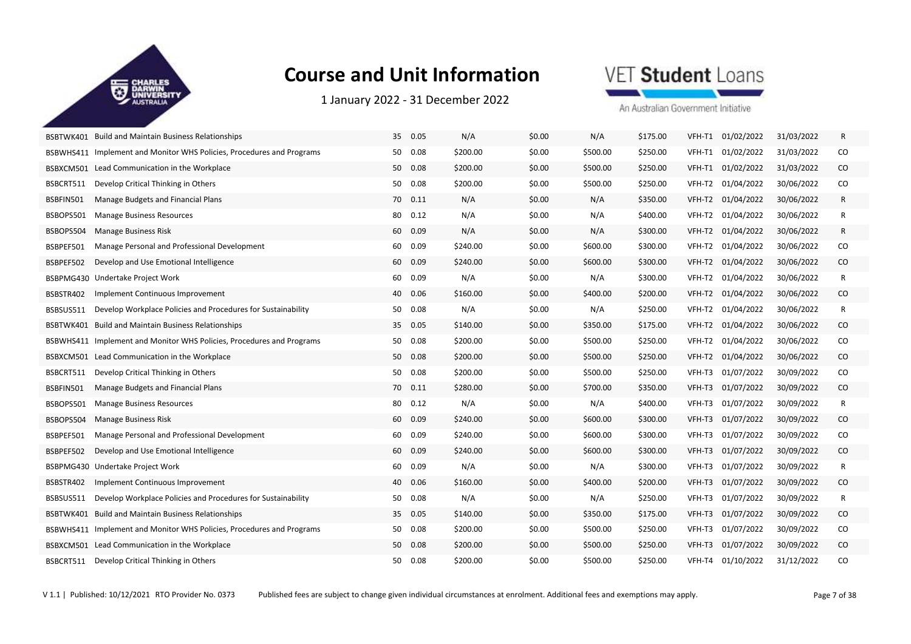# Course and Unit Information

1 January 2022 - 31 December 2022

| | | | | | | | | | | | |
|---|---|---|---|---|---|---|---|---|---|---|---|
| BSBTWK401 | Build and Maintain Business Relationships | 35 | 0.05 | N/A | $0.00 | N/A | $175.00 | VFH-T1 | 01/02/2022 | 31/03/2022 | R |
| BSBWHS411 | Implement and Monitor WHS Policies, Procedures and Programs | 50 | 0.08 | $200.00 | $0.00 | $500.00 | $250.00 | VFH-T1 | 01/02/2022 | 31/03/2022 | CO |
| BSBXCM501 | Lead Communication in the Workplace | 50 | 0.08 | $200.00 | $0.00 | $500.00 | $250.00 | VFH-T1 | 01/02/2022 | 31/03/2022 | CO |
| BSBCRT511 | Develop Critical Thinking in Others | 50 | 0.08 | $200.00 | $0.00 | $500.00 | $250.00 | VFH-T2 | 01/04/2022 | 30/06/2022 | CO |
| BSBFIN501 | Manage Budgets and Financial Plans | 70 | 0.11 | N/A | $0.00 | N/A | $350.00 | VFH-T2 | 01/04/2022 | 30/06/2022 | R |
| BSBOPS501 | Manage Business Resources | 80 | 0.12 | N/A | $0.00 | N/A | $400.00 | VFH-T2 | 01/04/2022 | 30/06/2022 | R |
| BSBOPS504 | Manage Business Risk | 60 | 0.09 | N/A | $0.00 | N/A | $300.00 | VFH-T2 | 01/04/2022 | 30/06/2022 | R |
| BSBPEF501 | Manage Personal and Professional Development | 60 | 0.09 | $240.00 | $0.00 | $600.00 | $300.00 | VFH-T2 | 01/04/2022 | 30/06/2022 | CO |
| BSBPEF502 | Develop and Use Emotional Intelligence | 60 | 0.09 | $240.00 | $0.00 | $600.00 | $300.00 | VFH-T2 | 01/04/2022 | 30/06/2022 | CO |
| BSBPMG430 | Undertake Project Work | 60 | 0.09 | N/A | $0.00 | N/A | $300.00 | VFH-T2 | 01/04/2022 | 30/06/2022 | R |
| BSBSTR402 | Implement Continuous Improvement | 40 | 0.06 | $160.00 | $0.00 | $400.00 | $200.00 | VFH-T2 | 01/04/2022 | 30/06/2022 | CO |
| BSBSUS511 | Develop Workplace Policies and Procedures for Sustainability | 50 | 0.08 | N/A | $0.00 | N/A | $250.00 | VFH-T2 | 01/04/2022 | 30/06/2022 | R |
| BSBTWK401 | Build and Maintain Business Relationships | 35 | 0.05 | $140.00 | $0.00 | $350.00 | $175.00 | VFH-T2 | 01/04/2022 | 30/06/2022 | CO |
| BSBWHS411 | Implement and Monitor WHS Policies, Procedures and Programs | 50 | 0.08 | $200.00 | $0.00 | $500.00 | $250.00 | VFH-T2 | 01/04/2022 | 30/06/2022 | CO |
| BSBXCM501 | Lead Communication in the Workplace | 50 | 0.08 | $200.00 | $0.00 | $500.00 | $250.00 | VFH-T2 | 01/04/2022 | 30/06/2022 | CO |
| BSBCRT511 | Develop Critical Thinking in Others | 50 | 0.08 | $200.00 | $0.00 | $500.00 | $250.00 | VFH-T3 | 01/07/2022 | 30/09/2022 | CO |
| BSBFIN501 | Manage Budgets and Financial Plans | 70 | 0.11 | $280.00 | $0.00 | $700.00 | $350.00 | VFH-T3 | 01/07/2022 | 30/09/2022 | CO |
| BSBOPS501 | Manage Business Resources | 80 | 0.12 | N/A | $0.00 | N/A | $400.00 | VFH-T3 | 01/07/2022 | 30/09/2022 | R |
| BSBOPS504 | Manage Business Risk | 60 | 0.09 | $240.00 | $0.00 | $600.00 | $300.00 | VFH-T3 | 01/07/2022 | 30/09/2022 | CO |
| BSBPEF501 | Manage Personal and Professional Development | 60 | 0.09 | $240.00 | $0.00 | $600.00 | $300.00 | VFH-T3 | 01/07/2022 | 30/09/2022 | CO |
| BSBPEF502 | Develop and Use Emotional Intelligence | 60 | 0.09 | $240.00 | $0.00 | $600.00 | $300.00 | VFH-T3 | 01/07/2022 | 30/09/2022 | CO |
| BSBPMG430 | Undertake Project Work | 60 | 0.09 | N/A | $0.00 | N/A | $300.00 | VFH-T3 | 01/07/2022 | 30/09/2022 | R |
| BSBSTR402 | Implement Continuous Improvement | 40 | 0.06 | $160.00 | $0.00 | $400.00 | $200.00 | VFH-T3 | 01/07/2022 | 30/09/2022 | CO |
| BSBSUS511 | Develop Workplace Policies and Procedures for Sustainability | 50 | 0.08 | N/A | $0.00 | N/A | $250.00 | VFH-T3 | 01/07/2022 | 30/09/2022 | R |
| BSBTWK401 | Build and Maintain Business Relationships | 35 | 0.05 | $140.00 | $0.00 | $350.00 | $175.00 | VFH-T3 | 01/07/2022 | 30/09/2022 | CO |
| BSBWHS411 | Implement and Monitor WHS Policies, Procedures and Programs | 50 | 0.08 | $200.00 | $0.00 | $500.00 | $250.00 | VFH-T3 | 01/07/2022 | 30/09/2022 | CO |
| BSBXCM501 | Lead Communication in the Workplace | 50 | 0.08 | $200.00 | $0.00 | $500.00 | $250.00 | VFH-T3 | 01/07/2022 | 30/09/2022 | CO |
| BSBCRT511 | Develop Critical Thinking in Others | 50 | 0.08 | $200.00 | $0.00 | $500.00 | $250.00 | VFH-T4 | 01/10/2022 | 31/12/2022 | CO |

V 1.1 | Published: 10/12/2021 RTO Provider No. 0373 Published fees are subject to change given individual circumstances at enrolment. Additional fees and exemptions may apply.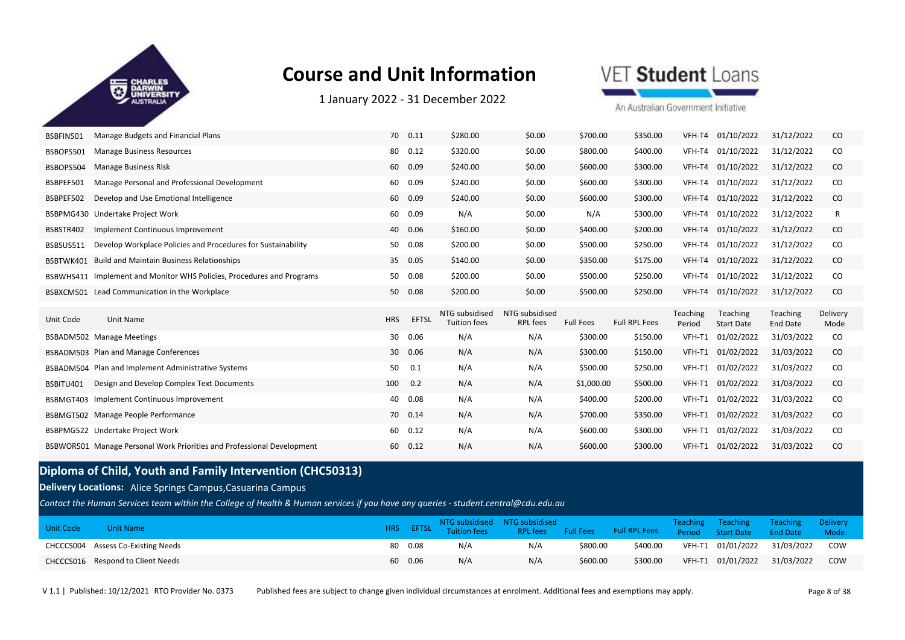# Course and Unit Information

1 January 2022 - 31 December 2022

| Unit Code | Unit Name | HRS | EFTSL | NTG subsidised Tuition fees | NTG subsidised RPL fees | Full Fees | Full RPL Fees | Teaching Period | Teaching Start Date | Teaching End Date | Delivery Mode |
|---|---|---|---|---|---|---|---|---|---|---|---|
| BSBFIN501 | Manage Budgets and Financial Plans | 70 | 0.11 | $280.00 | $0.00 | $700.00 | $350.00 | VFH-T4 | 01/10/2022 | 31/12/2022 | CO |
| BSBOPS501 | Manage Business Resources | 80 | 0.12 | $320.00 | $0.00 | $800.00 | $400.00 | VFH-T4 | 01/10/2022 | 31/12/2022 | CO |
| BSBOPS504 | Manage Business Risk | 60 | 0.09 | $240.00 | $0.00 | $600.00 | $300.00 | VFH-T4 | 01/10/2022 | 31/12/2022 | CO |
| BSBPEF501 | Manage Personal and Professional Development | 60 | 0.09 | $240.00 | $0.00 | $600.00 | $300.00 | VFH-T4 | 01/10/2022 | 31/12/2022 | CO |
| BSBPEF502 | Develop and Use Emotional Intelligence | 60 | 0.09 | $240.00 | $0.00 | $600.00 | $300.00 | VFH-T4 | 01/10/2022 | 31/12/2022 | CO |
| BSBPMG430 | Undertake Project Work | 60 | 0.09 | N/A | $0.00 | N/A | $300.00 | VFH-T4 | 01/10/2022 | 31/12/2022 | R |
| BSBSTR402 | Implement Continuous Improvement | 40 | 0.06 | $160.00 | $0.00 | $400.00 | $200.00 | VFH-T4 | 01/10/2022 | 31/12/2022 | CO |
| BSBSUS511 | Develop Workplace Policies and Procedures for Sustainability | 50 | 0.08 | $200.00 | $0.00 | $500.00 | $250.00 | VFH-T4 | 01/10/2022 | 31/12/2022 | CO |
| BSBTWK401 | Build and Maintain Business Relationships | 35 | 0.05 | $140.00 | $0.00 | $350.00 | $175.00 | VFH-T4 | 01/10/2022 | 31/12/2022 | CO |
| BSBWHS411 | Implement and Monitor WHS Policies, Procedures and Programs | 50 | 0.08 | $200.00 | $0.00 | $500.00 | $250.00 | VFH-T4 | 01/10/2022 | 31/12/2022 | CO |
| BSBXCM501 | Lead Communication in the Workplace | 50 | 0.08 | $200.00 | $0.00 | $500.00 | $250.00 | VFH-T4 | 01/10/2022 | 31/12/2022 | CO |

| Unit Code | Unit Name | HRS | EFTSL | NTG subsidised Tuition fees | NTG subsidised RPL fees | Full Fees | Full RPL Fees | Teaching Period | Teaching Start Date | Teaching End Date | Delivery Mode |
|---|---|---|---|---|---|---|---|---|---|---|---|
| BSBADM502 | Manage Meetings | 30 | 0.06 | N/A | N/A | $300.00 | $150.00 | VFH-T1 | 01/02/2022 | 31/03/2022 | CO |
| BSBADM503 | Plan and Manage Conferences | 30 | 0.06 | N/A | N/A | $300.00 | $150.00 | VFH-T1 | 01/02/2022 | 31/03/2022 | CO |
| BSBADM504 | Plan and Implement Administrative Systems | 50 | 0.1 | N/A | N/A | $500.00 | $250.00 | VFH-T1 | 01/02/2022 | 31/03/2022 | CO |
| BSBITU401 | Design and Develop Complex Text Documents | 100 | 0.2 | N/A | N/A | $1,000.00 | $500.00 | VFH-T1 | 01/02/2022 | 31/03/2022 | CO |
| BSBMGT403 | Implement Continuous Improvement | 40 | 0.08 | N/A | N/A | $400.00 | $200.00 | VFH-T1 | 01/02/2022 | 31/03/2022 | CO |
| BSBMGT502 | Manage People Performance | 70 | 0.14 | N/A | N/A | $700.00 | $350.00 | VFH-T1 | 01/02/2022 | 31/03/2022 | CO |
| BSBPMG522 | Undertake Project Work | 60 | 0.12 | N/A | N/A | $600.00 | $300.00 | VFH-T1 | 01/02/2022 | 31/03/2022 | CO |
| BSBWOR501 | Manage Personal Work Priorities and Professional Development | 60 | 0.12 | N/A | N/A | $600.00 | $300.00 | VFH-T1 | 01/02/2022 | 31/03/2022 | CO |

## Diploma of Child, Youth and Family Intervention (CHC50313)

**Delivery Locations:** Alice Springs Campus,Casuarina Campus

*Contact the Human Services team within the College of Health & Human services if you have any queries - student.central@cdu.edu.au*

| Unit Code | Unit Name | HRS | EFTSL | NTG subsidised Tuition fees | NTG subsidised RPL fees | Full Fees | Full RPL Fees | Teaching Period | Teaching Start Date | Teaching End Date | Delivery Mode |
|---|---|---|---|---|---|---|---|---|---|---|---|
| CHCCCS004 | Assess Co-Existing Needs | 80 | 0.08 | N/A | N/A | $800.00 | $400.00 | VFH-T1 | 01/01/2022 | 31/03/2022 | COW |
| CHCCCS016 | Respond to Client Needs | 60 | 0.06 | N/A | N/A | $600.00 | $300.00 | VFH-T1 | 01/01/2022 | 31/03/2022 | COW |

V 1.1 | Published: 10/12/2021 RTO Provider No. 0373 Published fees are subject to change given individual circumstances at enrolment. Additional fees and exemptions may apply.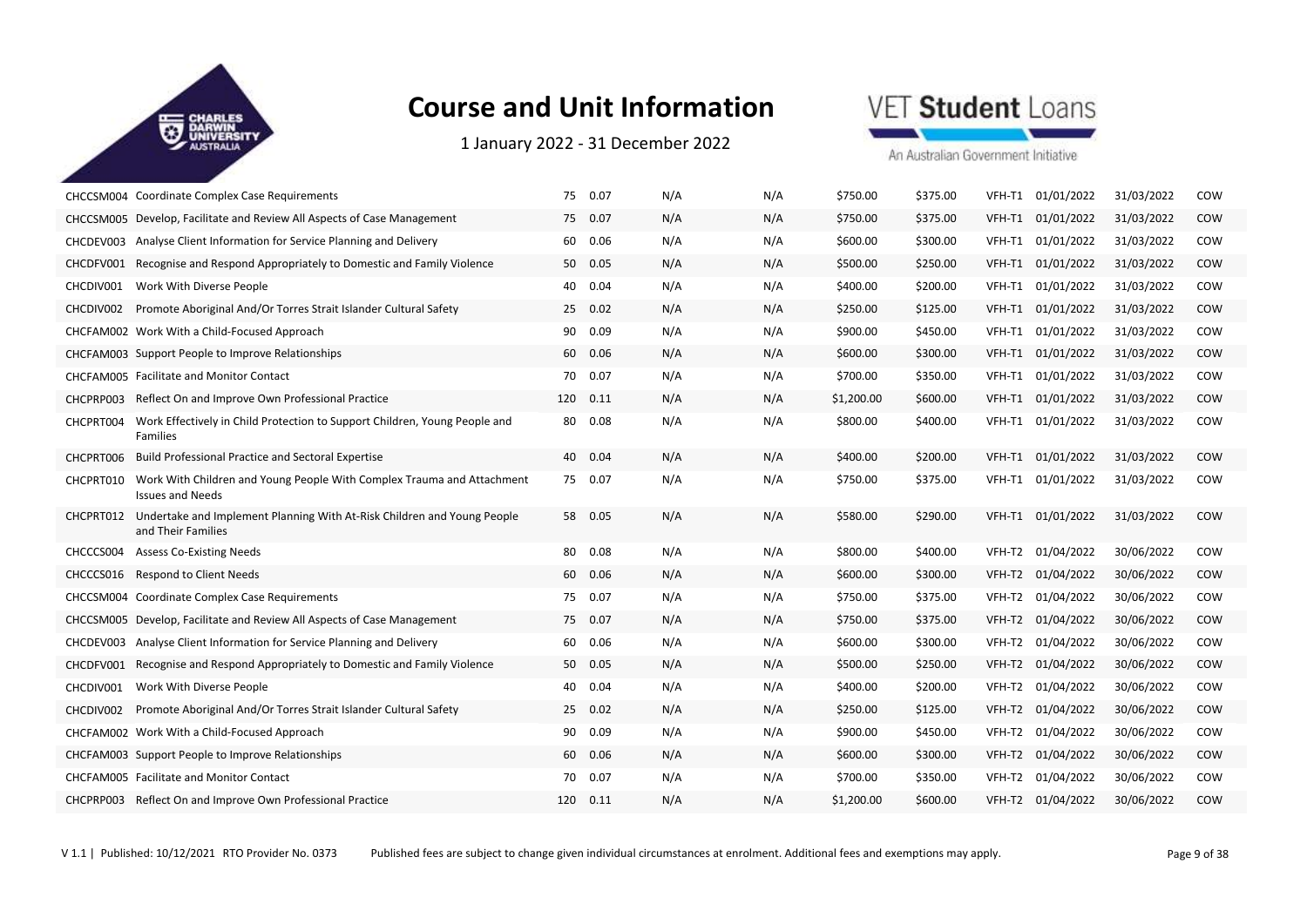# Course and Unit Information

1 January 2022 - 31 December 2022

| | | | | | | | | | | | |
|---|---|---|---|---|---|---|---|---|---|---|---|
| CHCCSM004 | Coordinate Complex Case Requirements | 75 | 0.07 | N/A | N/A | $750.00 | $375.00 | VFH-T1 | 01/01/2022 | 31/03/2022 | COW |
| CHCCSM005 | Develop, Facilitate and Review All Aspects of Case Management | 75 | 0.07 | N/A | N/A | $750.00 | $375.00 | VFH-T1 | 01/01/2022 | 31/03/2022 | COW |
| CHCDEV003 | Analyse Client Information for Service Planning and Delivery | 60 | 0.06 | N/A | N/A | $600.00 | $300.00 | VFH-T1 | 01/01/2022 | 31/03/2022 | COW |
| CHCDFV001 | Recognise and Respond Appropriately to Domestic and Family Violence | 50 | 0.05 | N/A | N/A | $500.00 | $250.00 | VFH-T1 | 01/01/2022 | 31/03/2022 | COW |
| CHCDIV001 | Work With Diverse People | 40 | 0.04 | N/A | N/A | $400.00 | $200.00 | VFH-T1 | 01/01/2022 | 31/03/2022 | COW |
| CHCDIV002 | Promote Aboriginal And/Or Torres Strait Islander Cultural Safety | 25 | 0.02 | N/A | N/A | $250.00 | $125.00 | VFH-T1 | 01/01/2022 | 31/03/2022 | COW |
| CHCFAM002 | Work With a Child-Focused Approach | 90 | 0.09 | N/A | N/A | $900.00 | $450.00 | VFH-T1 | 01/01/2022 | 31/03/2022 | COW |
| CHCFAM003 | Support People to Improve Relationships | 60 | 0.06 | N/A | N/A | $600.00 | $300.00 | VFH-T1 | 01/01/2022 | 31/03/2022 | COW |
| CHCFAM005 | Facilitate and Monitor Contact | 70 | 0.07 | N/A | N/A | $700.00 | $350.00 | VFH-T1 | 01/01/2022 | 31/03/2022 | COW |
| CHCPRP003 | Reflect On and Improve Own Professional Practice | 120 | 0.11 | N/A | N/A | $1,200.00 | $600.00 | VFH-T1 | 01/01/2022 | 31/03/2022 | COW |
| CHCPRT004 | Work Effectively in Child Protection to Support Children, Young People and Families | 80 | 0.08 | N/A | N/A | $800.00 | $400.00 | VFH-T1 | 01/01/2022 | 31/03/2022 | COW |
| CHCPRT006 | Build Professional Practice and Sectoral Expertise | 40 | 0.04 | N/A | N/A | $400.00 | $200.00 | VFH-T1 | 01/01/2022 | 31/03/2022 | COW |
| CHCPRT010 | Work With Children and Young People With Complex Trauma and Attachment Issues and Needs | 75 | 0.07 | N/A | N/A | $750.00 | $375.00 | VFH-T1 | 01/01/2022 | 31/03/2022 | COW |
| CHCPRT012 | Undertake and Implement Planning With At-Risk Children and Young People and Their Families | 58 | 0.05 | N/A | N/A | $580.00 | $290.00 | VFH-T1 | 01/01/2022 | 31/03/2022 | COW |
| CHCCCS004 | Assess Co-Existing Needs | 80 | 0.08 | N/A | N/A | $800.00 | $400.00 | VFH-T2 | 01/04/2022 | 30/06/2022 | COW |
| CHCCCS016 | Respond to Client Needs | 60 | 0.06 | N/A | N/A | $600.00 | $300.00 | VFH-T2 | 01/04/2022 | 30/06/2022 | COW |
| CHCCSM004 | Coordinate Complex Case Requirements | 75 | 0.07 | N/A | N/A | $750.00 | $375.00 | VFH-T2 | 01/04/2022 | 30/06/2022 | COW |
| CHCCSM005 | Develop, Facilitate and Review All Aspects of Case Management | 75 | 0.07 | N/A | N/A | $750.00 | $375.00 | VFH-T2 | 01/04/2022 | 30/06/2022 | COW |
| CHCDEV003 | Analyse Client Information for Service Planning and Delivery | 60 | 0.06 | N/A | N/A | $600.00 | $300.00 | VFH-T2 | 01/04/2022 | 30/06/2022 | COW |
| CHCDFV001 | Recognise and Respond Appropriately to Domestic and Family Violence | 50 | 0.05 | N/A | N/A | $500.00 | $250.00 | VFH-T2 | 01/04/2022 | 30/06/2022 | COW |
| CHCDIV001 | Work With Diverse People | 40 | 0.04 | N/A | N/A | $400.00 | $200.00 | VFH-T2 | 01/04/2022 | 30/06/2022 | COW |
| CHCDIV002 | Promote Aboriginal And/Or Torres Strait Islander Cultural Safety | 25 | 0.02 | N/A | N/A | $250.00 | $125.00 | VFH-T2 | 01/04/2022 | 30/06/2022 | COW |
| CHCFAM002 | Work With a Child-Focused Approach | 90 | 0.09 | N/A | N/A | $900.00 | $450.00 | VFH-T2 | 01/04/2022 | 30/06/2022 | COW |
| CHCFAM003 | Support People to Improve Relationships | 60 | 0.06 | N/A | N/A | $600.00 | $300.00 | VFH-T2 | 01/04/2022 | 30/06/2022 | COW |
| CHCFAM005 | Facilitate and Monitor Contact | 70 | 0.07 | N/A | N/A | $700.00 | $350.00 | VFH-T2 | 01/04/2022 | 30/06/2022 | COW |
| CHCPRP003 | Reflect On and Improve Own Professional Practice | 120 | 0.11 | N/A | N/A | $1,200.00 | $600.00 | VFH-T2 | 01/04/2022 | 30/06/2022 | COW |

V 1.1 | Published: 10/12/2021 RTO Provider No. 0373 Published fees are subject to change given individual circumstances at enrolment. Additional fees and exemptions may apply.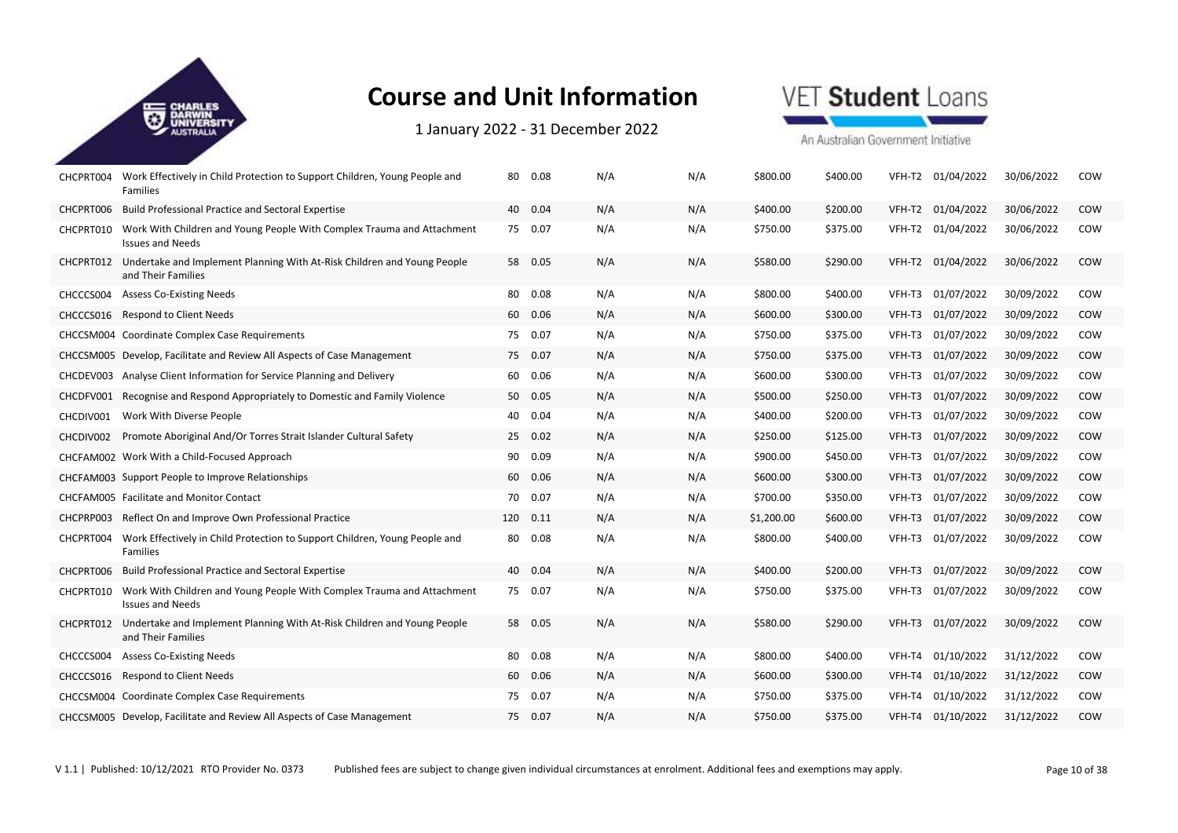# Course and Unit Information

1 January 2022 - 31 December 2022

| | | | | | | | | | | | |
|---|---|---|---|---|---|---|---|---|---|---|---|
| CHCPRT004 | Work Effectively in Child Protection to Support Children, Young People and Families | 80 | 0.08 | N/A | N/A | $800.00 | $400.00 | VFH-T2 | 01/04/2022 | 30/06/2022 | COW |
| CHCPRT006 | Build Professional Practice and Sectoral Expertise | 40 | 0.04 | N/A | N/A | $400.00 | $200.00 | VFH-T2 | 01/04/2022 | 30/06/2022 | COW |
| CHCPRT010 | Work With Children and Young People With Complex Trauma and Attachment Issues and Needs | 75 | 0.07 | N/A | N/A | $750.00 | $375.00 | VFH-T2 | 01/04/2022 | 30/06/2022 | COW |
| CHCPRT012 | Undertake and Implement Planning With At-Risk Children and Young People and Their Families | 58 | 0.05 | N/A | N/A | $580.00 | $290.00 | VFH-T2 | 01/04/2022 | 30/06/2022 | COW |
| CHCCCS004 | Assess Co-Existing Needs | 80 | 0.08 | N/A | N/A | $800.00 | $400.00 | VFH-T3 | 01/07/2022 | 30/09/2022 | COW |
| CHCCCS016 | Respond to Client Needs | 60 | 0.06 | N/A | N/A | $600.00 | $300.00 | VFH-T3 | 01/07/2022 | 30/09/2022 | COW |
| CHCCSM004 | Coordinate Complex Case Requirements | 75 | 0.07 | N/A | N/A | $750.00 | $375.00 | VFH-T3 | 01/07/2022 | 30/09/2022 | COW |
| CHCCSM005 | Develop, Facilitate and Review All Aspects of Case Management | 75 | 0.07 | N/A | N/A | $750.00 | $375.00 | VFH-T3 | 01/07/2022 | 30/09/2022 | COW |
| CHCDEV003 | Analyse Client Information for Service Planning and Delivery | 60 | 0.06 | N/A | N/A | $600.00 | $300.00 | VFH-T3 | 01/07/2022 | 30/09/2022 | COW |
| CHCDFV001 | Recognise and Respond Appropriately to Domestic and Family Violence | 50 | 0.05 | N/A | N/A | $500.00 | $250.00 | VFH-T3 | 01/07/2022 | 30/09/2022 | COW |
| CHCDIV001 | Work With Diverse People | 40 | 0.04 | N/A | N/A | $400.00 | $200.00 | VFH-T3 | 01/07/2022 | 30/09/2022 | COW |
| CHCDIV002 | Promote Aboriginal And/Or Torres Strait Islander Cultural Safety | 25 | 0.02 | N/A | N/A | $250.00 | $125.00 | VFH-T3 | 01/07/2022 | 30/09/2022 | COW |
| CHCFAM002 | Work With a Child-Focused Approach | 90 | 0.09 | N/A | N/A | $900.00 | $450.00 | VFH-T3 | 01/07/2022 | 30/09/2022 | COW |
| CHCFAM003 | Support People to Improve Relationships | 60 | 0.06 | N/A | N/A | $600.00 | $300.00 | VFH-T3 | 01/07/2022 | 30/09/2022 | COW |
| CHCFAM005 | Facilitate and Monitor Contact | 70 | 0.07 | N/A | N/A | $700.00 | $350.00 | VFH-T3 | 01/07/2022 | 30/09/2022 | COW |
| CHCPRP003 | Reflect On and Improve Own Professional Practice | 120 | 0.11 | N/A | N/A | $1,200.00 | $600.00 | VFH-T3 | 01/07/2022 | 30/09/2022 | COW |
| CHCPRT004 | Work Effectively in Child Protection to Support Children, Young People and Families | 80 | 0.08 | N/A | N/A | $800.00 | $400.00 | VFH-T3 | 01/07/2022 | 30/09/2022 | COW |
| CHCPRT006 | Build Professional Practice and Sectoral Expertise | 40 | 0.04 | N/A | N/A | $400.00 | $200.00 | VFH-T3 | 01/07/2022 | 30/09/2022 | COW |
| CHCPRT010 | Work With Children and Young People With Complex Trauma and Attachment Issues and Needs | 75 | 0.07 | N/A | N/A | $750.00 | $375.00 | VFH-T3 | 01/07/2022 | 30/09/2022 | COW |
| CHCPRT012 | Undertake and Implement Planning With At-Risk Children and Young People and Their Families | 58 | 0.05 | N/A | N/A | $580.00 | $290.00 | VFH-T3 | 01/07/2022 | 30/09/2022 | COW |
| CHCCCS004 | Assess Co-Existing Needs | 80 | 0.08 | N/A | N/A | $800.00 | $400.00 | VFH-T4 | 01/10/2022 | 31/12/2022 | COW |
| CHCCCS016 | Respond to Client Needs | 60 | 0.06 | N/A | N/A | $600.00 | $300.00 | VFH-T4 | 01/10/2022 | 31/12/2022 | COW |
| CHCCSM004 | Coordinate Complex Case Requirements | 75 | 0.07 | N/A | N/A | $750.00 | $375.00 | VFH-T4 | 01/10/2022 | 31/12/2022 | COW |
| CHCCSM005 | Develop, Facilitate and Review All Aspects of Case Management | 75 | 0.07 | N/A | N/A | $750.00 | $375.00 | VFH-T4 | 01/10/2022 | 31/12/2022 | COW |

V 1.1 | Published: 10/12/2021 RTO Provider No. 0373 Published fees are subject to change given individual circumstances at enrolment. Additional fees and exemptions may apply.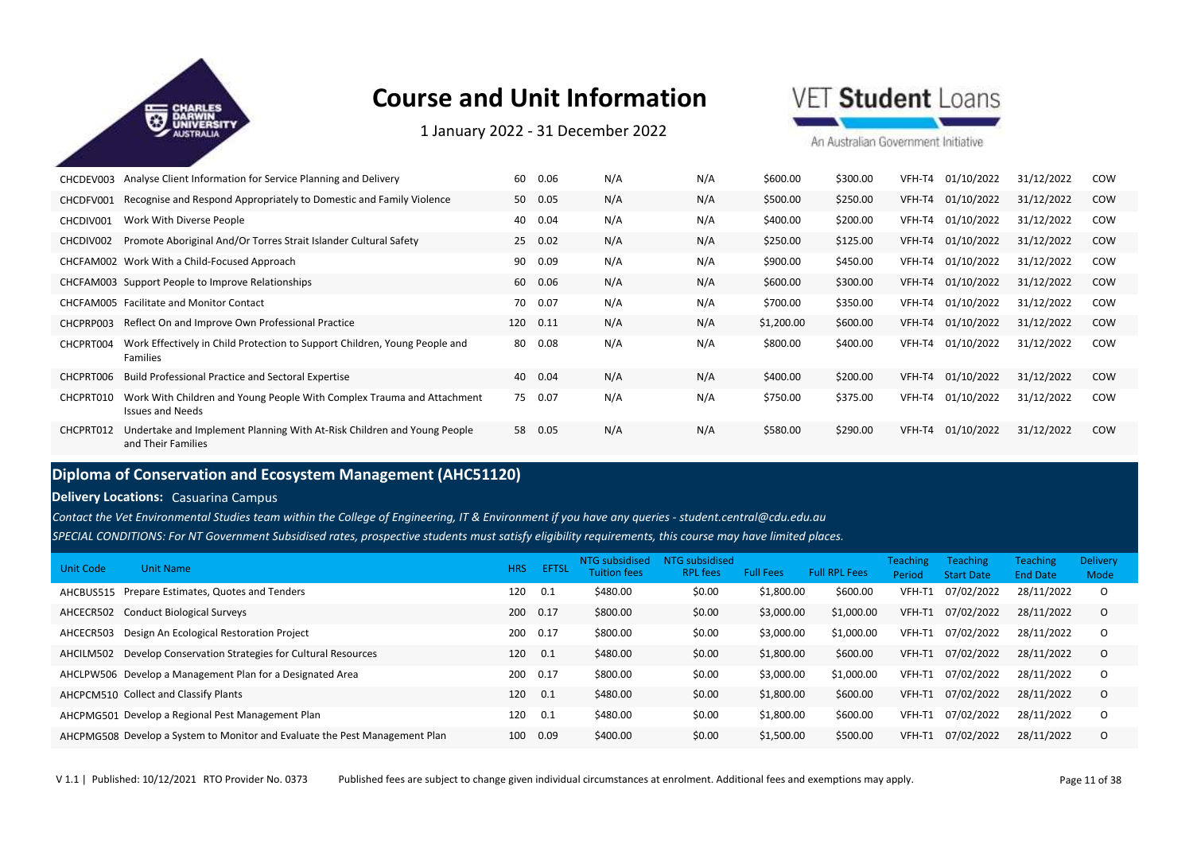| CHCDEV003 | Analyse Client Information for Service Planning and Delivery | 60 | 0.06 | N/A | N/A | $600.00 | $300.00 | VFH-T4 | 01/10/2022 | 31/12/2022 | COW |
|---|---|---|---|---|---|---|---|---|---|---|---|
| CHCDFV001 | Recognise and Respond Appropriately to Domestic and Family Violence | 50 | 0.05 | N/A | N/A | $500.00 | $250.00 | VFH-T4 | 01/10/2022 | 31/12/2022 | COW |
| CHCDIV001 | Work With Diverse People | 40 | 0.04 | N/A | N/A | $400.00 | $200.00 | VFH-T4 | 01/10/2022 | 31/12/2022 | COW |
| CHCDIV002 | Promote Aboriginal And/Or Torres Strait Islander Cultural Safety | 25 | 0.02 | N/A | N/A | $250.00 | $125.00 | VFH-T4 | 01/10/2022 | 31/12/2022 | COW |
| CHCFAM002 | Work With a Child-Focused Approach | 90 | 0.09 | N/A | N/A | $900.00 | $450.00 | VFH-T4 | 01/10/2022 | 31/12/2022 | COW |
| CHCFAM003 | Support People to Improve Relationships | 60 | 0.06 | N/A | N/A | $600.00 | $300.00 | VFH-T4 | 01/10/2022 | 31/12/2022 | COW |
| CHCFAM005 | Facilitate and Monitor Contact | 70 | 0.07 | N/A | N/A | $700.00 | $350.00 | VFH-T4 | 01/10/2022 | 31/12/2022 | COW |
| CHCPRP003 | Reflect On and Improve Own Professional Practice | 120 | 0.11 | N/A | N/A | $1,200.00 | $600.00 | VFH-T4 | 01/10/2022 | 31/12/2022 | COW |
| CHCPRT004 | Work Effectively in Child Protection to Support Children, Young People and Families | 80 | 0.08 | N/A | N/A | $800.00 | $400.00 | VFH-T4 | 01/10/2022 | 31/12/2022 | COW |
| CHCPRT006 | Build Professional Practice and Sectoral Expertise | 40 | 0.04 | N/A | N/A | $400.00 | $200.00 | VFH-T4 | 01/10/2022 | 31/12/2022 | COW |
| CHCPRT010 | Work With Children and Young People With Complex Trauma and Attachment Issues and Needs | 75 | 0.07 | N/A | N/A | $750.00 | $375.00 | VFH-T4 | 01/10/2022 | 31/12/2022 | COW |
| CHCPRT012 | Undertake and Implement Planning With At-Risk Children and Young People and Their Families | 58 | 0.05 | N/A | N/A | $580.00 | $290.00 | VFH-T4 | 01/10/2022 | 31/12/2022 | COW |

## Diploma of Conservation and Ecosystem Management (AHC51120)

**Delivery Locations:** Casuarina Campus

*Contact the Vet Environmental Studies team within the College of Engineering, IT & Environment if you have any queries - student.central@cdu.edu.au*

*SPECIAL CONDITIONS: For NT Government Subsidised rates, prospective students must satisfy eligibility requirements, this course may have limited places.*

| Unit Code | Unit Name | HRS | EFTSL | NTG subsidised Tuition fees | NTG subsidised RPL fees | Full Fees | Full RPL Fees | Teaching Period | Teaching Start Date | Teaching End Date | Delivery Mode |
|---|---|---|---|---|---|---|---|---|---|---|---|
| AHCBUS515 | Prepare Estimates, Quotes and Tenders | 120 | 0.1 | $480.00 | $0.00 | $1,800.00 | $600.00 | VFH-T1 | 07/02/2022 | 28/11/2022 | O |
| AHCECR502 | Conduct Biological Surveys | 200 | 0.17 | $800.00 | $0.00 | $3,000.00 | $1,000.00 | VFH-T1 | 07/02/2022 | 28/11/2022 | O |
| AHCECR503 | Design An Ecological Restoration Project | 200 | 0.17 | $800.00 | $0.00 | $3,000.00 | $1,000.00 | VFH-T1 | 07/02/2022 | 28/11/2022 | O |
| AHCILM502 | Develop Conservation Strategies for Cultural Resources | 120 | 0.1 | $480.00 | $0.00 | $1,800.00 | $600.00 | VFH-T1 | 07/02/2022 | 28/11/2022 | O |
| AHCLPW506 | Develop a Management Plan for a Designated Area | 200 | 0.17 | $800.00 | $0.00 | $3,000.00 | $1,000.00 | VFH-T1 | 07/02/2022 | 28/11/2022 | O |
| AHCPCM510 | Collect and Classify Plants | 120 | 0.1 | $480.00 | $0.00 | $1,800.00 | $600.00 | VFH-T1 | 07/02/2022 | 28/11/2022 | O |
| AHCPMG501 | Develop a Regional Pest Management Plan | 120 | 0.1 | $480.00 | $0.00 | $1,800.00 | $600.00 | VFH-T1 | 07/02/2022 | 28/11/2022 | O |
| AHCPMG508 | Develop a System to Monitor and Evaluate the Pest Management Plan | 100 | 0.09 | $400.00 | $0.00 | $1,500.00 | $500.00 | VFH-T1 | 07/02/2022 | 28/11/2022 | O |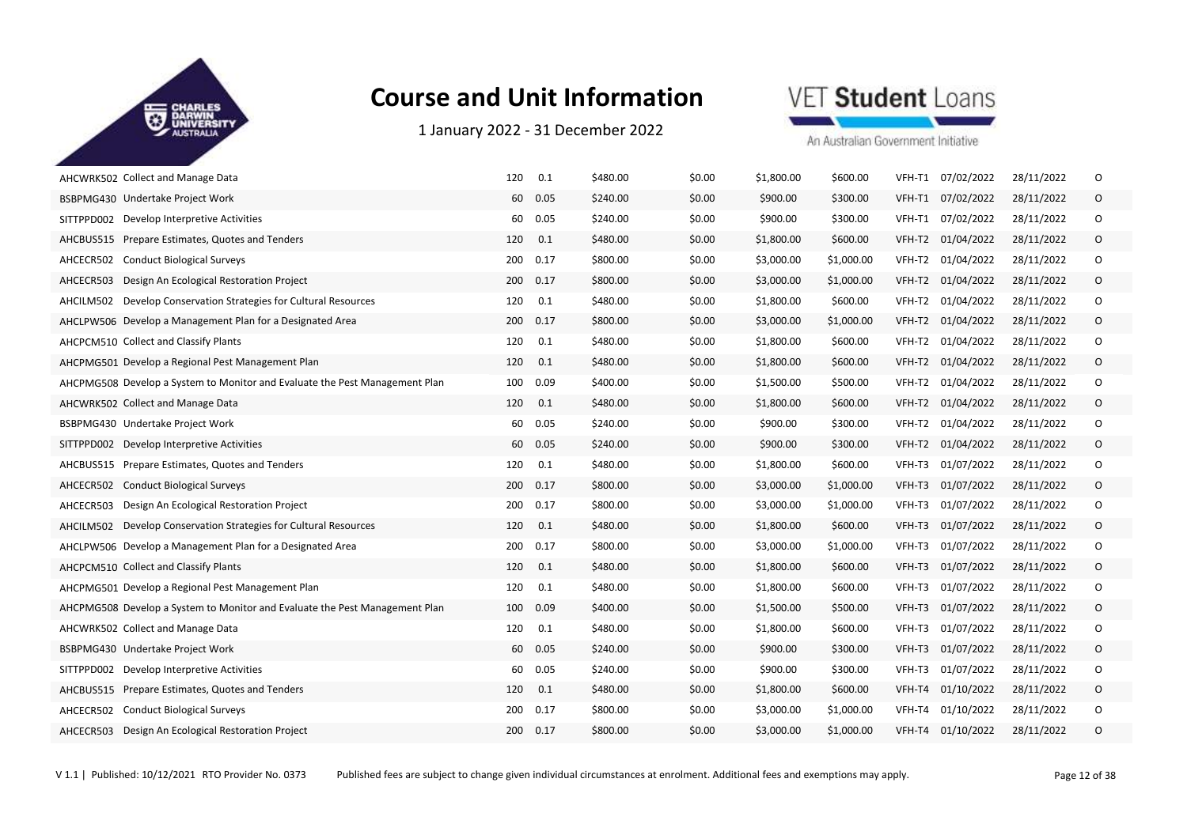# Course and Unit Information

1 January 2022 - 31 December 2022

| | | | | | | | | | | | | |
|---|---|---|---|---|---|---|---|---|---|---|---|---|
| AHCWRK502 | Collect and Manage Data | 120 | 0.1 | $480.00 | $0.00 | $1,800.00 | $600.00 | VFH-T1 | 07/02/2022 | 28/11/2022 | O |
| BSBPMG430 | Undertake Project Work | 60 | 0.05 | $240.00 | $0.00 | $900.00 | $300.00 | VFH-T1 | 07/02/2022 | 28/11/2022 | O |
| SITTPPD002 | Develop Interpretive Activities | 60 | 0.05 | $240.00 | $0.00 | $900.00 | $300.00 | VFH-T1 | 07/02/2022 | 28/11/2022 | O |
| AHCBUS515 | Prepare Estimates, Quotes and Tenders | 120 | 0.1 | $480.00 | $0.00 | $1,800.00 | $600.00 | VFH-T2 | 01/04/2022 | 28/11/2022 | O |
| AHCECR502 | Conduct Biological Surveys | 200 | 0.17 | $800.00 | $0.00 | $3,000.00 | $1,000.00 | VFH-T2 | 01/04/2022 | 28/11/2022 | O |
| AHCECR503 | Design An Ecological Restoration Project | 200 | 0.17 | $800.00 | $0.00 | $3,000.00 | $1,000.00 | VFH-T2 | 01/04/2022 | 28/11/2022 | O |
| AHCILM502 | Develop Conservation Strategies for Cultural Resources | 120 | 0.1 | $480.00 | $0.00 | $1,800.00 | $600.00 | VFH-T2 | 01/04/2022 | 28/11/2022 | O |
| AHCLPW506 | Develop a Management Plan for a Designated Area | 200 | 0.17 | $800.00 | $0.00 | $3,000.00 | $1,000.00 | VFH-T2 | 01/04/2022 | 28/11/2022 | O |
| AHCPCM510 | Collect and Classify Plants | 120 | 0.1 | $480.00 | $0.00 | $1,800.00 | $600.00 | VFH-T2 | 01/04/2022 | 28/11/2022 | O |
| AHCPMG501 | Develop a Regional Pest Management Plan | 120 | 0.1 | $480.00 | $0.00 | $1,800.00 | $600.00 | VFH-T2 | 01/04/2022 | 28/11/2022 | O |
| AHCPMG508 | Develop a System to Monitor and Evaluate the Pest Management Plan | 100 | 0.09 | $400.00 | $0.00 | $1,500.00 | $500.00 | VFH-T2 | 01/04/2022 | 28/11/2022 | O |
| AHCWRK502 | Collect and Manage Data | 120 | 0.1 | $480.00 | $0.00 | $1,800.00 | $600.00 | VFH-T2 | 01/04/2022 | 28/11/2022 | O |
| BSBPMG430 | Undertake Project Work | 60 | 0.05 | $240.00 | $0.00 | $900.00 | $300.00 | VFH-T2 | 01/04/2022 | 28/11/2022 | O |
| SITTPPD002 | Develop Interpretive Activities | 60 | 0.05 | $240.00 | $0.00 | $900.00 | $300.00 | VFH-T2 | 01/04/2022 | 28/11/2022 | O |
| AHCBUS515 | Prepare Estimates, Quotes and Tenders | 120 | 0.1 | $480.00 | $0.00 | $1,800.00 | $600.00 | VFH-T3 | 01/07/2022 | 28/11/2022 | O |
| AHCECR502 | Conduct Biological Surveys | 200 | 0.17 | $800.00 | $0.00 | $3,000.00 | $1,000.00 | VFH-T3 | 01/07/2022 | 28/11/2022 | O |
| AHCECR503 | Design An Ecological Restoration Project | 200 | 0.17 | $800.00 | $0.00 | $3,000.00 | $1,000.00 | VFH-T3 | 01/07/2022 | 28/11/2022 | O |
| AHCILM502 | Develop Conservation Strategies for Cultural Resources | 120 | 0.1 | $480.00 | $0.00 | $1,800.00 | $600.00 | VFH-T3 | 01/07/2022 | 28/11/2022 | O |
| AHCLPW506 | Develop a Management Plan for a Designated Area | 200 | 0.17 | $800.00 | $0.00 | $3,000.00 | $1,000.00 | VFH-T3 | 01/07/2022 | 28/11/2022 | O |
| AHCPCM510 | Collect and Classify Plants | 120 | 0.1 | $480.00 | $0.00 | $1,800.00 | $600.00 | VFH-T3 | 01/07/2022 | 28/11/2022 | O |
| AHCPMG501 | Develop a Regional Pest Management Plan | 120 | 0.1 | $480.00 | $0.00 | $1,800.00 | $600.00 | VFH-T3 | 01/07/2022 | 28/11/2022 | O |
| AHCPMG508 | Develop a System to Monitor and Evaluate the Pest Management Plan | 100 | 0.09 | $400.00 | $0.00 | $1,500.00 | $500.00 | VFH-T3 | 01/07/2022 | 28/11/2022 | O |
| AHCWRK502 | Collect and Manage Data | 120 | 0.1 | $480.00 | $0.00 | $1,800.00 | $600.00 | VFH-T3 | 01/07/2022 | 28/11/2022 | O |
| BSBPMG430 | Undertake Project Work | 60 | 0.05 | $240.00 | $0.00 | $900.00 | $300.00 | VFH-T3 | 01/07/2022 | 28/11/2022 | O |
| SITTPPD002 | Develop Interpretive Activities | 60 | 0.05 | $240.00 | $0.00 | $900.00 | $300.00 | VFH-T3 | 01/07/2022 | 28/11/2022 | O |
| AHCBUS515 | Prepare Estimates, Quotes and Tenders | 120 | 0.1 | $480.00 | $0.00 | $1,800.00 | $600.00 | VFH-T4 | 01/10/2022 | 28/11/2022 | O |
| AHCECR502 | Conduct Biological Surveys | 200 | 0.17 | $800.00 | $0.00 | $3,000.00 | $1,000.00 | VFH-T4 | 01/10/2022 | 28/11/2022 | O |
| AHCECR503 | Design An Ecological Restoration Project | 200 | 0.17 | $800.00 | $0.00 | $3,000.00 | $1,000.00 | VFH-T4 | 01/10/2022 | 28/11/2022 | O |

V 1.1 | Published: 10/12/2021 RTO Provider No. 0373 Published fees are subject to change given individual circumstances at enrolment. Additional fees and exemptions may apply.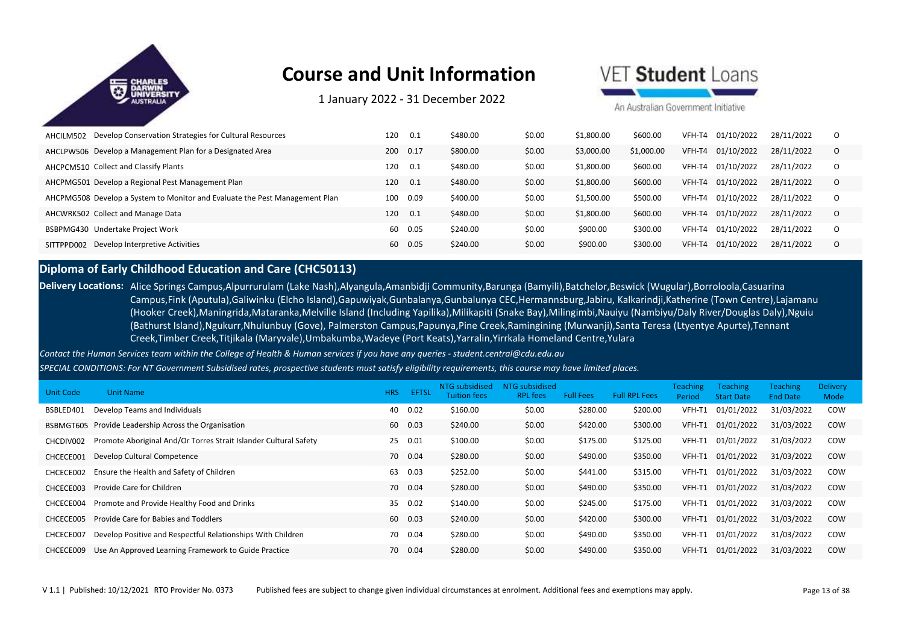# Course and Unit Information

1 January 2022 - 31 December 2022

| Unit Code | Unit Name | HRS | EFTSL | NTG subsidised Tuition fees | NTG subsidised RPL fees | Full Fees | Full RPL Fees | Teaching Period | Teaching Start Date | Teaching End Date | Delivery Mode |
|---|---|---|---|---|---|---|---|---|---|---|---|
| AHCILM502 | Develop Conservation Strategies for Cultural Resources | 120 | 0.1 | $480.00 | $0.00 | $1,800.00 | $600.00 | VFH-T4 | 01/10/2022 | 28/11/2022 | O |
| AHCLPW506 | Develop a Management Plan for a Designated Area | 200 | 0.17 | $800.00 | $0.00 | $3,000.00 | $1,000.00 | VFH-T4 | 01/10/2022 | 28/11/2022 | O |
| AHCPCM510 | Collect and Classify Plants | 120 | 0.1 | $480.00 | $0.00 | $1,800.00 | $600.00 | VFH-T4 | 01/10/2022 | 28/11/2022 | O |
| AHCPMG501 | Develop a Regional Pest Management Plan | 120 | 0.1 | $480.00 | $0.00 | $1,800.00 | $600.00 | VFH-T4 | 01/10/2022 | 28/11/2022 | O |
| AHCPMG508 | Develop a System to Monitor and Evaluate the Pest Management Plan | 100 | 0.09 | $400.00 | $0.00 | $1,500.00 | $500.00 | VFH-T4 | 01/10/2022 | 28/11/2022 | O |
| AHCWRK502 | Collect and Manage Data | 120 | 0.1 | $480.00 | $0.00 | $1,800.00 | $600.00 | VFH-T4 | 01/10/2022 | 28/11/2022 | O |
| BSBPMG430 | Undertake Project Work | 60 | 0.05 | $240.00 | $0.00 | $900.00 | $300.00 | VFH-T4 | 01/10/2022 | 28/11/2022 | O |
| SITTPPD002 | Develop Interpretive Activities | 60 | 0.05 | $240.00 | $0.00 | $900.00 | $300.00 | VFH-T4 | 01/10/2022 | 28/11/2022 | O |

## Diploma of Early Childhood Education and Care (CHC50113)

**Delivery Locations:** Alice Springs Campus,Alpurrurulam (Lake Nash),Alyangula,Amanbidji Community,Barunga (Bamyili),Batchelor,Beswick (Wugular),Borroloola,Casuarina Campus,Fink (Aputula),Galiwinku (Elcho Island),Gapuwiyak,Gunbalanya,Gunbalunya CEC,Hermannsburg,Jabiru, Kalkarindji,Katherine (Town Centre),Lajamanu (Hooker Creek),Maningrida,Mataranka,Melville Island (Including Yapilika),Milikapiti (Snake Bay),Milingimbi,Nauiyu (Nambiyu/Daly River/Douglas Daly),Nguiu (Bathurst Island),Ngukurr,Nhulunbuy (Gove), Palmerston Campus,Papunya,Pine Creek,Ramingining (Murwanji),Santa Teresa (Ltyentye Apurte),Tennant Creek,Timber Creek,Titjikala (Maryvale),Umbakumba,Wadeye (Port Keats),Yarralin,Yirrkala Homeland Centre,Yulara

*Contact the Human Services team within the College of Health & Human services if you have any queries - student.central@cdu.edu.au*

*SPECIAL CONDITIONS: For NT Government Subsidised rates, prospective students must satisfy eligibility requirements, this course may have limited places.*

| Unit Code | Unit Name | HRS | EFTSL | NTG subsidised Tuition fees | NTG subsidised RPL fees | Full Fees | Full RPL Fees | Teaching Period | Teaching Start Date | Teaching End Date | Delivery Mode |
|---|---|---|---|---|---|---|---|---|---|---|---|
| BSBLED401 | Develop Teams and Individuals | 40 | 0.02 | $160.00 | $0.00 | $280.00 | $200.00 | VFH-T1 | 01/01/2022 | 31/03/2022 | COW |
| BSBMGT605 | Provide Leadership Across the Organisation | 60 | 0.03 | $240.00 | $0.00 | $420.00 | $300.00 | VFH-T1 | 01/01/2022 | 31/03/2022 | COW |
| CHCDIV002 | Promote Aboriginal And/Or Torres Strait Islander Cultural Safety | 25 | 0.01 | $100.00 | $0.00 | $175.00 | $125.00 | VFH-T1 | 01/01/2022 | 31/03/2022 | COW |
| CHCECE001 | Develop Cultural Competence | 70 | 0.04 | $280.00 | $0.00 | $490.00 | $350.00 | VFH-T1 | 01/01/2022 | 31/03/2022 | COW |
| CHCECE002 | Ensure the Health and Safety of Children | 63 | 0.03 | $252.00 | $0.00 | $441.00 | $315.00 | VFH-T1 | 01/01/2022 | 31/03/2022 | COW |
| CHCECE003 | Provide Care for Children | 70 | 0.04 | $280.00 | $0.00 | $490.00 | $350.00 | VFH-T1 | 01/01/2022 | 31/03/2022 | COW |
| CHCECE004 | Promote and Provide Healthy Food and Drinks | 35 | 0.02 | $140.00 | $0.00 | $245.00 | $175.00 | VFH-T1 | 01/01/2022 | 31/03/2022 | COW |
| CHCECE005 | Provide Care for Babies and Toddlers | 60 | 0.03 | $240.00 | $0.00 | $420.00 | $300.00 | VFH-T1 | 01/01/2022 | 31/03/2022 | COW |
| CHCECE007 | Develop Positive and Respectful Relationships With Children | 70 | 0.04 | $280.00 | $0.00 | $490.00 | $350.00 | VFH-T1 | 01/01/2022 | 31/03/2022 | COW |
| CHCECE009 | Use An Approved Learning Framework to Guide Practice | 70 | 0.04 | $280.00 | $0.00 | $490.00 | $350.00 | VFH-T1 | 01/01/2022 | 31/03/2022 | COW |

V 1.1 | Published: 10/12/2021 RTO Provider No. 0373 Published fees are subject to change given individual circumstances at enrolment. Additional fees and exemptions may apply.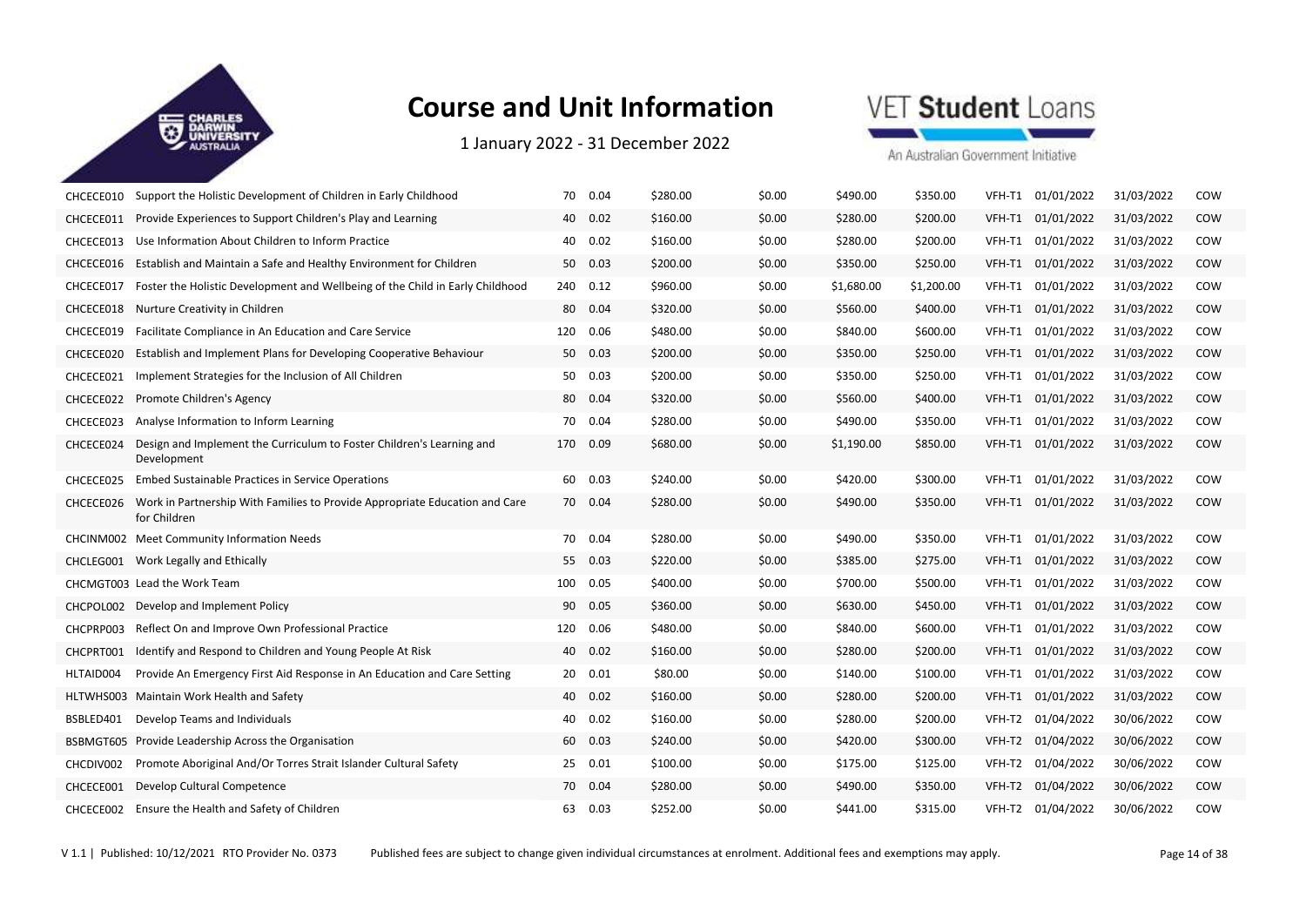# Course and Unit Information

1 January 2022 - 31 December 2022

| | | | | | | | | | | | |
|---|---|---|---|---|---|---|---|---|---|---|---|
| CHCECE010 | Support the Holistic Development of Children in Early Childhood | 70 | 0.04 | $280.00 | $0.00 | $490.00 | $350.00 | VFH-T1 | 01/01/2022 | 31/03/2022 | COW |
| CHCECE011 | Provide Experiences to Support Children's Play and Learning | 40 | 0.02 | $160.00 | $0.00 | $280.00 | $200.00 | VFH-T1 | 01/01/2022 | 31/03/2022 | COW |
| CHCECE013 | Use Information About Children to Inform Practice | 40 | 0.02 | $160.00 | $0.00 | $280.00 | $200.00 | VFH-T1 | 01/01/2022 | 31/03/2022 | COW |
| CHCECE016 | Establish and Maintain a Safe and Healthy Environment for Children | 50 | 0.03 | $200.00 | $0.00 | $350.00 | $250.00 | VFH-T1 | 01/01/2022 | 31/03/2022 | COW |
| CHCECE017 | Foster the Holistic Development and Wellbeing of the Child in Early Childhood | 240 | 0.12 | $960.00 | $0.00 | $1,680.00 | $1,200.00 | VFH-T1 | 01/01/2022 | 31/03/2022 | COW |
| CHCECE018 | Nurture Creativity in Children | 80 | 0.04 | $320.00 | $0.00 | $560.00 | $400.00 | VFH-T1 | 01/01/2022 | 31/03/2022 | COW |
| CHCECE019 | Facilitate Compliance in An Education and Care Service | 120 | 0.06 | $480.00 | $0.00 | $840.00 | $600.00 | VFH-T1 | 01/01/2022 | 31/03/2022 | COW |
| CHCECE020 | Establish and Implement Plans for Developing Cooperative Behaviour | 50 | 0.03 | $200.00 | $0.00 | $350.00 | $250.00 | VFH-T1 | 01/01/2022 | 31/03/2022 | COW |
| CHCECE021 | Implement Strategies for the Inclusion of All Children | 50 | 0.03 | $200.00 | $0.00 | $350.00 | $250.00 | VFH-T1 | 01/01/2022 | 31/03/2022 | COW |
| CHCECE022 | Promote Children's Agency | 80 | 0.04 | $320.00 | $0.00 | $560.00 | $400.00 | VFH-T1 | 01/01/2022 | 31/03/2022 | COW |
| CHCECE023 | Analyse Information to Inform Learning | 70 | 0.04 | $280.00 | $0.00 | $490.00 | $350.00 | VFH-T1 | 01/01/2022 | 31/03/2022 | COW |
| CHCECE024 | Design and Implement the Curriculum to Foster Children's Learning and Development | 170 | 0.09 | $680.00 | $0.00 | $1,190.00 | $850.00 | VFH-T1 | 01/01/2022 | 31/03/2022 | COW |
| CHCECE025 | Embed Sustainable Practices in Service Operations | 60 | 0.03 | $240.00 | $0.00 | $420.00 | $300.00 | VFH-T1 | 01/01/2022 | 31/03/2022 | COW |
| CHCECE026 | Work in Partnership With Families to Provide Appropriate Education and Care for Children | 70 | 0.04 | $280.00 | $0.00 | $490.00 | $350.00 | VFH-T1 | 01/01/2022 | 31/03/2022 | COW |
| CHCINM002 | Meet Community Information Needs | 70 | 0.04 | $280.00 | $0.00 | $490.00 | $350.00 | VFH-T1 | 01/01/2022 | 31/03/2022 | COW |
| CHCLEG001 | Work Legally and Ethically | 55 | 0.03 | $220.00 | $0.00 | $385.00 | $275.00 | VFH-T1 | 01/01/2022 | 31/03/2022 | COW |
| CHCMGT003 | Lead the Work Team | 100 | 0.05 | $400.00 | $0.00 | $700.00 | $500.00 | VFH-T1 | 01/01/2022 | 31/03/2022 | COW |
| CHCPOL002 | Develop and Implement Policy | 90 | 0.05 | $360.00 | $0.00 | $630.00 | $450.00 | VFH-T1 | 01/01/2022 | 31/03/2022 | COW |
| CHCPRP003 | Reflect On and Improve Own Professional Practice | 120 | 0.06 | $480.00 | $0.00 | $840.00 | $600.00 | VFH-T1 | 01/01/2022 | 31/03/2022 | COW |
| CHCPRT001 | Identify and Respond to Children and Young People At Risk | 40 | 0.02 | $160.00 | $0.00 | $280.00 | $200.00 | VFH-T1 | 01/01/2022 | 31/03/2022 | COW |
| HLTAID004 | Provide An Emergency First Aid Response in An Education and Care Setting | 20 | 0.01 | $80.00 | $0.00 | $140.00 | $100.00 | VFH-T1 | 01/01/2022 | 31/03/2022 | COW |
| HLTWHS003 | Maintain Work Health and Safety | 40 | 0.02 | $160.00 | $0.00 | $280.00 | $200.00 | VFH-T1 | 01/01/2022 | 31/03/2022 | COW |
| BSBLED401 | Develop Teams and Individuals | 40 | 0.02 | $160.00 | $0.00 | $280.00 | $200.00 | VFH-T2 | 01/04/2022 | 30/06/2022 | COW |
| BSBMGT605 | Provide Leadership Across the Organisation | 60 | 0.03 | $240.00 | $0.00 | $420.00 | $300.00 | VFH-T2 | 01/04/2022 | 30/06/2022 | COW |
| CHCDIV002 | Promote Aboriginal And/Or Torres Strait Islander Cultural Safety | 25 | 0.01 | $100.00 | $0.00 | $175.00 | $125.00 | VFH-T2 | 01/04/2022 | 30/06/2022 | COW |
| CHCECE001 | Develop Cultural Competence | 70 | 0.04 | $280.00 | $0.00 | $490.00 | $350.00 | VFH-T2 | 01/04/2022 | 30/06/2022 | COW |
| CHCECE002 | Ensure the Health and Safety of Children | 63 | 0.03 | $252.00 | $0.00 | $441.00 | $315.00 | VFH-T2 | 01/04/2022 | 30/06/2022 | COW |

V 1.1 | Published: 10/12/2021 RTO Provider No. 0373 Published fees are subject to change given individual circumstances at enrolment. Additional fees and exemptions may apply.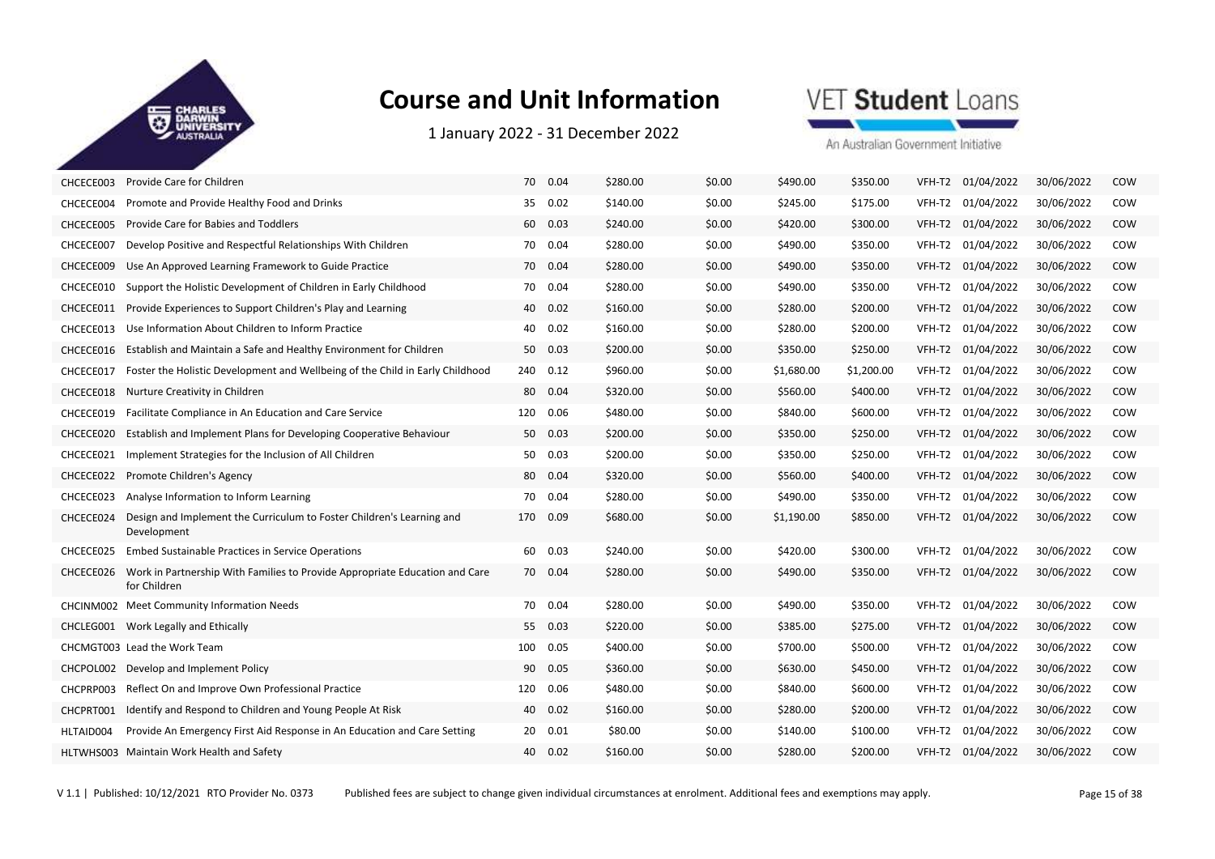# Course and Unit Information

1 January 2022 - 31 December 2022

| | | | | | | | | | | | |
|---|---|---|---|---|---|---|---|---|---|---|---|
| CHCECE003 | Provide Care for Children | 70 | 0.04 | $280.00 | $0.00 | $490.00 | $350.00 | VFH-T2 | 01/04/2022 | 30/06/2022 | COW |
| CHCECE004 | Promote and Provide Healthy Food and Drinks | 35 | 0.02 | $140.00 | $0.00 | $245.00 | $175.00 | VFH-T2 | 01/04/2022 | 30/06/2022 | COW |
| CHCECE005 | Provide Care for Babies and Toddlers | 60 | 0.03 | $240.00 | $0.00 | $420.00 | $300.00 | VFH-T2 | 01/04/2022 | 30/06/2022 | COW |
| CHCECE007 | Develop Positive and Respectful Relationships With Children | 70 | 0.04 | $280.00 | $0.00 | $490.00 | $350.00 | VFH-T2 | 01/04/2022 | 30/06/2022 | COW |
| CHCECE009 | Use An Approved Learning Framework to Guide Practice | 70 | 0.04 | $280.00 | $0.00 | $490.00 | $350.00 | VFH-T2 | 01/04/2022 | 30/06/2022 | COW |
| CHCECE010 | Support the Holistic Development of Children in Early Childhood | 70 | 0.04 | $280.00 | $0.00 | $490.00 | $350.00 | VFH-T2 | 01/04/2022 | 30/06/2022 | COW |
| CHCECE011 | Provide Experiences to Support Children's Play and Learning | 40 | 0.02 | $160.00 | $0.00 | $280.00 | $200.00 | VFH-T2 | 01/04/2022 | 30/06/2022 | COW |
| CHCECE013 | Use Information About Children to Inform Practice | 40 | 0.02 | $160.00 | $0.00 | $280.00 | $200.00 | VFH-T2 | 01/04/2022 | 30/06/2022 | COW |
| CHCECE016 | Establish and Maintain a Safe and Healthy Environment for Children | 50 | 0.03 | $200.00 | $0.00 | $350.00 | $250.00 | VFH-T2 | 01/04/2022 | 30/06/2022 | COW |
| CHCECE017 | Foster the Holistic Development and Wellbeing of the Child in Early Childhood | 240 | 0.12 | $960.00 | $0.00 | $1,680.00 | $1,200.00 | VFH-T2 | 01/04/2022 | 30/06/2022 | COW |
| CHCECE018 | Nurture Creativity in Children | 80 | 0.04 | $320.00 | $0.00 | $560.00 | $400.00 | VFH-T2 | 01/04/2022 | 30/06/2022 | COW |
| CHCECE019 | Facilitate Compliance in An Education and Care Service | 120 | 0.06 | $480.00 | $0.00 | $840.00 | $600.00 | VFH-T2 | 01/04/2022 | 30/06/2022 | COW |
| CHCECE020 | Establish and Implement Plans for Developing Cooperative Behaviour | 50 | 0.03 | $200.00 | $0.00 | $350.00 | $250.00 | VFH-T2 | 01/04/2022 | 30/06/2022 | COW |
| CHCECE021 | Implement Strategies for the Inclusion of All Children | 50 | 0.03 | $200.00 | $0.00 | $350.00 | $250.00 | VFH-T2 | 01/04/2022 | 30/06/2022 | COW |
| CHCECE022 | Promote Children's Agency | 80 | 0.04 | $320.00 | $0.00 | $560.00 | $400.00 | VFH-T2 | 01/04/2022 | 30/06/2022 | COW |
| CHCECE023 | Analyse Information to Inform Learning | 70 | 0.04 | $280.00 | $0.00 | $490.00 | $350.00 | VFH-T2 | 01/04/2022 | 30/06/2022 | COW |
| CHCECE024 | Design and Implement the Curriculum to Foster Children's Learning and Development | 170 | 0.09 | $680.00 | $0.00 | $1,190.00 | $850.00 | VFH-T2 | 01/04/2022 | 30/06/2022 | COW |
| CHCECE025 | Embed Sustainable Practices in Service Operations | 60 | 0.03 | $240.00 | $0.00 | $420.00 | $300.00 | VFH-T2 | 01/04/2022 | 30/06/2022 | COW |
| CHCECE026 | Work in Partnership With Families to Provide Appropriate Education and Care for Children | 70 | 0.04 | $280.00 | $0.00 | $490.00 | $350.00 | VFH-T2 | 01/04/2022 | 30/06/2022 | COW |
| CHCINM002 | Meet Community Information Needs | 70 | 0.04 | $280.00 | $0.00 | $490.00 | $350.00 | VFH-T2 | 01/04/2022 | 30/06/2022 | COW |
| CHCLEG001 | Work Legally and Ethically | 55 | 0.03 | $220.00 | $0.00 | $385.00 | $275.00 | VFH-T2 | 01/04/2022 | 30/06/2022 | COW |
| CHCMGT003 | Lead the Work Team | 100 | 0.05 | $400.00 | $0.00 | $700.00 | $500.00 | VFH-T2 | 01/04/2022 | 30/06/2022 | COW |
| CHCPOL002 | Develop and Implement Policy | 90 | 0.05 | $360.00 | $0.00 | $630.00 | $450.00 | VFH-T2 | 01/04/2022 | 30/06/2022 | COW |
| CHCPRP003 | Reflect On and Improve Own Professional Practice | 120 | 0.06 | $480.00 | $0.00 | $840.00 | $600.00 | VFH-T2 | 01/04/2022 | 30/06/2022 | COW |
| CHCPRT001 | Identify and Respond to Children and Young People At Risk | 40 | 0.02 | $160.00 | $0.00 | $280.00 | $200.00 | VFH-T2 | 01/04/2022 | 30/06/2022 | COW |
| HLTAID004 | Provide An Emergency First Aid Response in An Education and Care Setting | 20 | 0.01 | $80.00 | $0.00 | $140.00 | $100.00 | VFH-T2 | 01/04/2022 | 30/06/2022 | COW |
| HLTWHS003 | Maintain Work Health and Safety | 40 | 0.02 | $160.00 | $0.00 | $280.00 | $200.00 | VFH-T2 | 01/04/2022 | 30/06/2022 | COW |

V 1.1 | Published: 10/12/2021 RTO Provider No. 0373 Published fees are subject to change given individual circumstances at enrolment. Additional fees and exemptions may apply.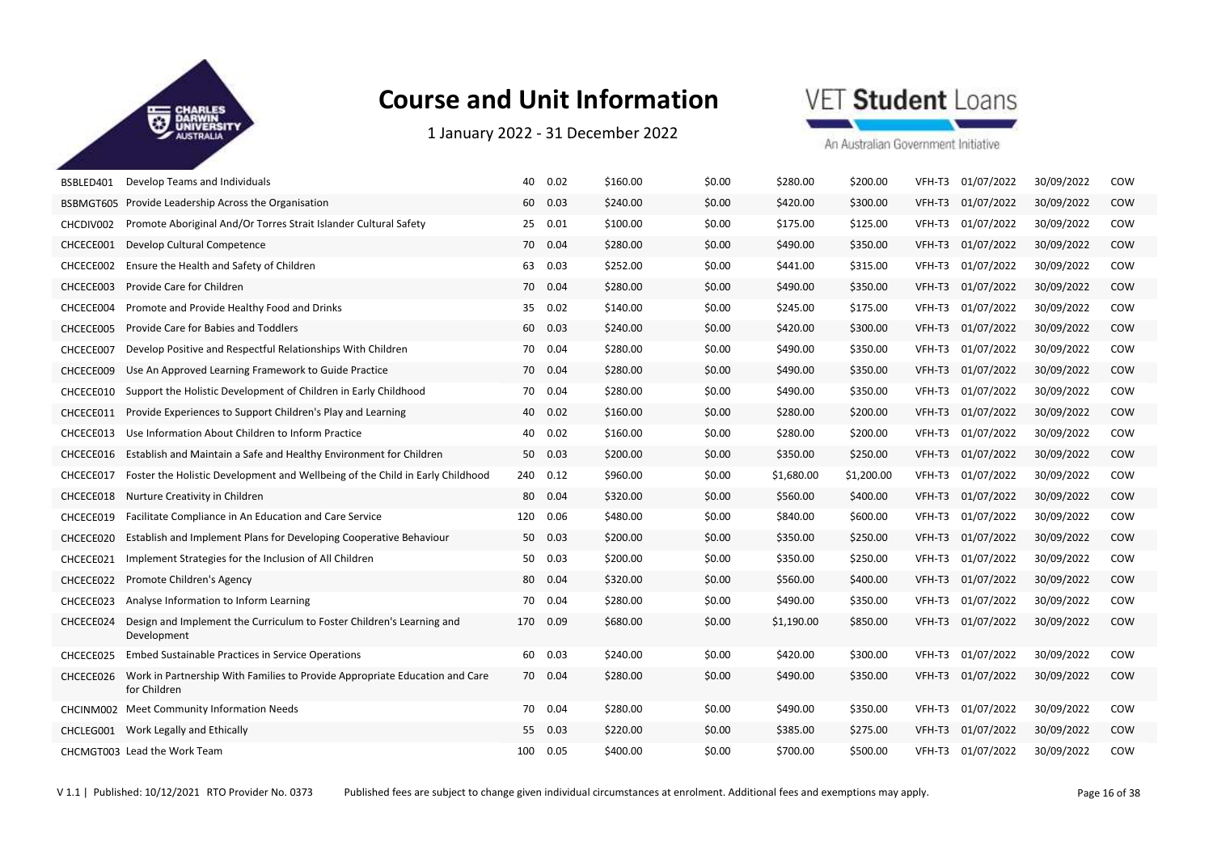# Course and Unit Information

1 January 2022 - 31 December 2022

| | | | | | | | | | | | |
|---|---|---|---|---|---|---|---|---|---|---|---|
| BSBLED401 | Develop Teams and Individuals | 40 | 0.02 | $160.00 | $0.00 | $280.00 | $200.00 | VFH-T3 | 01/07/2022 | 30/09/2022 | COW |
| BSBMGT605 | Provide Leadership Across the Organisation | 60 | 0.03 | $240.00 | $0.00 | $420.00 | $300.00 | VFH-T3 | 01/07/2022 | 30/09/2022 | COW |
| CHCDIV002 | Promote Aboriginal And/Or Torres Strait Islander Cultural Safety | 25 | 0.01 | $100.00 | $0.00 | $175.00 | $125.00 | VFH-T3 | 01/07/2022 | 30/09/2022 | COW |
| CHCECE001 | Develop Cultural Competence | 70 | 0.04 | $280.00 | $0.00 | $490.00 | $350.00 | VFH-T3 | 01/07/2022 | 30/09/2022 | COW |
| CHCECE002 | Ensure the Health and Safety of Children | 63 | 0.03 | $252.00 | $0.00 | $441.00 | $315.00 | VFH-T3 | 01/07/2022 | 30/09/2022 | COW |
| CHCECE003 | Provide Care for Children | 70 | 0.04 | $280.00 | $0.00 | $490.00 | $350.00 | VFH-T3 | 01/07/2022 | 30/09/2022 | COW |
| CHCECE004 | Promote and Provide Healthy Food and Drinks | 35 | 0.02 | $140.00 | $0.00 | $245.00 | $175.00 | VFH-T3 | 01/07/2022 | 30/09/2022 | COW |
| CHCECE005 | Provide Care for Babies and Toddlers | 60 | 0.03 | $240.00 | $0.00 | $420.00 | $300.00 | VFH-T3 | 01/07/2022 | 30/09/2022 | COW |
| CHCECE007 | Develop Positive and Respectful Relationships With Children | 70 | 0.04 | $280.00 | $0.00 | $490.00 | $350.00 | VFH-T3 | 01/07/2022 | 30/09/2022 | COW |
| CHCECE009 | Use An Approved Learning Framework to Guide Practice | 70 | 0.04 | $280.00 | $0.00 | $490.00 | $350.00 | VFH-T3 | 01/07/2022 | 30/09/2022 | COW |
| CHCECE010 | Support the Holistic Development of Children in Early Childhood | 70 | 0.04 | $280.00 | $0.00 | $490.00 | $350.00 | VFH-T3 | 01/07/2022 | 30/09/2022 | COW |
| CHCECE011 | Provide Experiences to Support Children's Play and Learning | 40 | 0.02 | $160.00 | $0.00 | $280.00 | $200.00 | VFH-T3 | 01/07/2022 | 30/09/2022 | COW |
| CHCECE013 | Use Information About Children to Inform Practice | 40 | 0.02 | $160.00 | $0.00 | $280.00 | $200.00 | VFH-T3 | 01/07/2022 | 30/09/2022 | COW |
| CHCECE016 | Establish and Maintain a Safe and Healthy Environment for Children | 50 | 0.03 | $200.00 | $0.00 | $350.00 | $250.00 | VFH-T3 | 01/07/2022 | 30/09/2022 | COW |
| CHCECE017 | Foster the Holistic Development and Wellbeing of the Child in Early Childhood | 240 | 0.12 | $960.00 | $0.00 | $1,680.00 | $1,200.00 | VFH-T3 | 01/07/2022 | 30/09/2022 | COW |
| CHCECE018 | Nurture Creativity in Children | 80 | 0.04 | $320.00 | $0.00 | $560.00 | $400.00 | VFH-T3 | 01/07/2022 | 30/09/2022 | COW |
| CHCECE019 | Facilitate Compliance in An Education and Care Service | 120 | 0.06 | $480.00 | $0.00 | $840.00 | $600.00 | VFH-T3 | 01/07/2022 | 30/09/2022 | COW |
| CHCECE020 | Establish and Implement Plans for Developing Cooperative Behaviour | 50 | 0.03 | $200.00 | $0.00 | $350.00 | $250.00 | VFH-T3 | 01/07/2022 | 30/09/2022 | COW |
| CHCECE021 | Implement Strategies for the Inclusion of All Children | 50 | 0.03 | $200.00 | $0.00 | $350.00 | $250.00 | VFH-T3 | 01/07/2022 | 30/09/2022 | COW |
| CHCECE022 | Promote Children's Agency | 80 | 0.04 | $320.00 | $0.00 | $560.00 | $400.00 | VFH-T3 | 01/07/2022 | 30/09/2022 | COW |
| CHCECE023 | Analyse Information to Inform Learning | 70 | 0.04 | $280.00 | $0.00 | $490.00 | $350.00 | VFH-T3 | 01/07/2022 | 30/09/2022 | COW |
| CHCECE024 | Design and Implement the Curriculum to Foster Children's Learning and Development | 170 | 0.09 | $680.00 | $0.00 | $1,190.00 | $850.00 | VFH-T3 | 01/07/2022 | 30/09/2022 | COW |
| CHCECE025 | Embed Sustainable Practices in Service Operations | 60 | 0.03 | $240.00 | $0.00 | $420.00 | $300.00 | VFH-T3 | 01/07/2022 | 30/09/2022 | COW |
| CHCECE026 | Work in Partnership With Families to Provide Appropriate Education and Care for Children | 70 | 0.04 | $280.00 | $0.00 | $490.00 | $350.00 | VFH-T3 | 01/07/2022 | 30/09/2022 | COW |
| CHCINM002 | Meet Community Information Needs | 70 | 0.04 | $280.00 | $0.00 | $490.00 | $350.00 | VFH-T3 | 01/07/2022 | 30/09/2022 | COW |
| CHCLEG001 | Work Legally and Ethically | 55 | 0.03 | $220.00 | $0.00 | $385.00 | $275.00 | VFH-T3 | 01/07/2022 | 30/09/2022 | COW |
| CHCMGT003 | Lead the Work Team | 100 | 0.05 | $400.00 | $0.00 | $700.00 | $500.00 | VFH-T3 | 01/07/2022 | 30/09/2022 | COW |

V 1.1 | Published: 10/12/2021 RTO Provider No. 0373 Published fees are subject to change given individual circumstances at enrolment. Additional fees and exemptions may apply.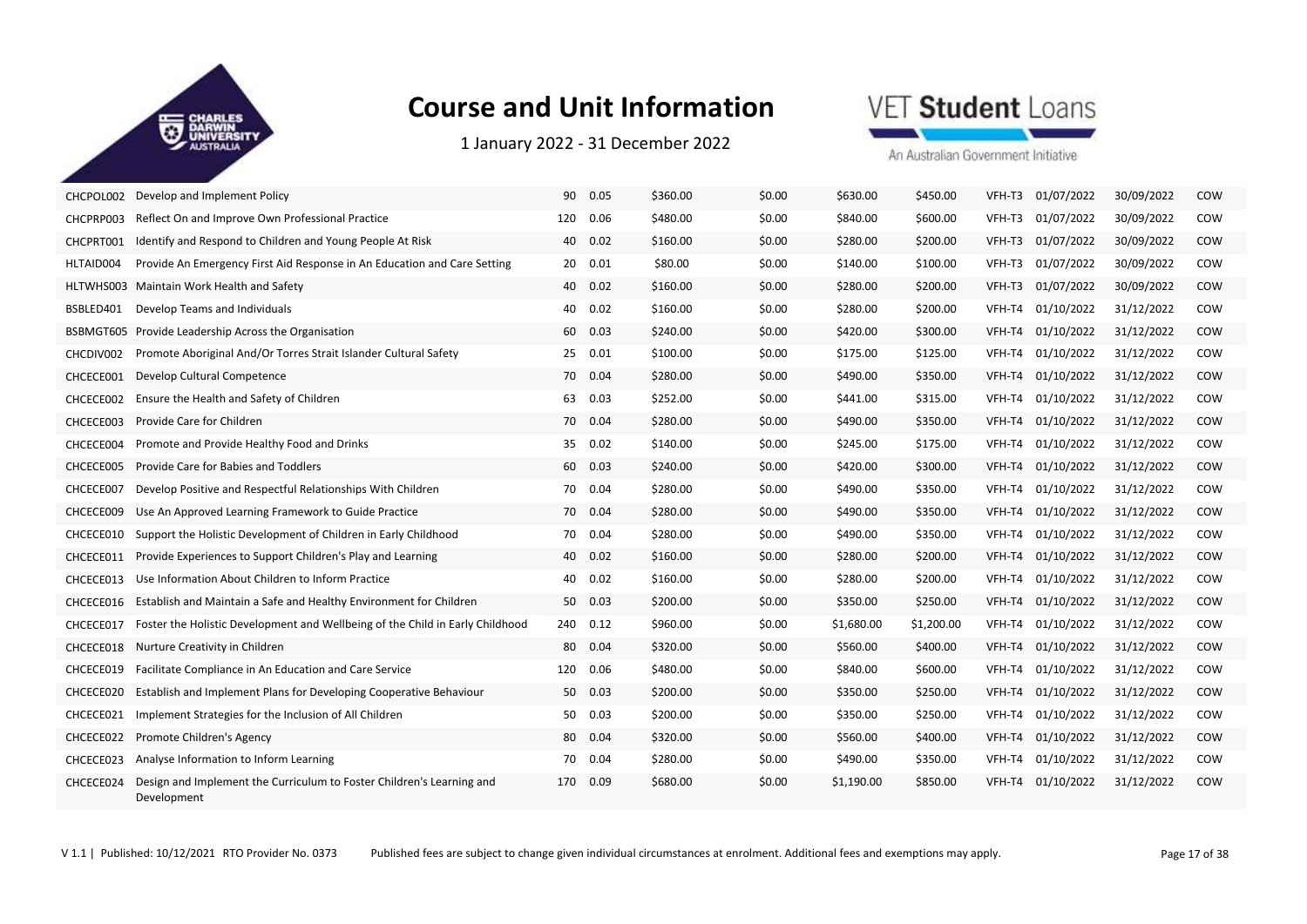# Course and Unit Information

1 January 2022 - 31 December 2022

| | | | | | | | | | | | |
|---|---|---|---|---|---|---|---|---|---|---|---|
| CHCPOL002 | Develop and Implement Policy | 90 | 0.05 | $360.00 | $0.00 | $630.00 | $450.00 | VFH-T3 | 01/07/2022 | 30/09/2022 | COW |
| CHCPRP003 | Reflect On and Improve Own Professional Practice | 120 | 0.06 | $480.00 | $0.00 | $840.00 | $600.00 | VFH-T3 | 01/07/2022 | 30/09/2022 | COW |
| CHCPRT001 | Identify and Respond to Children and Young People At Risk | 40 | 0.02 | $160.00 | $0.00 | $280.00 | $200.00 | VFH-T3 | 01/07/2022 | 30/09/2022 | COW |
| HLTAID004 | Provide An Emergency First Aid Response in An Education and Care Setting | 20 | 0.01 | $80.00 | $0.00 | $140.00 | $100.00 | VFH-T3 | 01/07/2022 | 30/09/2022 | COW |
| HLTWHS003 | Maintain Work Health and Safety | 40 | 0.02 | $160.00 | $0.00 | $280.00 | $200.00 | VFH-T3 | 01/07/2022 | 30/09/2022 | COW |
| BSBLED401 | Develop Teams and Individuals | 40 | 0.02 | $160.00 | $0.00 | $280.00 | $200.00 | VFH-T4 | 01/10/2022 | 31/12/2022 | COW |
| BSBMGT605 | Provide Leadership Across the Organisation | 60 | 0.03 | $240.00 | $0.00 | $420.00 | $300.00 | VFH-T4 | 01/10/2022 | 31/12/2022 | COW |
| CHCDIV002 | Promote Aboriginal And/Or Torres Strait Islander Cultural Safety | 25 | 0.01 | $100.00 | $0.00 | $175.00 | $125.00 | VFH-T4 | 01/10/2022 | 31/12/2022 | COW |
| CHCECE001 | Develop Cultural Competence | 70 | 0.04 | $280.00 | $0.00 | $490.00 | $350.00 | VFH-T4 | 01/10/2022 | 31/12/2022 | COW |
| CHCECE002 | Ensure the Health and Safety of Children | 63 | 0.03 | $252.00 | $0.00 | $441.00 | $315.00 | VFH-T4 | 01/10/2022 | 31/12/2022 | COW |
| CHCECE003 | Provide Care for Children | 70 | 0.04 | $280.00 | $0.00 | $490.00 | $350.00 | VFH-T4 | 01/10/2022 | 31/12/2022 | COW |
| CHCECE004 | Promote and Provide Healthy Food and Drinks | 35 | 0.02 | $140.00 | $0.00 | $245.00 | $175.00 | VFH-T4 | 01/10/2022 | 31/12/2022 | COW |
| CHCECE005 | Provide Care for Babies and Toddlers | 60 | 0.03 | $240.00 | $0.00 | $420.00 | $300.00 | VFH-T4 | 01/10/2022 | 31/12/2022 | COW |
| CHCECE007 | Develop Positive and Respectful Relationships With Children | 70 | 0.04 | $280.00 | $0.00 | $490.00 | $350.00 | VFH-T4 | 01/10/2022 | 31/12/2022 | COW |
| CHCECE009 | Use An Approved Learning Framework to Guide Practice | 70 | 0.04 | $280.00 | $0.00 | $490.00 | $350.00 | VFH-T4 | 01/10/2022 | 31/12/2022 | COW |
| CHCECE010 | Support the Holistic Development of Children in Early Childhood | 70 | 0.04 | $280.00 | $0.00 | $490.00 | $350.00 | VFH-T4 | 01/10/2022 | 31/12/2022 | COW |
| CHCECE011 | Provide Experiences to Support Children's Play and Learning | 40 | 0.02 | $160.00 | $0.00 | $280.00 | $200.00 | VFH-T4 | 01/10/2022 | 31/12/2022 | COW |
| CHCECE013 | Use Information About Children to Inform Practice | 40 | 0.02 | $160.00 | $0.00 | $280.00 | $200.00 | VFH-T4 | 01/10/2022 | 31/12/2022 | COW |
| CHCECE016 | Establish and Maintain a Safe and Healthy Environment for Children | 50 | 0.03 | $200.00 | $0.00 | $350.00 | $250.00 | VFH-T4 | 01/10/2022 | 31/12/2022 | COW |
| CHCECE017 | Foster the Holistic Development and Wellbeing of the Child in Early Childhood | 240 | 0.12 | $960.00 | $0.00 | $1,680.00 | $1,200.00 | VFH-T4 | 01/10/2022 | 31/12/2022 | COW |
| CHCECE018 | Nurture Creativity in Children | 80 | 0.04 | $320.00 | $0.00 | $560.00 | $400.00 | VFH-T4 | 01/10/2022 | 31/12/2022 | COW |
| CHCECE019 | Facilitate Compliance in An Education and Care Service | 120 | 0.06 | $480.00 | $0.00 | $840.00 | $600.00 | VFH-T4 | 01/10/2022 | 31/12/2022 | COW |
| CHCECE020 | Establish and Implement Plans for Developing Cooperative Behaviour | 50 | 0.03 | $200.00 | $0.00 | $350.00 | $250.00 | VFH-T4 | 01/10/2022 | 31/12/2022 | COW |
| CHCECE021 | Implement Strategies for the Inclusion of All Children | 50 | 0.03 | $200.00 | $0.00 | $350.00 | $250.00 | VFH-T4 | 01/10/2022 | 31/12/2022 | COW |
| CHCECE022 | Promote Children's Agency | 80 | 0.04 | $320.00 | $0.00 | $560.00 | $400.00 | VFH-T4 | 01/10/2022 | 31/12/2022 | COW |
| CHCECE023 | Analyse Information to Inform Learning | 70 | 0.04 | $280.00 | $0.00 | $490.00 | $350.00 | VFH-T4 | 01/10/2022 | 31/12/2022 | COW |
| CHCECE024 | Design and Implement the Curriculum to Foster Children's Learning and Development | 170 | 0.09 | $680.00 | $0.00 | $1,190.00 | $850.00 | VFH-T4 | 01/10/2022 | 31/12/2022 | COW |

V 1.1 | Published: 10/12/2021 RTO Provider No. 0373 Published fees are subject to change given individual circumstances at enrolment. Additional fees and exemptions may apply.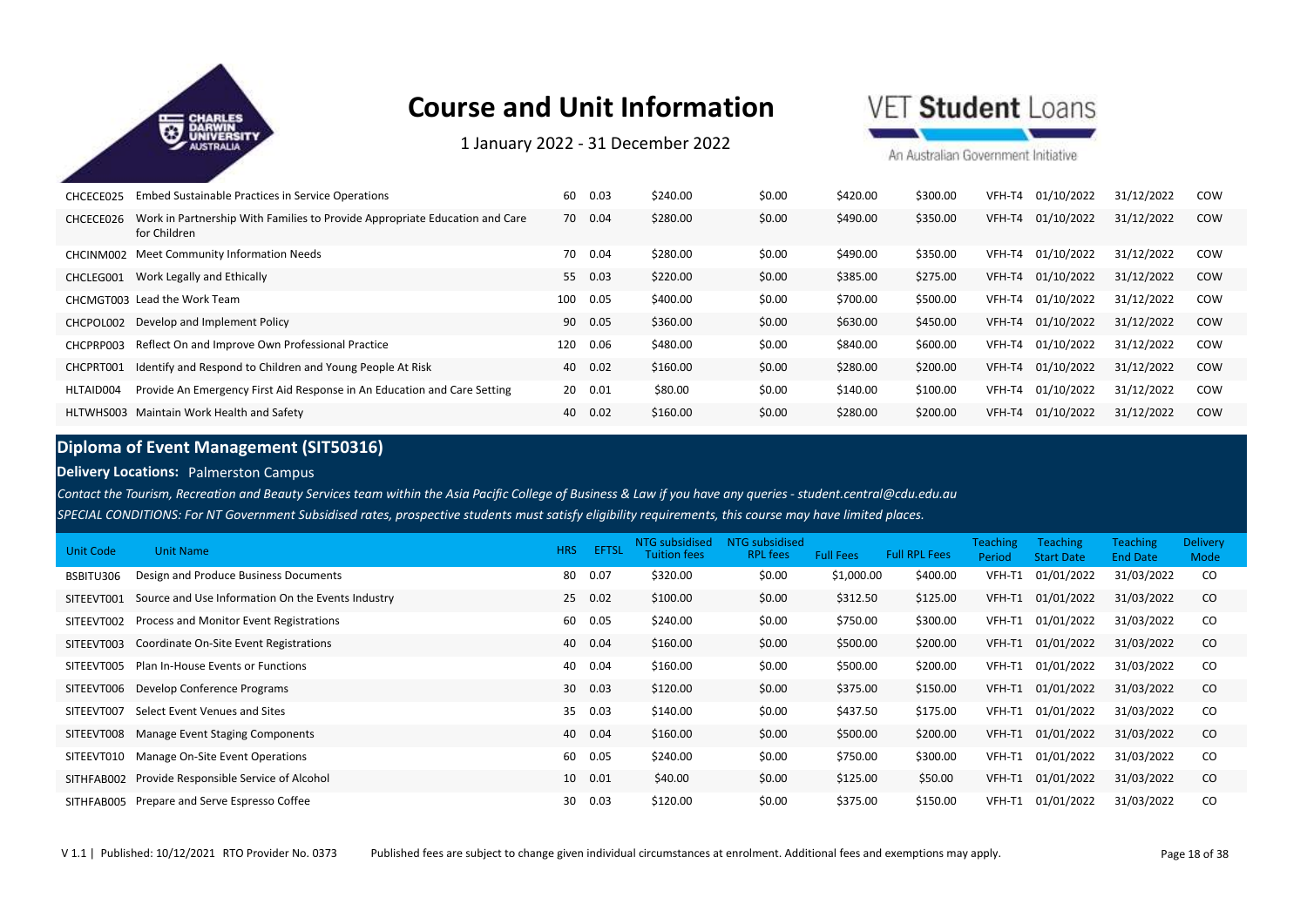| Unit Code | Unit Name | HRS | EFTSL | NTG subsidised Tuition fees | NTG subsidised RPL fees | Full Fees | Full RPL Fees | Teaching Period | Teaching Start Date | Teaching End Date | Delivery Mode |
|---|---|---|---|---|---|---|---|---|---|---|---|
| CHCECE025 | Embed Sustainable Practices in Service Operations | 60 | 0.03 | $240.00 | $0.00 | $420.00 | $300.00 | VFH-T4 | 01/10/2022 | 31/12/2022 | COW |
| CHCECE026 | Work in Partnership With Families to Provide Appropriate Education and Care for Children | 70 | 0.04 | $280.00 | $0.00 | $490.00 | $350.00 | VFH-T4 | 01/10/2022 | 31/12/2022 | COW |
| CHCINM002 | Meet Community Information Needs | 70 | 0.04 | $280.00 | $0.00 | $490.00 | $350.00 | VFH-T4 | 01/10/2022 | 31/12/2022 | COW |
| CHCLEG001 | Work Legally and Ethically | 55 | 0.03 | $220.00 | $0.00 | $385.00 | $275.00 | VFH-T4 | 01/10/2022 | 31/12/2022 | COW |
| CHCMGT003 | Lead the Work Team | 100 | 0.05 | $400.00 | $0.00 | $700.00 | $500.00 | VFH-T4 | 01/10/2022 | 31/12/2022 | COW |
| CHCPOL002 | Develop and Implement Policy | 90 | 0.05 | $360.00 | $0.00 | $630.00 | $450.00 | VFH-T4 | 01/10/2022 | 31/12/2022 | COW |
| CHCPRP003 | Reflect On and Improve Own Professional Practice | 120 | 0.06 | $480.00 | $0.00 | $840.00 | $600.00 | VFH-T4 | 01/10/2022 | 31/12/2022 | COW |
| CHCPRT001 | Identify and Respond to Children and Young People At Risk | 40 | 0.02 | $160.00 | $0.00 | $280.00 | $200.00 | VFH-T4 | 01/10/2022 | 31/12/2022 | COW |
| HLTAID004 | Provide An Emergency First Aid Response in An Education and Care Setting | 20 | 0.01 | $80.00 | $0.00 | $140.00 | $100.00 | VFH-T4 | 01/10/2022 | 31/12/2022 | COW |
| HLTWHS003 | Maintain Work Health and Safety | 40 | 0.02 | $160.00 | $0.00 | $280.00 | $200.00 | VFH-T4 | 01/10/2022 | 31/12/2022 | COW |

## Diploma of Event Management (SIT50316)

**Delivery Locations:** Palmerston Campus

*Contact the Tourism, Recreation and Beauty Services team within the Asia Pacific College of Business & Law if you have any queries - student.central@cdu.edu.au*

*SPECIAL CONDITIONS: For NT Government Subsidised rates, prospective students must satisfy eligibility requirements, this course may have limited places.*

| Unit Code | Unit Name | HRS | EFTSL | NTG subsidised Tuition fees | NTG subsidised RPL fees | Full Fees | Full RPL Fees | Teaching Period | Teaching Start Date | Teaching End Date | Delivery Mode |
|---|---|---|---|---|---|---|---|---|---|---|---|
| BSBITU306 | Design and Produce Business Documents | 80 | 0.07 | $320.00 | $0.00 | $1,000.00 | $400.00 | VFH-T1 | 01/01/2022 | 31/03/2022 | CO |
| SITEEVT001 | Source and Use Information On the Events Industry | 25 | 0.02 | $100.00 | $0.00 | $312.50 | $125.00 | VFH-T1 | 01/01/2022 | 31/03/2022 | CO |
| SITEEVT002 | Process and Monitor Event Registrations | 60 | 0.05 | $240.00 | $0.00 | $750.00 | $300.00 | VFH-T1 | 01/01/2022 | 31/03/2022 | CO |
| SITEEVT003 | Coordinate On-Site Event Registrations | 40 | 0.04 | $160.00 | $0.00 | $500.00 | $200.00 | VFH-T1 | 01/01/2022 | 31/03/2022 | CO |
| SITEEVT005 | Plan In-House Events or Functions | 40 | 0.04 | $160.00 | $0.00 | $500.00 | $200.00 | VFH-T1 | 01/01/2022 | 31/03/2022 | CO |
| SITEEVT006 | Develop Conference Programs | 30 | 0.03 | $120.00 | $0.00 | $375.00 | $150.00 | VFH-T1 | 01/01/2022 | 31/03/2022 | CO |
| SITEEVT007 | Select Event Venues and Sites | 35 | 0.03 | $140.00 | $0.00 | $437.50 | $175.00 | VFH-T1 | 01/01/2022 | 31/03/2022 | CO |
| SITEEVT008 | Manage Event Staging Components | 40 | 0.04 | $160.00 | $0.00 | $500.00 | $200.00 | VFH-T1 | 01/01/2022 | 31/03/2022 | CO |
| SITEEVT010 | Manage On-Site Event Operations | 60 | 0.05 | $240.00 | $0.00 | $750.00 | $300.00 | VFH-T1 | 01/01/2022 | 31/03/2022 | CO |
| SITHFAB002 | Provide Responsible Service of Alcohol | 10 | 0.01 | $40.00 | $0.00 | $125.00 | $50.00 | VFH-T1 | 01/01/2022 | 31/03/2022 | CO |
| SITHFAB005 | Prepare and Serve Espresso Coffee | 30 | 0.03 | $120.00 | $0.00 | $375.00 | $150.00 | VFH-T1 | 01/01/2022 | 31/03/2022 | CO |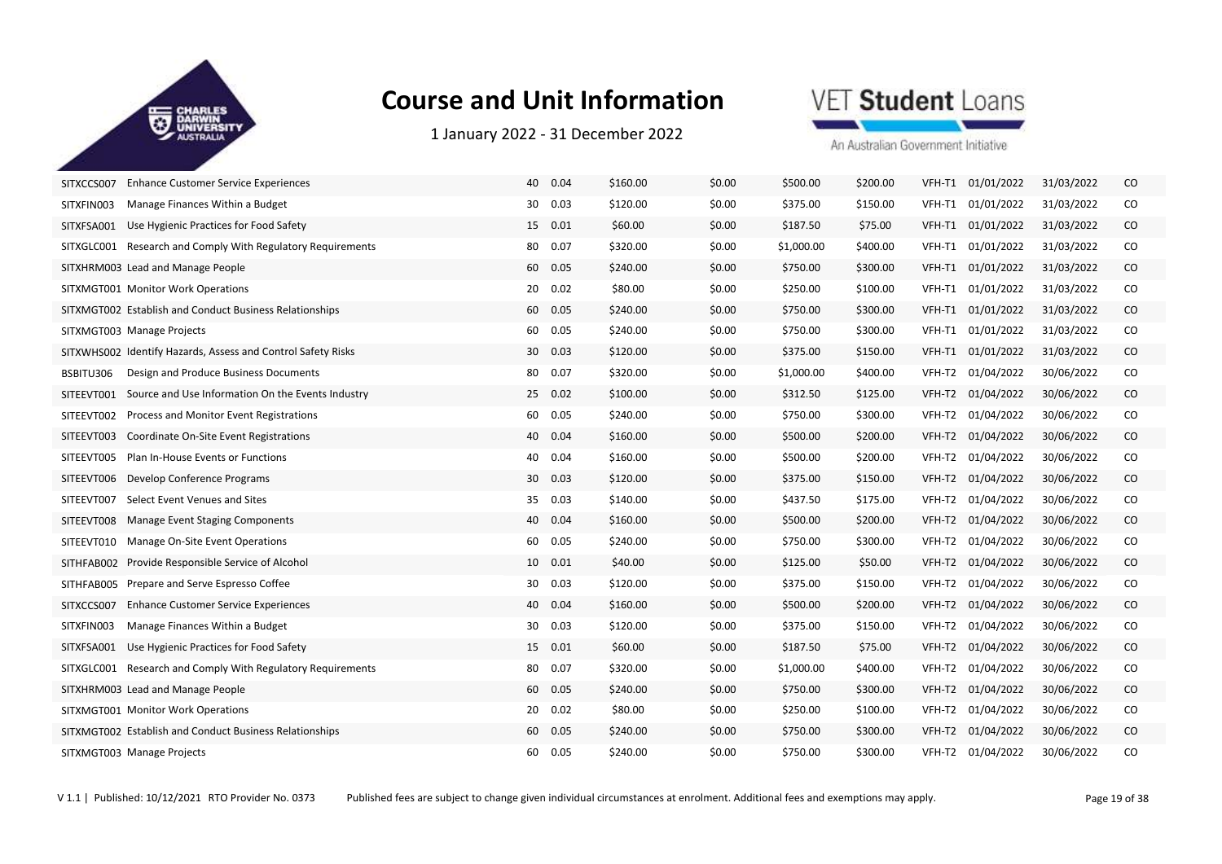# Course and Unit Information

1 January 2022 - 31 December 2022

| | | | | | | | | | | | |
|---|---|---|---|---|---|---|---|---|---|---|---|
| SITXCCS007 | Enhance Customer Service Experiences | 40 | 0.04 | $160.00 | $0.00 | $500.00 | $200.00 | VFH-T1 | 01/01/2022 | 31/03/2022 | CO |
| SITXFIN003 | Manage Finances Within a Budget | 30 | 0.03 | $120.00 | $0.00 | $375.00 | $150.00 | VFH-T1 | 01/01/2022 | 31/03/2022 | CO |
| SITXFSA001 | Use Hygienic Practices for Food Safety | 15 | 0.01 | $60.00 | $0.00 | $187.50 | $75.00 | VFH-T1 | 01/01/2022 | 31/03/2022 | CO |
| SITXGLC001 | Research and Comply With Regulatory Requirements | 80 | 0.07 | $320.00 | $0.00 | $1,000.00 | $400.00 | VFH-T1 | 01/01/2022 | 31/03/2022 | CO |
| SITXHRM003 | Lead and Manage People | 60 | 0.05 | $240.00 | $0.00 | $750.00 | $300.00 | VFH-T1 | 01/01/2022 | 31/03/2022 | CO |
| SITXMGT001 | Monitor Work Operations | 20 | 0.02 | $80.00 | $0.00 | $250.00 | $100.00 | VFH-T1 | 01/01/2022 | 31/03/2022 | CO |
| SITXMGT002 | Establish and Conduct Business Relationships | 60 | 0.05 | $240.00 | $0.00 | $750.00 | $300.00 | VFH-T1 | 01/01/2022 | 31/03/2022 | CO |
| SITXMGT003 | Manage Projects | 60 | 0.05 | $240.00 | $0.00 | $750.00 | $300.00 | VFH-T1 | 01/01/2022 | 31/03/2022 | CO |
| SITXWHS002 | Identify Hazards, Assess and Control Safety Risks | 30 | 0.03 | $120.00 | $0.00 | $375.00 | $150.00 | VFH-T1 | 01/01/2022 | 31/03/2022 | CO |
| BSBITU306 | Design and Produce Business Documents | 80 | 0.07 | $320.00 | $0.00 | $1,000.00 | $400.00 | VFH-T2 | 01/04/2022 | 30/06/2022 | CO |
| SITEEVT001 | Source and Use Information On the Events Industry | 25 | 0.02 | $100.00 | $0.00 | $312.50 | $125.00 | VFH-T2 | 01/04/2022 | 30/06/2022 | CO |
| SITEEVT002 | Process and Monitor Event Registrations | 60 | 0.05 | $240.00 | $0.00 | $750.00 | $300.00 | VFH-T2 | 01/04/2022 | 30/06/2022 | CO |
| SITEEVT003 | Coordinate On-Site Event Registrations | 40 | 0.04 | $160.00 | $0.00 | $500.00 | $200.00 | VFH-T2 | 01/04/2022 | 30/06/2022 | CO |
| SITEEVT005 | Plan In-House Events or Functions | 40 | 0.04 | $160.00 | $0.00 | $500.00 | $200.00 | VFH-T2 | 01/04/2022 | 30/06/2022 | CO |
| SITEEVT006 | Develop Conference Programs | 30 | 0.03 | $120.00 | $0.00 | $375.00 | $150.00 | VFH-T2 | 01/04/2022 | 30/06/2022 | CO |
| SITEEVT007 | Select Event Venues and Sites | 35 | 0.03 | $140.00 | $0.00 | $437.50 | $175.00 | VFH-T2 | 01/04/2022 | 30/06/2022 | CO |
| SITEEVT008 | Manage Event Staging Components | 40 | 0.04 | $160.00 | $0.00 | $500.00 | $200.00 | VFH-T2 | 01/04/2022 | 30/06/2022 | CO |
| SITEEVT010 | Manage On-Site Event Operations | 60 | 0.05 | $240.00 | $0.00 | $750.00 | $300.00 | VFH-T2 | 01/04/2022 | 30/06/2022 | CO |
| SITHFAB002 | Provide Responsible Service of Alcohol | 10 | 0.01 | $40.00 | $0.00 | $125.00 | $50.00 | VFH-T2 | 01/04/2022 | 30/06/2022 | CO |
| SITHFAB005 | Prepare and Serve Espresso Coffee | 30 | 0.03 | $120.00 | $0.00 | $375.00 | $150.00 | VFH-T2 | 01/04/2022 | 30/06/2022 | CO |
| SITXCCS007 | Enhance Customer Service Experiences | 40 | 0.04 | $160.00 | $0.00 | $500.00 | $200.00 | VFH-T2 | 01/04/2022 | 30/06/2022 | CO |
| SITXFIN003 | Manage Finances Within a Budget | 30 | 0.03 | $120.00 | $0.00 | $375.00 | $150.00 | VFH-T2 | 01/04/2022 | 30/06/2022 | CO |
| SITXFSA001 | Use Hygienic Practices for Food Safety | 15 | 0.01 | $60.00 | $0.00 | $187.50 | $75.00 | VFH-T2 | 01/04/2022 | 30/06/2022 | CO |
| SITXGLC001 | Research and Comply With Regulatory Requirements | 80 | 0.07 | $320.00 | $0.00 | $1,000.00 | $400.00 | VFH-T2 | 01/04/2022 | 30/06/2022 | CO |
| SITXHRM003 | Lead and Manage People | 60 | 0.05 | $240.00 | $0.00 | $750.00 | $300.00 | VFH-T2 | 01/04/2022 | 30/06/2022 | CO |
| SITXMGT001 | Monitor Work Operations | 20 | 0.02 | $80.00 | $0.00 | $250.00 | $100.00 | VFH-T2 | 01/04/2022 | 30/06/2022 | CO |
| SITXMGT002 | Establish and Conduct Business Relationships | 60 | 0.05 | $240.00 | $0.00 | $750.00 | $300.00 | VFH-T2 | 01/04/2022 | 30/06/2022 | CO |
| SITXMGT003 | Manage Projects | 60 | 0.05 | $240.00 | $0.00 | $750.00 | $300.00 | VFH-T2 | 01/04/2022 | 30/06/2022 | CO |

V 1.1 | Published: 10/12/2021 RTO Provider No. 0373 Published fees are subject to change given individual circumstances at enrolment. Additional fees and exemptions may apply.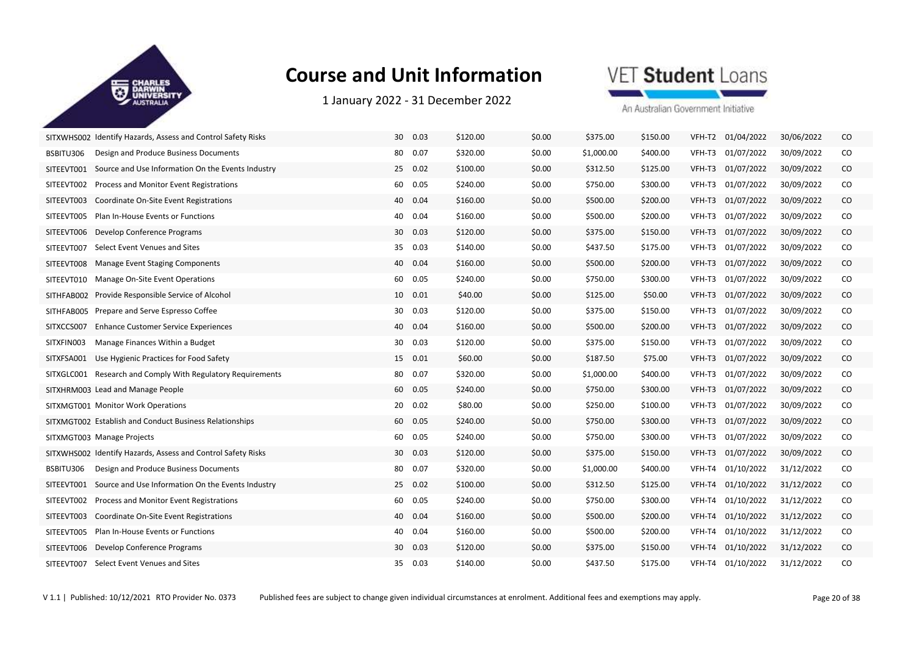# Course and Unit Information

1 January 2022 - 31 December 2022

| | | | | | | | | | | | |
|---|---|---|---|---|---|---|---|---|---|---|---|
| SITXWHS002 | Identify Hazards, Assess and Control Safety Risks | 30 | 0.03 | $120.00 | $0.00 | $375.00 | $150.00 | VFH-T2 | 01/04/2022 | 30/06/2022 | CO |
| BSBITU306 | Design and Produce Business Documents | 80 | 0.07 | $320.00 | $0.00 | $1,000.00 | $400.00 | VFH-T3 | 01/07/2022 | 30/09/2022 | CO |
| SITEEVT001 | Source and Use Information On the Events Industry | 25 | 0.02 | $100.00 | $0.00 | $312.50 | $125.00 | VFH-T3 | 01/07/2022 | 30/09/2022 | CO |
| SITEEVT002 | Process and Monitor Event Registrations | 60 | 0.05 | $240.00 | $0.00 | $750.00 | $300.00 | VFH-T3 | 01/07/2022 | 30/09/2022 | CO |
| SITEEVT003 | Coordinate On-Site Event Registrations | 40 | 0.04 | $160.00 | $0.00 | $500.00 | $200.00 | VFH-T3 | 01/07/2022 | 30/09/2022 | CO |
| SITEEVT005 | Plan In-House Events or Functions | 40 | 0.04 | $160.00 | $0.00 | $500.00 | $200.00 | VFH-T3 | 01/07/2022 | 30/09/2022 | CO |
| SITEEVT006 | Develop Conference Programs | 30 | 0.03 | $120.00 | $0.00 | $375.00 | $150.00 | VFH-T3 | 01/07/2022 | 30/09/2022 | CO |
| SITEEVT007 | Select Event Venues and Sites | 35 | 0.03 | $140.00 | $0.00 | $437.50 | $175.00 | VFH-T3 | 01/07/2022 | 30/09/2022 | CO |
| SITEEVT008 | Manage Event Staging Components | 40 | 0.04 | $160.00 | $0.00 | $500.00 | $200.00 | VFH-T3 | 01/07/2022 | 30/09/2022 | CO |
| SITEEVT010 | Manage On-Site Event Operations | 60 | 0.05 | $240.00 | $0.00 | $750.00 | $300.00 | VFH-T3 | 01/07/2022 | 30/09/2022 | CO |
| SITHFAB002 | Provide Responsible Service of Alcohol | 10 | 0.01 | $40.00 | $0.00 | $125.00 | $50.00 | VFH-T3 | 01/07/2022 | 30/09/2022 | CO |
| SITHFAB005 | Prepare and Serve Espresso Coffee | 30 | 0.03 | $120.00 | $0.00 | $375.00 | $150.00 | VFH-T3 | 01/07/2022 | 30/09/2022 | CO |
| SITXCCS007 | Enhance Customer Service Experiences | 40 | 0.04 | $160.00 | $0.00 | $500.00 | $200.00 | VFH-T3 | 01/07/2022 | 30/09/2022 | CO |
| SITXFIN003 | Manage Finances Within a Budget | 30 | 0.03 | $120.00 | $0.00 | $375.00 | $150.00 | VFH-T3 | 01/07/2022 | 30/09/2022 | CO |
| SITXFSA001 | Use Hygienic Practices for Food Safety | 15 | 0.01 | $60.00 | $0.00 | $187.50 | $75.00 | VFH-T3 | 01/07/2022 | 30/09/2022 | CO |
| SITXGLC001 | Research and Comply With Regulatory Requirements | 80 | 0.07 | $320.00 | $0.00 | $1,000.00 | $400.00 | VFH-T3 | 01/07/2022 | 30/09/2022 | CO |
| SITXHRM003 | Lead and Manage People | 60 | 0.05 | $240.00 | $0.00 | $750.00 | $300.00 | VFH-T3 | 01/07/2022 | 30/09/2022 | CO |
| SITXMGT001 | Monitor Work Operations | 20 | 0.02 | $80.00 | $0.00 | $250.00 | $100.00 | VFH-T3 | 01/07/2022 | 30/09/2022 | CO |
| SITXMGT002 | Establish and Conduct Business Relationships | 60 | 0.05 | $240.00 | $0.00 | $750.00 | $300.00 | VFH-T3 | 01/07/2022 | 30/09/2022 | CO |
| SITXMGT003 | Manage Projects | 60 | 0.05 | $240.00 | $0.00 | $750.00 | $300.00 | VFH-T3 | 01/07/2022 | 30/09/2022 | CO |
| SITXWHS002 | Identify Hazards, Assess and Control Safety Risks | 30 | 0.03 | $120.00 | $0.00 | $375.00 | $150.00 | VFH-T3 | 01/07/2022 | 30/09/2022 | CO |
| BSBITU306 | Design and Produce Business Documents | 80 | 0.07 | $320.00 | $0.00 | $1,000.00 | $400.00 | VFH-T4 | 01/10/2022 | 31/12/2022 | CO |
| SITEEVT001 | Source and Use Information On the Events Industry | 25 | 0.02 | $100.00 | $0.00 | $312.50 | $125.00 | VFH-T4 | 01/10/2022 | 31/12/2022 | CO |
| SITEEVT002 | Process and Monitor Event Registrations | 60 | 0.05 | $240.00 | $0.00 | $750.00 | $300.00 | VFH-T4 | 01/10/2022 | 31/12/2022 | CO |
| SITEEVT003 | Coordinate On-Site Event Registrations | 40 | 0.04 | $160.00 | $0.00 | $500.00 | $200.00 | VFH-T4 | 01/10/2022 | 31/12/2022 | CO |
| SITEEVT005 | Plan In-House Events or Functions | 40 | 0.04 | $160.00 | $0.00 | $500.00 | $200.00 | VFH-T4 | 01/10/2022 | 31/12/2022 | CO |
| SITEEVT006 | Develop Conference Programs | 30 | 0.03 | $120.00 | $0.00 | $375.00 | $150.00 | VFH-T4 | 01/10/2022 | 31/12/2022 | CO |
| SITEEVT007 | Select Event Venues and Sites | 35 | 0.03 | $140.00 | $0.00 | $437.50 | $175.00 | VFH-T4 | 01/10/2022 | 31/12/2022 | CO |

V 1.1 | Published: 10/12/2021 RTO Provider No. 0373 Published fees are subject to change given individual circumstances at enrolment. Additional fees and exemptions may apply.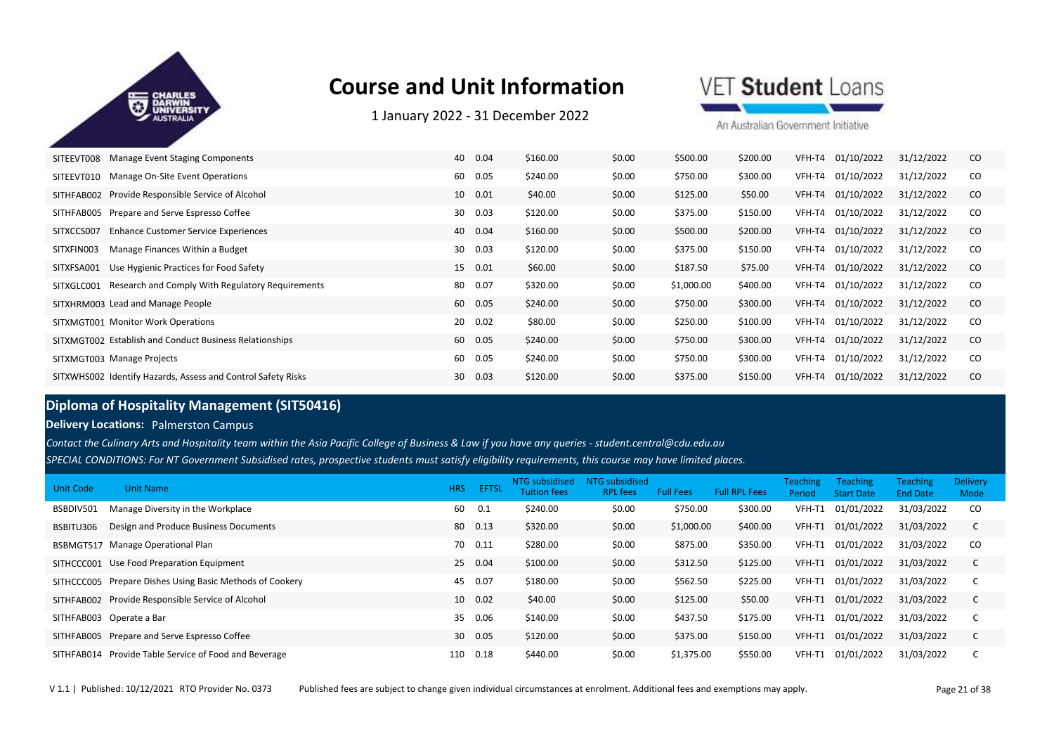# Course and Unit Information

1 January 2022 - 31 December 2022

| Unit Code | Unit Name | HRS | EFTSL | NTG subsidised Tuition fees | NTG subsidised RPL fees | Full Fees | Full RPL Fees | Teaching Period | Teaching Start Date | Teaching End Date | Delivery Mode |
|---|---|---|---|---|---|---|---|---|---|---|---|
| SITEEVT008 | Manage Event Staging Components | 40 | 0.04 | $160.00 | $0.00 | $500.00 | $200.00 | VFH-T4 | 01/10/2022 | 31/12/2022 | CO |
| SITEEVT010 | Manage On-Site Event Operations | 60 | 0.05 | $240.00 | $0.00 | $750.00 | $300.00 | VFH-T4 | 01/10/2022 | 31/12/2022 | CO |
| SITHFAB002 | Provide Responsible Service of Alcohol | 10 | 0.01 | $40.00 | $0.00 | $125.00 | $50.00 | VFH-T4 | 01/10/2022 | 31/12/2022 | CO |
| SITHFAB005 | Prepare and Serve Espresso Coffee | 30 | 0.03 | $120.00 | $0.00 | $375.00 | $150.00 | VFH-T4 | 01/10/2022 | 31/12/2022 | CO |
| SITXCCS007 | Enhance Customer Service Experiences | 40 | 0.04 | $160.00 | $0.00 | $500.00 | $200.00 | VFH-T4 | 01/10/2022 | 31/12/2022 | CO |
| SITXFIN003 | Manage Finances Within a Budget | 30 | 0.03 | $120.00 | $0.00 | $375.00 | $150.00 | VFH-T4 | 01/10/2022 | 31/12/2022 | CO |
| SITXFSA001 | Use Hygienic Practices for Food Safety | 15 | 0.01 | $60.00 | $0.00 | $187.50 | $75.00 | VFH-T4 | 01/10/2022 | 31/12/2022 | CO |
| SITXGLC001 | Research and Comply With Regulatory Requirements | 80 | 0.07 | $320.00 | $0.00 | $1,000.00 | $400.00 | VFH-T4 | 01/10/2022 | 31/12/2022 | CO |
| SITXHRM003 | Lead and Manage People | 60 | 0.05 | $240.00 | $0.00 | $750.00 | $300.00 | VFH-T4 | 01/10/2022 | 31/12/2022 | CO |
| SITXMGT001 | Monitor Work Operations | 20 | 0.02 | $80.00 | $0.00 | $250.00 | $100.00 | VFH-T4 | 01/10/2022 | 31/12/2022 | CO |
| SITXMGT002 | Establish and Conduct Business Relationships | 60 | 0.05 | $240.00 | $0.00 | $750.00 | $300.00 | VFH-T4 | 01/10/2022 | 31/12/2022 | CO |
| SITXMGT003 | Manage Projects | 60 | 0.05 | $240.00 | $0.00 | $750.00 | $300.00 | VFH-T4 | 01/10/2022 | 31/12/2022 | CO |
| SITXWHS002 | Identify Hazards, Assess and Control Safety Risks | 30 | 0.03 | $120.00 | $0.00 | $375.00 | $150.00 | VFH-T4 | 01/10/2022 | 31/12/2022 | CO |

## Diploma of Hospitality Management (SIT50416)

**Delivery Locations:** Palmerston Campus

*Contact the Culinary Arts and Hospitality team within the Asia Pacific College of Business & Law if you have any queries - student.central@cdu.edu.au*

*SPECIAL CONDITIONS: For NT Government Subsidised rates, prospective students must satisfy eligibility requirements, this course may have limited places.*

| Unit Code | Unit Name | HRS | EFTSL | NTG subsidised Tuition fees | NTG subsidised RPL fees | Full Fees | Full RPL Fees | Teaching Period | Teaching Start Date | Teaching End Date | Delivery Mode |
|---|---|---|---|---|---|---|---|---|---|---|---|
| BSBDIV501 | Manage Diversity in the Workplace | 60 | 0.1 | $240.00 | $0.00 | $750.00 | $300.00 | VFH-T1 | 01/01/2022 | 31/03/2022 | CO |
| BSBITU306 | Design and Produce Business Documents | 80 | 0.13 | $320.00 | $0.00 | $1,000.00 | $400.00 | VFH-T1 | 01/01/2022 | 31/03/2022 | C |
| BSBMGT517 | Manage Operational Plan | 70 | 0.11 | $280.00 | $0.00 | $875.00 | $350.00 | VFH-T1 | 01/01/2022 | 31/03/2022 | CO |
| SITHCCC001 | Use Food Preparation Equipment | 25 | 0.04 | $100.00 | $0.00 | $312.50 | $125.00 | VFH-T1 | 01/01/2022 | 31/03/2022 | C |
| SITHCCC005 | Prepare Dishes Using Basic Methods of Cookery | 45 | 0.07 | $180.00 | $0.00 | $562.50 | $225.00 | VFH-T1 | 01/01/2022 | 31/03/2022 | C |
| SITHFAB002 | Provide Responsible Service of Alcohol | 10 | 0.02 | $40.00 | $0.00 | $125.00 | $50.00 | VFH-T1 | 01/01/2022 | 31/03/2022 | C |
| SITHFAB003 | Operate a Bar | 35 | 0.06 | $140.00 | $0.00 | $437.50 | $175.00 | VFH-T1 | 01/01/2022 | 31/03/2022 | C |
| SITHFAB005 | Prepare and Serve Espresso Coffee | 30 | 0.05 | $120.00 | $0.00 | $375.00 | $150.00 | VFH-T1 | 01/01/2022 | 31/03/2022 | C |
| SITHFAB014 | Provide Table Service of Food and Beverage | 110 | 0.18 | $440.00 | $0.00 | $1,375.00 | $550.00 | VFH-T1 | 01/01/2022 | 31/03/2022 | C |

V 1.1 | Published: 10/12/2021 RTO Provider No. 0373 Published fees are subject to change given individual circumstances at enrolment. Additional fees and exemptions may apply.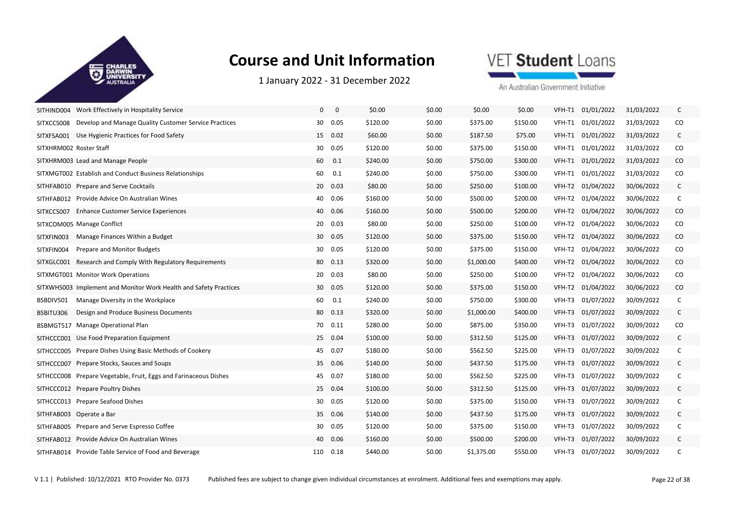# Course and Unit Information

1 January 2022 - 31 December 2022

| | | | | | | | | | | | |
|---|---|---|---|---|---|---|---|---|---|---|---|
| SITHIND004 | Work Effectively in Hospitality Service | 0 | 0 | $0.00 | $0.00 | $0.00 | $0.00 | VFH-T1 | 01/01/2022 | 31/03/2022 | C |
| SITXCCS008 | Develop and Manage Quality Customer Service Practices | 30 | 0.05 | $120.00 | $0.00 | $375.00 | $150.00 | VFH-T1 | 01/01/2022 | 31/03/2022 | CO |
| SITXFSA001 | Use Hygienic Practices for Food Safety | 15 | 0.02 | $60.00 | $0.00 | $187.50 | $75.00 | VFH-T1 | 01/01/2022 | 31/03/2022 | C |
| SITXHRM002 | Roster Staff | 30 | 0.05 | $120.00 | $0.00 | $375.00 | $150.00 | VFH-T1 | 01/01/2022 | 31/03/2022 | CO |
| SITXHRM003 | Lead and Manage People | 60 | 0.1 | $240.00 | $0.00 | $750.00 | $300.00 | VFH-T1 | 01/01/2022 | 31/03/2022 | CO |
| SITXMGT002 | Establish and Conduct Business Relationships | 60 | 0.1 | $240.00 | $0.00 | $750.00 | $300.00 | VFH-T1 | 01/01/2022 | 31/03/2022 | CO |
| SITHFAB010 | Prepare and Serve Cocktails | 20 | 0.03 | $80.00 | $0.00 | $250.00 | $100.00 | VFH-T2 | 01/04/2022 | 30/06/2022 | C |
| SITHFAB012 | Provide Advice On Australian Wines | 40 | 0.06 | $160.00 | $0.00 | $500.00 | $200.00 | VFH-T2 | 01/04/2022 | 30/06/2022 | C |
| SITXCCS007 | Enhance Customer Service Experiences | 40 | 0.06 | $160.00 | $0.00 | $500.00 | $200.00 | VFH-T2 | 01/04/2022 | 30/06/2022 | CO |
| SITXCOM005 | Manage Conflict | 20 | 0.03 | $80.00 | $0.00 | $250.00 | $100.00 | VFH-T2 | 01/04/2022 | 30/06/2022 | CO |
| SITXFIN003 | Manage Finances Within a Budget | 30 | 0.05 | $120.00 | $0.00 | $375.00 | $150.00 | VFH-T2 | 01/04/2022 | 30/06/2022 | CO |
| SITXFIN004 | Prepare and Monitor Budgets | 30 | 0.05 | $120.00 | $0.00 | $375.00 | $150.00 | VFH-T2 | 01/04/2022 | 30/06/2022 | CO |
| SITXGLC001 | Research and Comply With Regulatory Requirements | 80 | 0.13 | $320.00 | $0.00 | $1,000.00 | $400.00 | VFH-T2 | 01/04/2022 | 30/06/2022 | CO |
| SITXMGT001 | Monitor Work Operations | 20 | 0.03 | $80.00 | $0.00 | $250.00 | $100.00 | VFH-T2 | 01/04/2022 | 30/06/2022 | CO |
| SITXWHS003 | Implement and Monitor Work Health and Safety Practices | 30 | 0.05 | $120.00 | $0.00 | $375.00 | $150.00 | VFH-T2 | 01/04/2022 | 30/06/2022 | CO |
| BSBDIV501 | Manage Diversity in the Workplace | 60 | 0.1 | $240.00 | $0.00 | $750.00 | $300.00 | VFH-T3 | 01/07/2022 | 30/09/2022 | C |
| BSBITU306 | Design and Produce Business Documents | 80 | 0.13 | $320.00 | $0.00 | $1,000.00 | $400.00 | VFH-T3 | 01/07/2022 | 30/09/2022 | C |
| BSBMGT517 | Manage Operational Plan | 70 | 0.11 | $280.00 | $0.00 | $875.00 | $350.00 | VFH-T3 | 01/07/2022 | 30/09/2022 | CO |
| SITHCCC001 | Use Food Preparation Equipment | 25 | 0.04 | $100.00 | $0.00 | $312.50 | $125.00 | VFH-T3 | 01/07/2022 | 30/09/2022 | C |
| SITHCCC005 | Prepare Dishes Using Basic Methods of Cookery | 45 | 0.07 | $180.00 | $0.00 | $562.50 | $225.00 | VFH-T3 | 01/07/2022 | 30/09/2022 | C |
| SITHCCC007 | Prepare Stocks, Sauces and Soups | 35 | 0.06 | $140.00 | $0.00 | $437.50 | $175.00 | VFH-T3 | 01/07/2022 | 30/09/2022 | C |
| SITHCCC008 | Prepare Vegetable, Fruit, Eggs and Farinaceous Dishes | 45 | 0.07 | $180.00 | $0.00 | $562.50 | $225.00 | VFH-T3 | 01/07/2022 | 30/09/2022 | C |
| SITHCCC012 | Prepare Poultry Dishes | 25 | 0.04 | $100.00 | $0.00 | $312.50 | $125.00 | VFH-T3 | 01/07/2022 | 30/09/2022 | C |
| SITHCCC013 | Prepare Seafood Dishes | 30 | 0.05 | $120.00 | $0.00 | $375.00 | $150.00 | VFH-T3 | 01/07/2022 | 30/09/2022 | C |
| SITHFAB003 | Operate a Bar | 35 | 0.06 | $140.00 | $0.00 | $437.50 | $175.00 | VFH-T3 | 01/07/2022 | 30/09/2022 | C |
| SITHFAB005 | Prepare and Serve Espresso Coffee | 30 | 0.05 | $120.00 | $0.00 | $375.00 | $150.00 | VFH-T3 | 01/07/2022 | 30/09/2022 | C |
| SITHFAB012 | Provide Advice On Australian Wines | 40 | 0.06 | $160.00 | $0.00 | $500.00 | $200.00 | VFH-T3 | 01/07/2022 | 30/09/2022 | C |
| SITHFAB014 | Provide Table Service of Food and Beverage | 110 | 0.18 | $440.00 | $0.00 | $1,375.00 | $550.00 | VFH-T3 | 01/07/2022 | 30/09/2022 | C |

V 1.1 | Published: 10/12/2021 RTO Provider No. 0373 Published fees are subject to change given individual circumstances at enrolment. Additional fees and exemptions may apply.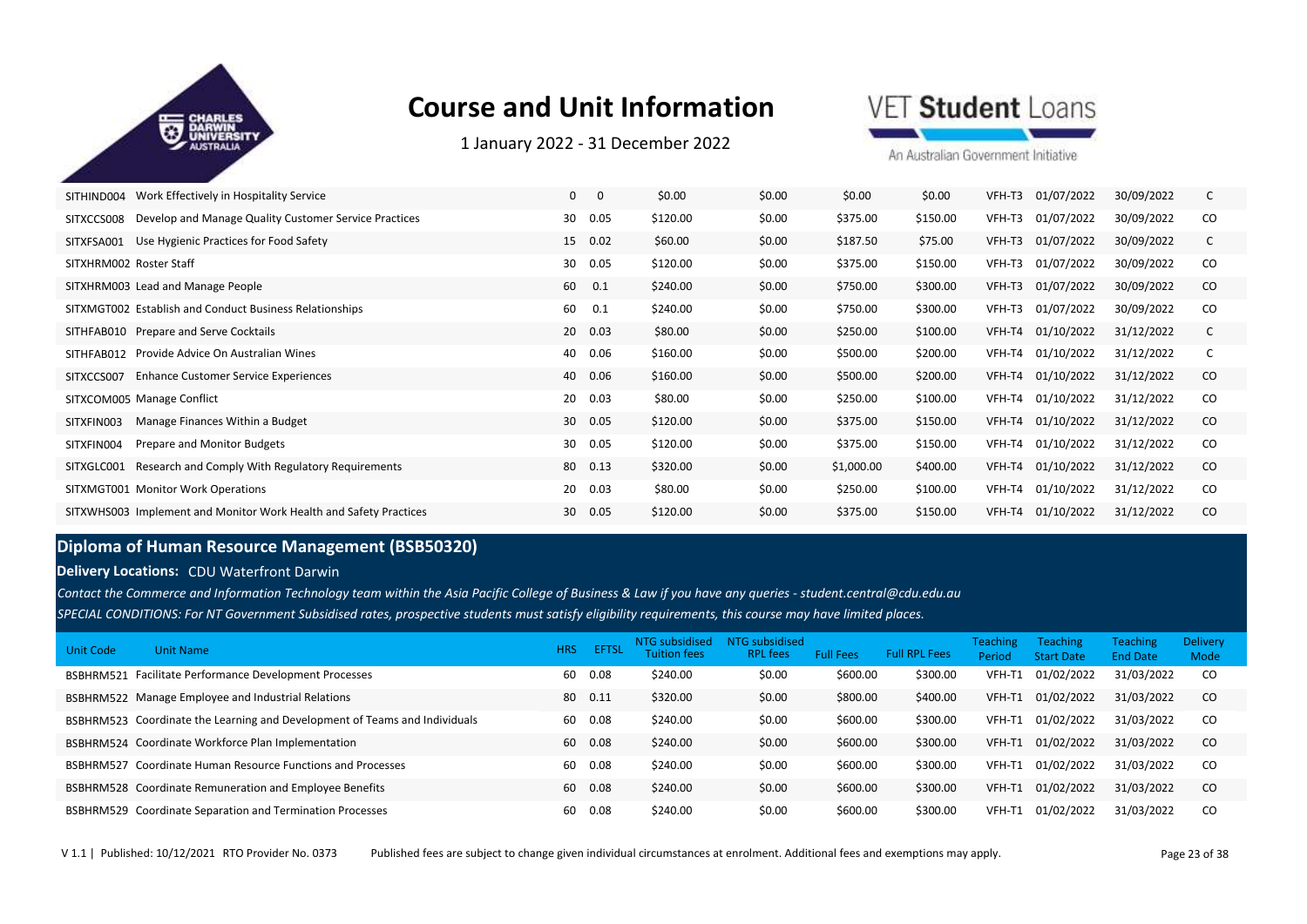# Course and Unit Information

1 January 2022 - 31 December 2022

| Unit Code | Unit Name | HRS | EFTSL | NTG subsidised Tuition fees | NTG subsidised RPL fees | Full Fees | Full RPL Fees | Teaching Period | Teaching Start Date | Teaching End Date | Delivery Mode |
|---|---|---|---|---|---|---|---|---|---|---|---|
| SITHIND004 | Work Effectively in Hospitality Service | 0 | 0 | $0.00 | $0.00 | $0.00 | $0.00 | VFH-T3 | 01/07/2022 | 30/09/2022 | C |
| SITXCCS008 | Develop and Manage Quality Customer Service Practices | 30 | 0.05 | $120.00 | $0.00 | $375.00 | $150.00 | VFH-T3 | 01/07/2022 | 30/09/2022 | CO |
| SITXFSA001 | Use Hygienic Practices for Food Safety | 15 | 0.02 | $60.00 | $0.00 | $187.50 | $75.00 | VFH-T3 | 01/07/2022 | 30/09/2022 | C |
| SITXHRM002 | Roster Staff | 30 | 0.05 | $120.00 | $0.00 | $375.00 | $150.00 | VFH-T3 | 01/07/2022 | 30/09/2022 | CO |
| SITXHRM003 | Lead and Manage People | 60 | 0.1 | $240.00 | $0.00 | $750.00 | $300.00 | VFH-T3 | 01/07/2022 | 30/09/2022 | CO |
| SITXMGT002 | Establish and Conduct Business Relationships | 60 | 0.1 | $240.00 | $0.00 | $750.00 | $300.00 | VFH-T3 | 01/07/2022 | 30/09/2022 | CO |
| SITHFAB010 | Prepare and Serve Cocktails | 20 | 0.03 | $80.00 | $0.00 | $250.00 | $100.00 | VFH-T4 | 01/10/2022 | 31/12/2022 | C |
| SITHFAB012 | Provide Advice On Australian Wines | 40 | 0.06 | $160.00 | $0.00 | $500.00 | $200.00 | VFH-T4 | 01/10/2022 | 31/12/2022 | C |
| SITXCCS007 | Enhance Customer Service Experiences | 40 | 0.06 | $160.00 | $0.00 | $500.00 | $200.00 | VFH-T4 | 01/10/2022 | 31/12/2022 | CO |
| SITXCOM005 | Manage Conflict | 20 | 0.03 | $80.00 | $0.00 | $250.00 | $100.00 | VFH-T4 | 01/10/2022 | 31/12/2022 | CO |
| SITXFIN003 | Manage Finances Within a Budget | 30 | 0.05 | $120.00 | $0.00 | $375.00 | $150.00 | VFH-T4 | 01/10/2022 | 31/12/2022 | CO |
| SITXFIN004 | Prepare and Monitor Budgets | 30 | 0.05 | $120.00 | $0.00 | $375.00 | $150.00 | VFH-T4 | 01/10/2022 | 31/12/2022 | CO |
| SITXGLC001 | Research and Comply With Regulatory Requirements | 80 | 0.13 | $320.00 | $0.00 | $1,000.00 | $400.00 | VFH-T4 | 01/10/2022 | 31/12/2022 | CO |
| SITXMGT001 | Monitor Work Operations | 20 | 0.03 | $80.00 | $0.00 | $250.00 | $100.00 | VFH-T4 | 01/10/2022 | 31/12/2022 | CO |
| SITXWHS003 | Implement and Monitor Work Health and Safety Practices | 30 | 0.05 | $120.00 | $0.00 | $375.00 | $150.00 | VFH-T4 | 01/10/2022 | 31/12/2022 | CO |

## Diploma of Human Resource Management (BSB50320)

**Delivery Locations:** CDU Waterfront Darwin

*Contact the Commerce and Information Technology team within the Asia Pacific College of Business & Law if you have any queries - student.central@cdu.edu.au*

*SPECIAL CONDITIONS: For NT Government Subsidised rates, prospective students must satisfy eligibility requirements, this course may have limited places.*

| Unit Code | Unit Name | HRS | EFTSL | NTG subsidised Tuition fees | NTG subsidised RPL fees | Full Fees | Full RPL Fees | Teaching Period | Teaching Start Date | Teaching End Date | Delivery Mode |
|---|---|---|---|---|---|---|---|---|---|---|---|
| BSBHRM521 | Facilitate Performance Development Processes | 60 | 0.08 | $240.00 | $0.00 | $600.00 | $300.00 | VFH-T1 | 01/02/2022 | 31/03/2022 | CO |
| BSBHRM522 | Manage Employee and Industrial Relations | 80 | 0.11 | $320.00 | $0.00 | $800.00 | $400.00 | VFH-T1 | 01/02/2022 | 31/03/2022 | CO |
| BSBHRM523 | Coordinate the Learning and Development of Teams and Individuals | 60 | 0.08 | $240.00 | $0.00 | $600.00 | $300.00 | VFH-T1 | 01/02/2022 | 31/03/2022 | CO |
| BSBHRM524 | Coordinate Workforce Plan Implementation | 60 | 0.08 | $240.00 | $0.00 | $600.00 | $300.00 | VFH-T1 | 01/02/2022 | 31/03/2022 | CO |
| BSBHRM527 | Coordinate Human Resource Functions and Processes | 60 | 0.08 | $240.00 | $0.00 | $600.00 | $300.00 | VFH-T1 | 01/02/2022 | 31/03/2022 | CO |
| BSBHRM528 | Coordinate Remuneration and Employee Benefits | 60 | 0.08 | $240.00 | $0.00 | $600.00 | $300.00 | VFH-T1 | 01/02/2022 | 31/03/2022 | CO |
| BSBHRM529 | Coordinate Separation and Termination Processes | 60 | 0.08 | $240.00 | $0.00 | $600.00 | $300.00 | VFH-T1 | 01/02/2022 | 31/03/2022 | CO |

V 1.1 | Published: 10/12/2021 RTO Provider No. 0373 Published fees are subject to change given individual circumstances at enrolment. Additional fees and exemptions may apply.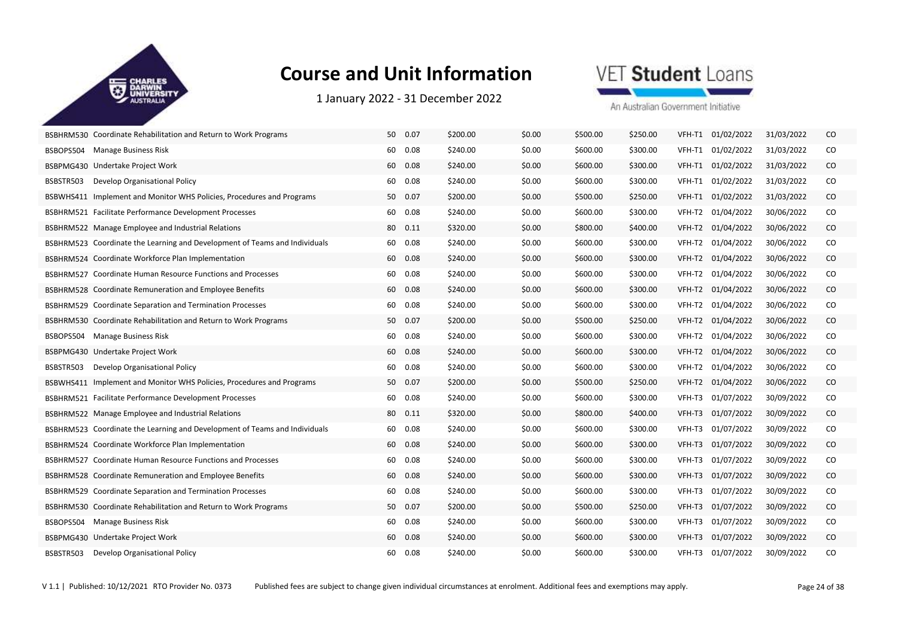# Course and Unit Information

1 January 2022 - 31 December 2022

| | | | | | | | | | | | |
|---|---|---|---|---|---|---|---|---|---|---|---|
| BSBHRM530 | Coordinate Rehabilitation and Return to Work Programs | 50 | 0.07 | $200.00 | $0.00 | $500.00 | $250.00 | VFH-T1 | 01/02/2022 | 31/03/2022 | CO |
| BSBOPS504 | Manage Business Risk | 60 | 0.08 | $240.00 | $0.00 | $600.00 | $300.00 | VFH-T1 | 01/02/2022 | 31/03/2022 | CO |
| BSBPMG430 | Undertake Project Work | 60 | 0.08 | $240.00 | $0.00 | $600.00 | $300.00 | VFH-T1 | 01/02/2022 | 31/03/2022 | CO |
| BSBSTR503 | Develop Organisational Policy | 60 | 0.08 | $240.00 | $0.00 | $600.00 | $300.00 | VFH-T1 | 01/02/2022 | 31/03/2022 | CO |
| BSBWHS411 | Implement and Monitor WHS Policies, Procedures and Programs | 50 | 0.07 | $200.00 | $0.00 | $500.00 | $250.00 | VFH-T1 | 01/02/2022 | 31/03/2022 | CO |
| BSBHRM521 | Facilitate Performance Development Processes | 60 | 0.08 | $240.00 | $0.00 | $600.00 | $300.00 | VFH-T2 | 01/04/2022 | 30/06/2022 | CO |
| BSBHRM522 | Manage Employee and Industrial Relations | 80 | 0.11 | $320.00 | $0.00 | $800.00 | $400.00 | VFH-T2 | 01/04/2022 | 30/06/2022 | CO |
| BSBHRM523 | Coordinate the Learning and Development of Teams and Individuals | 60 | 0.08 | $240.00 | $0.00 | $600.00 | $300.00 | VFH-T2 | 01/04/2022 | 30/06/2022 | CO |
| BSBHRM524 | Coordinate Workforce Plan Implementation | 60 | 0.08 | $240.00 | $0.00 | $600.00 | $300.00 | VFH-T2 | 01/04/2022 | 30/06/2022 | CO |
| BSBHRM527 | Coordinate Human Resource Functions and Processes | 60 | 0.08 | $240.00 | $0.00 | $600.00 | $300.00 | VFH-T2 | 01/04/2022 | 30/06/2022 | CO |
| BSBHRM528 | Coordinate Remuneration and Employee Benefits | 60 | 0.08 | $240.00 | $0.00 | $600.00 | $300.00 | VFH-T2 | 01/04/2022 | 30/06/2022 | CO |
| BSBHRM529 | Coordinate Separation and Termination Processes | 60 | 0.08 | $240.00 | $0.00 | $600.00 | $300.00 | VFH-T2 | 01/04/2022 | 30/06/2022 | CO |
| BSBHRM530 | Coordinate Rehabilitation and Return to Work Programs | 50 | 0.07 | $200.00 | $0.00 | $500.00 | $250.00 | VFH-T2 | 01/04/2022 | 30/06/2022 | CO |
| BSBOPS504 | Manage Business Risk | 60 | 0.08 | $240.00 | $0.00 | $600.00 | $300.00 | VFH-T2 | 01/04/2022 | 30/06/2022 | CO |
| BSBPMG430 | Undertake Project Work | 60 | 0.08 | $240.00 | $0.00 | $600.00 | $300.00 | VFH-T2 | 01/04/2022 | 30/06/2022 | CO |
| BSBSTR503 | Develop Organisational Policy | 60 | 0.08 | $240.00 | $0.00 | $600.00 | $300.00 | VFH-T2 | 01/04/2022 | 30/06/2022 | CO |
| BSBWHS411 | Implement and Monitor WHS Policies, Procedures and Programs | 50 | 0.07 | $200.00 | $0.00 | $500.00 | $250.00 | VFH-T2 | 01/04/2022 | 30/06/2022 | CO |
| BSBHRM521 | Facilitate Performance Development Processes | 60 | 0.08 | $240.00 | $0.00 | $600.00 | $300.00 | VFH-T3 | 01/07/2022 | 30/09/2022 | CO |
| BSBHRM522 | Manage Employee and Industrial Relations | 80 | 0.11 | $320.00 | $0.00 | $800.00 | $400.00 | VFH-T3 | 01/07/2022 | 30/09/2022 | CO |
| BSBHRM523 | Coordinate the Learning and Development of Teams and Individuals | 60 | 0.08 | $240.00 | $0.00 | $600.00 | $300.00 | VFH-T3 | 01/07/2022 | 30/09/2022 | CO |
| BSBHRM524 | Coordinate Workforce Plan Implementation | 60 | 0.08 | $240.00 | $0.00 | $600.00 | $300.00 | VFH-T3 | 01/07/2022 | 30/09/2022 | CO |
| BSBHRM527 | Coordinate Human Resource Functions and Processes | 60 | 0.08 | $240.00 | $0.00 | $600.00 | $300.00 | VFH-T3 | 01/07/2022 | 30/09/2022 | CO |
| BSBHRM528 | Coordinate Remuneration and Employee Benefits | 60 | 0.08 | $240.00 | $0.00 | $600.00 | $300.00 | VFH-T3 | 01/07/2022 | 30/09/2022 | CO |
| BSBHRM529 | Coordinate Separation and Termination Processes | 60 | 0.08 | $240.00 | $0.00 | $600.00 | $300.00 | VFH-T3 | 01/07/2022 | 30/09/2022 | CO |
| BSBHRM530 | Coordinate Rehabilitation and Return to Work Programs | 50 | 0.07 | $200.00 | $0.00 | $500.00 | $250.00 | VFH-T3 | 01/07/2022 | 30/09/2022 | CO |
| BSBOPS504 | Manage Business Risk | 60 | 0.08 | $240.00 | $0.00 | $600.00 | $300.00 | VFH-T3 | 01/07/2022 | 30/09/2022 | CO |
| BSBPMG430 | Undertake Project Work | 60 | 0.08 | $240.00 | $0.00 | $600.00 | $300.00 | VFH-T3 | 01/07/2022 | 30/09/2022 | CO |
| BSBSTR503 | Develop Organisational Policy | 60 | 0.08 | $240.00 | $0.00 | $600.00 | $300.00 | VFH-T3 | 01/07/2022 | 30/09/2022 | CO |

V 1.1 | Published: 10/12/2021 RTO Provider No. 0373 Published fees are subject to change given individual circumstances at enrolment. Additional fees and exemptions may apply.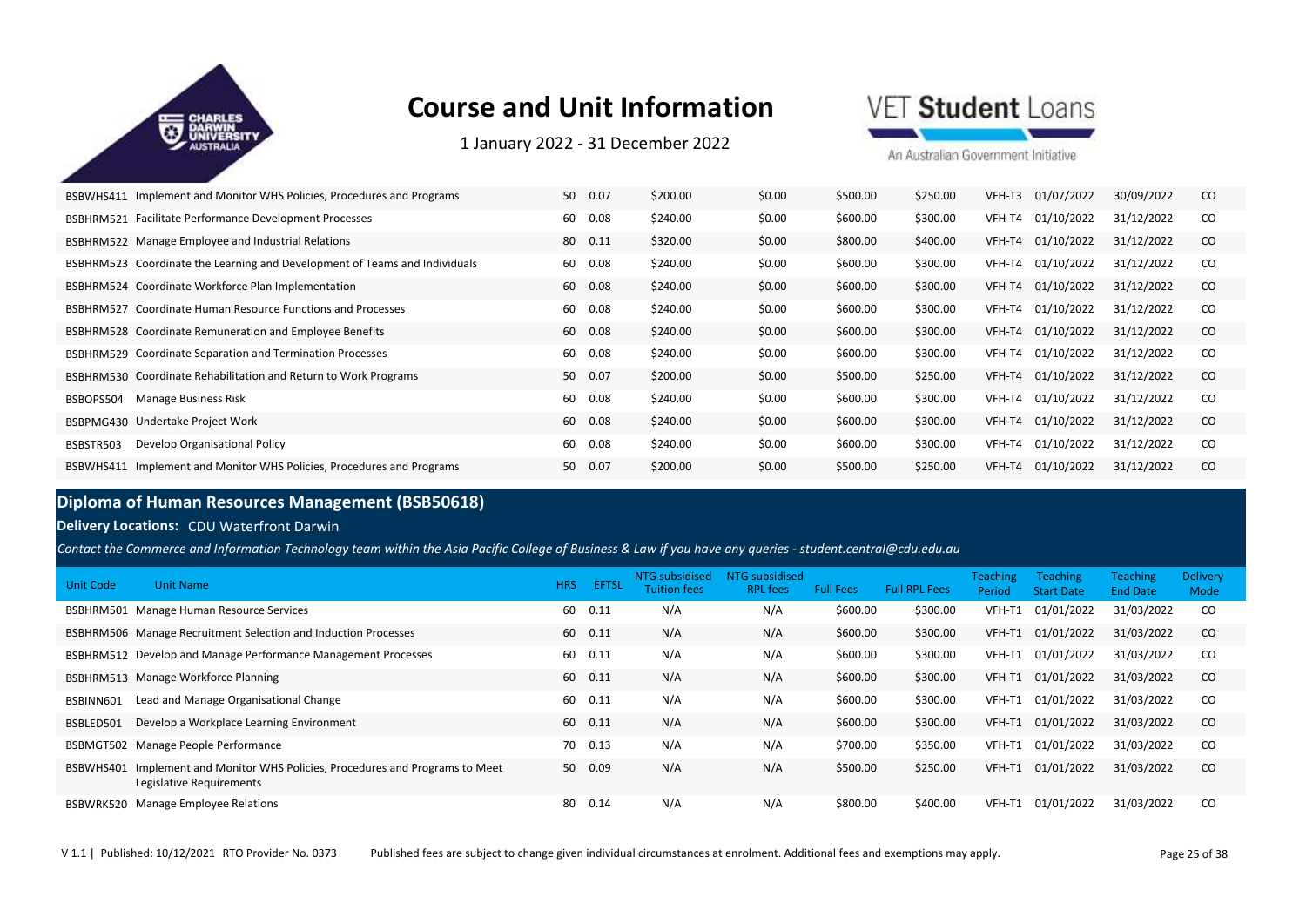# Course and Unit Information

1 January 2022 - 31 December 2022

| Unit Code | Unit Name | HRS | EFTSL | NTG subsidised Tuition fees | NTG subsidised RPL fees | Full Fees | Full RPL Fees | Teaching Period | Teaching Start Date | Teaching End Date | Delivery Mode |
|---|---|---|---|---|---|---|---|---|---|---|---|
| BSBWHS411 | Implement and Monitor WHS Policies, Procedures and Programs | 50 | 0.07 | $200.00 | $0.00 | $500.00 | $250.00 | VFH-T3 | 01/07/2022 | 30/09/2022 | CO |
| BSBHRM521 | Facilitate Performance Development Processes | 60 | 0.08 | $240.00 | $0.00 | $600.00 | $300.00 | VFH-T4 | 01/10/2022 | 31/12/2022 | CO |
| BSBHRM522 | Manage Employee and Industrial Relations | 80 | 0.11 | $320.00 | $0.00 | $800.00 | $400.00 | VFH-T4 | 01/10/2022 | 31/12/2022 | CO |
| BSBHRM523 | Coordinate the Learning and Development of Teams and Individuals | 60 | 0.08 | $240.00 | $0.00 | $600.00 | $300.00 | VFH-T4 | 01/10/2022 | 31/12/2022 | CO |
| BSBHRM524 | Coordinate Workforce Plan Implementation | 60 | 0.08 | $240.00 | $0.00 | $600.00 | $300.00 | VFH-T4 | 01/10/2022 | 31/12/2022 | CO |
| BSBHRM527 | Coordinate Human Resource Functions and Processes | 60 | 0.08 | $240.00 | $0.00 | $600.00 | $300.00 | VFH-T4 | 01/10/2022 | 31/12/2022 | CO |
| BSBHRM528 | Coordinate Remuneration and Employee Benefits | 60 | 0.08 | $240.00 | $0.00 | $600.00 | $300.00 | VFH-T4 | 01/10/2022 | 31/12/2022 | CO |
| BSBHRM529 | Coordinate Separation and Termination Processes | 60 | 0.08 | $240.00 | $0.00 | $600.00 | $300.00 | VFH-T4 | 01/10/2022 | 31/12/2022 | CO |
| BSBHRM530 | Coordinate Rehabilitation and Return to Work Programs | 50 | 0.07 | $200.00 | $0.00 | $500.00 | $250.00 | VFH-T4 | 01/10/2022 | 31/12/2022 | CO |
| BSBOPS504 | Manage Business Risk | 60 | 0.08 | $240.00 | $0.00 | $600.00 | $300.00 | VFH-T4 | 01/10/2022 | 31/12/2022 | CO |
| BSBPMG430 | Undertake Project Work | 60 | 0.08 | $240.00 | $0.00 | $600.00 | $300.00 | VFH-T4 | 01/10/2022 | 31/12/2022 | CO |
| BSBSTR503 | Develop Organisational Policy | 60 | 0.08 | $240.00 | $0.00 | $600.00 | $300.00 | VFH-T4 | 01/10/2022 | 31/12/2022 | CO |
| BSBWHS411 | Implement and Monitor WHS Policies, Procedures and Programs | 50 | 0.07 | $200.00 | $0.00 | $500.00 | $250.00 | VFH-T4 | 01/10/2022 | 31/12/2022 | CO |

## Diploma of Human Resources Management (BSB50618)

**Delivery Locations:** CDU Waterfront Darwin

*Contact the Commerce and Information Technology team within the Asia Pacific College of Business & Law if you have any queries - student.central@cdu.edu.au*

| Unit Code | Unit Name | HRS | EFTSL | NTG subsidised Tuition fees | NTG subsidised RPL fees | Full Fees | Full RPL Fees | Teaching Period | Teaching Start Date | Teaching End Date | Delivery Mode |
|---|---|---|---|---|---|---|---|---|---|---|---|
| BSBHRM501 | Manage Human Resource Services | 60 | 0.11 | N/A | N/A | $600.00 | $300.00 | VFH-T1 | 01/01/2022 | 31/03/2022 | CO |
| BSBHRM506 | Manage Recruitment Selection and Induction Processes | 60 | 0.11 | N/A | N/A | $600.00 | $300.00 | VFH-T1 | 01/01/2022 | 31/03/2022 | CO |
| BSBHRM512 | Develop and Manage Performance Management Processes | 60 | 0.11 | N/A | N/A | $600.00 | $300.00 | VFH-T1 | 01/01/2022 | 31/03/2022 | CO |
| BSBHRM513 | Manage Workforce Planning | 60 | 0.11 | N/A | N/A | $600.00 | $300.00 | VFH-T1 | 01/01/2022 | 31/03/2022 | CO |
| BSBINN601 | Lead and Manage Organisational Change | 60 | 0.11 | N/A | N/A | $600.00 | $300.00 | VFH-T1 | 01/01/2022 | 31/03/2022 | CO |
| BSBLED501 | Develop a Workplace Learning Environment | 60 | 0.11 | N/A | N/A | $600.00 | $300.00 | VFH-T1 | 01/01/2022 | 31/03/2022 | CO |
| BSBMGT502 | Manage People Performance | 70 | 0.13 | N/A | N/A | $700.00 | $350.00 | VFH-T1 | 01/01/2022 | 31/03/2022 | CO |
| BSBWHS401 | Implement and Monitor WHS Policies, Procedures and Programs to Meet Legislative Requirements | 50 | 0.09 | N/A | N/A | $500.00 | $250.00 | VFH-T1 | 01/01/2022 | 31/03/2022 | CO |
| BSBWRK520 | Manage Employee Relations | 80 | 0.14 | N/A | N/A | $800.00 | $400.00 | VFH-T1 | 01/01/2022 | 31/03/2022 | CO |

V 1.1 | Published: 10/12/2021 RTO Provider No. 0373 Published fees are subject to change given individual circumstances at enrolment. Additional fees and exemptions may apply.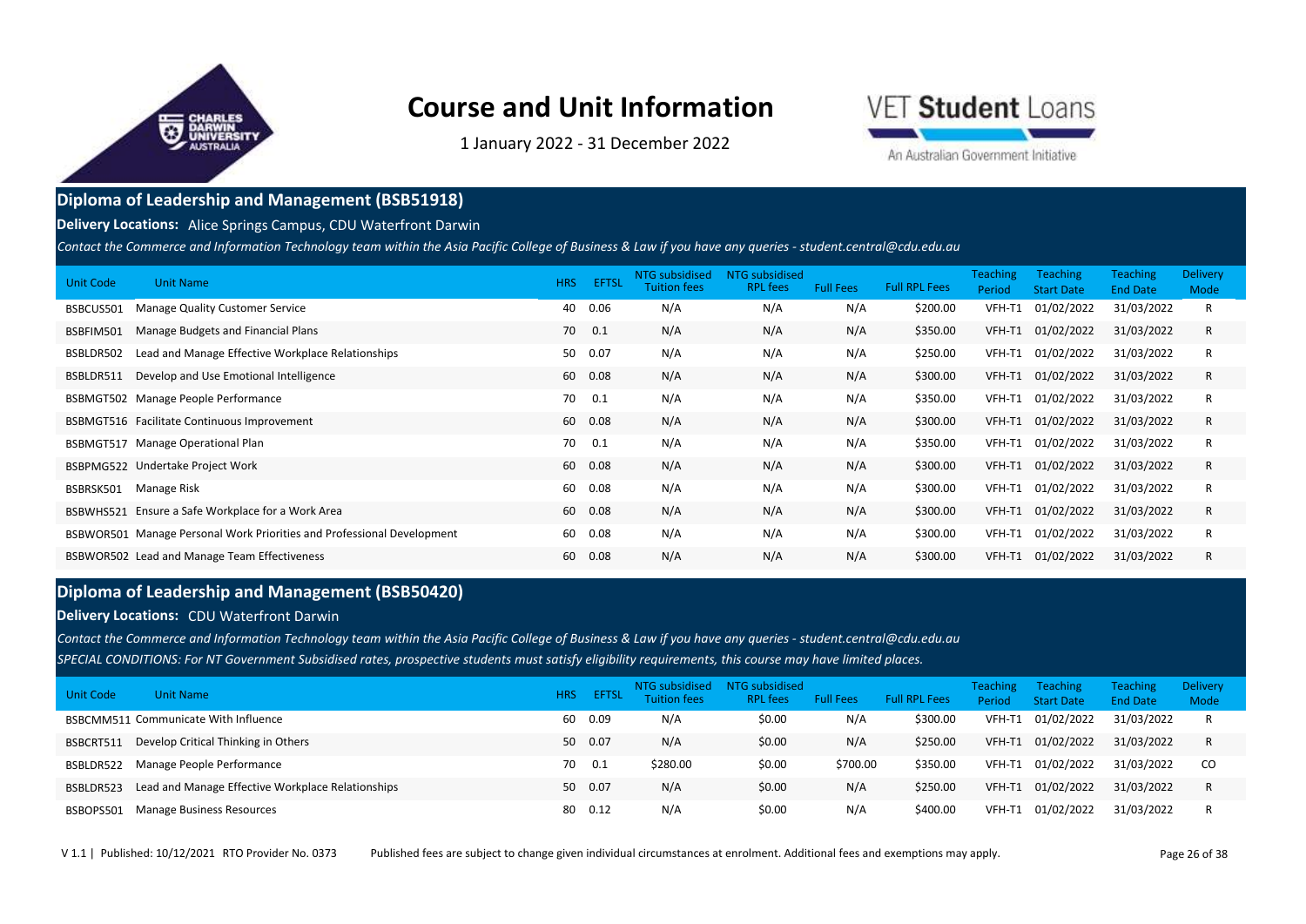# Course and Unit Information

1 January 2022 - 31 December 2022

VET Student Loans

An Australian Government Initiative

## Diploma of Leadership and Management (BSB51918)

**Delivery Locations:** Alice Springs Campus, CDU Waterfront Darwin

*Contact the Commerce and Information Technology team within the Asia Pacific College of Business & Law if you have any queries - student.central@cdu.edu.au*

| Unit Code | Unit Name | HRS | EFTSL | NTG subsidised Tuition fees | NTG subsidised RPL fees | Full Fees | Full RPL Fees | Teaching Period | Teaching Start Date | Teaching End Date | Delivery Mode |
|---|---|---|---|---|---|---|---|---|---|---|---|
| BSBCUS501 | Manage Quality Customer Service | 40 | 0.06 | N/A | N/A | N/A | $200.00 | VFH-T1 | 01/02/2022 | 31/03/2022 | R |
| BSBFIM501 | Manage Budgets and Financial Plans | 70 | 0.1 | N/A | N/A | N/A | $350.00 | VFH-T1 | 01/02/2022 | 31/03/2022 | R |
| BSBLDR502 | Lead and Manage Effective Workplace Relationships | 50 | 0.07 | N/A | N/A | N/A | $250.00 | VFH-T1 | 01/02/2022 | 31/03/2022 | R |
| BSBLDR511 | Develop and Use Emotional Intelligence | 60 | 0.08 | N/A | N/A | N/A | $300.00 | VFH-T1 | 01/02/2022 | 31/03/2022 | R |
| BSBMGT502 | Manage People Performance | 70 | 0.1 | N/A | N/A | N/A | $350.00 | VFH-T1 | 01/02/2022 | 31/03/2022 | R |
| BSBMGT516 | Facilitate Continuous Improvement | 60 | 0.08 | N/A | N/A | N/A | $300.00 | VFH-T1 | 01/02/2022 | 31/03/2022 | R |
| BSBMGT517 | Manage Operational Plan | 70 | 0.1 | N/A | N/A | N/A | $350.00 | VFH-T1 | 01/02/2022 | 31/03/2022 | R |
| BSBPMG522 | Undertake Project Work | 60 | 0.08 | N/A | N/A | N/A | $300.00 | VFH-T1 | 01/02/2022 | 31/03/2022 | R |
| BSBRSK501 | Manage Risk | 60 | 0.08 | N/A | N/A | N/A | $300.00 | VFH-T1 | 01/02/2022 | 31/03/2022 | R |
| BSBWHS521 | Ensure a Safe Workplace for a Work Area | 60 | 0.08 | N/A | N/A | N/A | $300.00 | VFH-T1 | 01/02/2022 | 31/03/2022 | R |
| BSBWOR501 | Manage Personal Work Priorities and Professional Development | 60 | 0.08 | N/A | N/A | N/A | $300.00 | VFH-T1 | 01/02/2022 | 31/03/2022 | R |
| BSBWOR502 | Lead and Manage Team Effectiveness | 60 | 0.08 | N/A | N/A | N/A | $300.00 | VFH-T1 | 01/02/2022 | 31/03/2022 | R |

## Diploma of Leadership and Management (BSB50420)

**Delivery Locations:** CDU Waterfront Darwin

*Contact the Commerce and Information Technology team within the Asia Pacific College of Business & Law if you have any queries - student.central@cdu.edu.au*

*SPECIAL CONDITIONS: For NT Government Subsidised rates, prospective students must satisfy eligibility requirements, this course may have limited places.*

| Unit Code | Unit Name | HRS | EFTSL | NTG subsidised Tuition fees | NTG subsidised RPL fees | Full Fees | Full RPL Fees | Teaching Period | Teaching Start Date | Teaching End Date | Delivery Mode |
|---|---|---|---|---|---|---|---|---|---|---|---|
| BSBCMM511 | Communicate With Influence | 60 | 0.09 | N/A | $0.00 | N/A | $300.00 | VFH-T1 | 01/02/2022 | 31/03/2022 | R |
| BSBCRT511 | Develop Critical Thinking in Others | 50 | 0.07 | N/A | $0.00 | N/A | $250.00 | VFH-T1 | 01/02/2022 | 31/03/2022 | R |
| BSBLDR522 | Manage People Performance | 70 | 0.1 | $280.00 | $0.00 | $700.00 | $350.00 | VFH-T1 | 01/02/2022 | 31/03/2022 | CO |
| BSBLDR523 | Lead and Manage Effective Workplace Relationships | 50 | 0.07 | N/A | $0.00 | N/A | $250.00 | VFH-T1 | 01/02/2022 | 31/03/2022 | R |
| BSBOPS501 | Manage Business Resources | 80 | 0.12 | N/A | $0.00 | N/A | $400.00 | VFH-T1 | 01/02/2022 | 31/03/2022 | R |

V 1.1 | Published: 10/12/2021 RTO Provider No. 0373 Published fees are subject to change given individual circumstances at enrolment. Additional fees and exemptions may apply.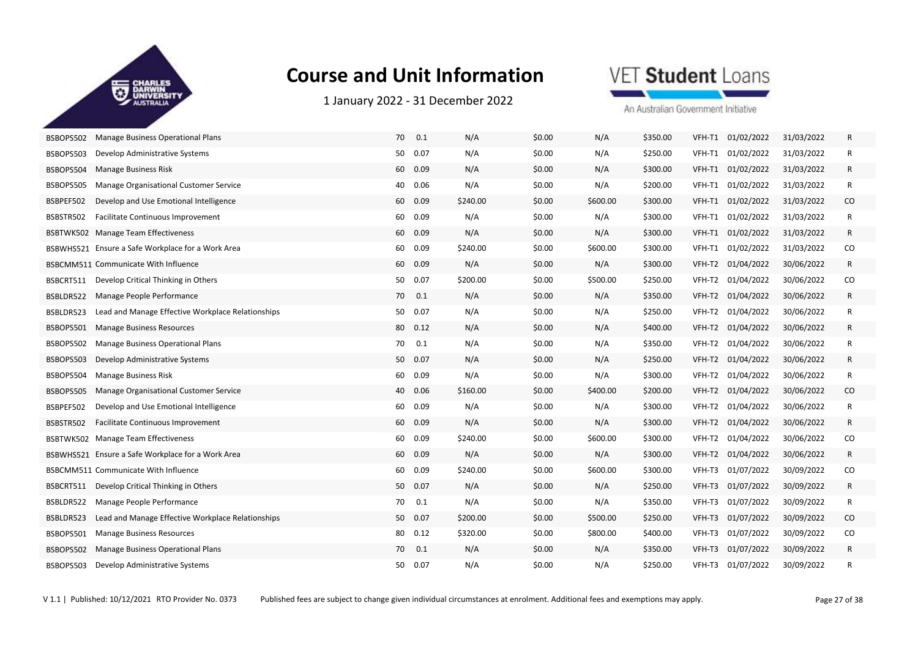# Course and Unit Information

1 January 2022 - 31 December 2022

| | | | | | | | | | | | |
|---|---|---|---|---|---|---|---|---|---|---|---|
| BSBOPS502 | Manage Business Operational Plans | 70 | 0.1 | N/A | $0.00 | N/A | $350.00 | VFH-T1 | 01/02/2022 | 31/03/2022 | R |
| BSBOPS503 | Develop Administrative Systems | 50 | 0.07 | N/A | $0.00 | N/A | $250.00 | VFH-T1 | 01/02/2022 | 31/03/2022 | R |
| BSBOPS504 | Manage Business Risk | 60 | 0.09 | N/A | $0.00 | N/A | $300.00 | VFH-T1 | 01/02/2022 | 31/03/2022 | R |
| BSBOPS505 | Manage Organisational Customer Service | 40 | 0.06 | N/A | $0.00 | N/A | $200.00 | VFH-T1 | 01/02/2022 | 31/03/2022 | R |
| BSBPEF502 | Develop and Use Emotional Intelligence | 60 | 0.09 | $240.00 | $0.00 | $600.00 | $300.00 | VFH-T1 | 01/02/2022 | 31/03/2022 | CO |
| BSBSTR502 | Facilitate Continuous Improvement | 60 | 0.09 | N/A | $0.00 | N/A | $300.00 | VFH-T1 | 01/02/2022 | 31/03/2022 | R |
| BSBTWK502 | Manage Team Effectiveness | 60 | 0.09 | N/A | $0.00 | N/A | $300.00 | VFH-T1 | 01/02/2022 | 31/03/2022 | R |
| BSBWHS521 | Ensure a Safe Workplace for a Work Area | 60 | 0.09 | $240.00 | $0.00 | $600.00 | $300.00 | VFH-T1 | 01/02/2022 | 31/03/2022 | CO |
| BSBCMM511 | Communicate With Influence | 60 | 0.09 | N/A | $0.00 | N/A | $300.00 | VFH-T2 | 01/04/2022 | 30/06/2022 | R |
| BSBCRT511 | Develop Critical Thinking in Others | 50 | 0.07 | $200.00 | $0.00 | $500.00 | $250.00 | VFH-T2 | 01/04/2022 | 30/06/2022 | CO |
| BSBLDR522 | Manage People Performance | 70 | 0.1 | N/A | $0.00 | N/A | $350.00 | VFH-T2 | 01/04/2022 | 30/06/2022 | R |
| BSBLDR523 | Lead and Manage Effective Workplace Relationships | 50 | 0.07 | N/A | $0.00 | N/A | $250.00 | VFH-T2 | 01/04/2022 | 30/06/2022 | R |
| BSBOPS501 | Manage Business Resources | 80 | 0.12 | N/A | $0.00 | N/A | $400.00 | VFH-T2 | 01/04/2022 | 30/06/2022 | R |
| BSBOPS502 | Manage Business Operational Plans | 70 | 0.1 | N/A | $0.00 | N/A | $350.00 | VFH-T2 | 01/04/2022 | 30/06/2022 | R |
| BSBOPS503 | Develop Administrative Systems | 50 | 0.07 | N/A | $0.00 | N/A | $250.00 | VFH-T2 | 01/04/2022 | 30/06/2022 | R |
| BSBOPS504 | Manage Business Risk | 60 | 0.09 | N/A | $0.00 | N/A | $300.00 | VFH-T2 | 01/04/2022 | 30/06/2022 | R |
| BSBOPS505 | Manage Organisational Customer Service | 40 | 0.06 | $160.00 | $0.00 | $400.00 | $200.00 | VFH-T2 | 01/04/2022 | 30/06/2022 | CO |
| BSBPEF502 | Develop and Use Emotional Intelligence | 60 | 0.09 | N/A | $0.00 | N/A | $300.00 | VFH-T2 | 01/04/2022 | 30/06/2022 | R |
| BSBSTR502 | Facilitate Continuous Improvement | 60 | 0.09 | N/A | $0.00 | N/A | $300.00 | VFH-T2 | 01/04/2022 | 30/06/2022 | R |
| BSBTWK502 | Manage Team Effectiveness | 60 | 0.09 | $240.00 | $0.00 | $600.00 | $300.00 | VFH-T2 | 01/04/2022 | 30/06/2022 | CO |
| BSBWHS521 | Ensure a Safe Workplace for a Work Area | 60 | 0.09 | N/A | $0.00 | N/A | $300.00 | VFH-T2 | 01/04/2022 | 30/06/2022 | R |
| BSBCMM511 | Communicate With Influence | 60 | 0.09 | $240.00 | $0.00 | $600.00 | $300.00 | VFH-T3 | 01/07/2022 | 30/09/2022 | CO |
| BSBCRT511 | Develop Critical Thinking in Others | 50 | 0.07 | N/A | $0.00 | N/A | $250.00 | VFH-T3 | 01/07/2022 | 30/09/2022 | R |
| BSBLDR522 | Manage People Performance | 70 | 0.1 | N/A | $0.00 | N/A | $350.00 | VFH-T3 | 01/07/2022 | 30/09/2022 | R |
| BSBLDR523 | Lead and Manage Effective Workplace Relationships | 50 | 0.07 | $200.00 | $0.00 | $500.00 | $250.00 | VFH-T3 | 01/07/2022 | 30/09/2022 | CO |
| BSBOPS501 | Manage Business Resources | 80 | 0.12 | $320.00 | $0.00 | $800.00 | $400.00 | VFH-T3 | 01/07/2022 | 30/09/2022 | CO |
| BSBOPS502 | Manage Business Operational Plans | 70 | 0.1 | N/A | $0.00 | N/A | $350.00 | VFH-T3 | 01/07/2022 | 30/09/2022 | R |
| BSBOPS503 | Develop Administrative Systems | 50 | 0.07 | N/A | $0.00 | N/A | $250.00 | VFH-T3 | 01/07/2022 | 30/09/2022 | R |

V 1.1 | Published: 10/12/2021 RTO Provider No. 0373 Published fees are subject to change given individual circumstances at enrolment. Additional fees and exemptions may apply.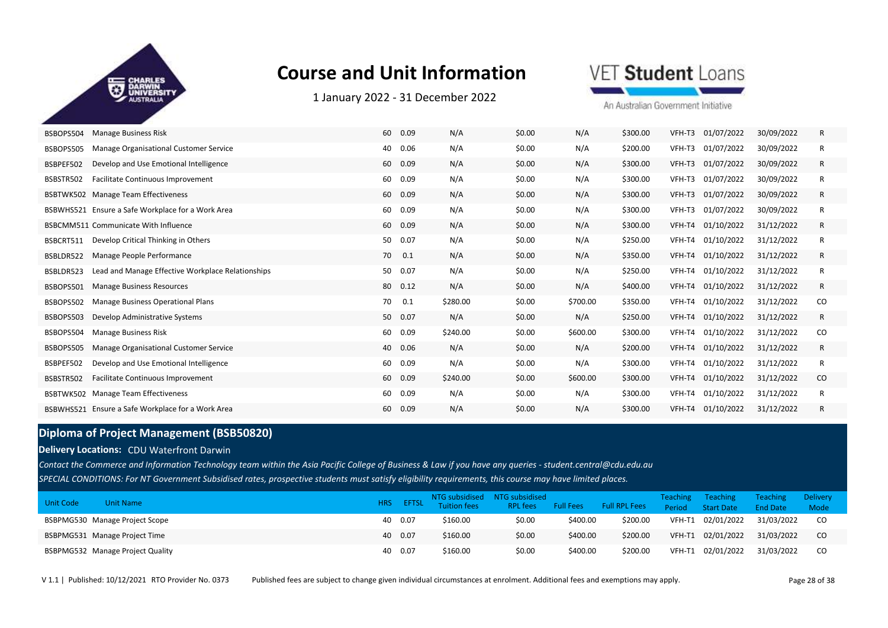# Course and Unit Information

1 January 2022 - 31 December 2022

| Unit Code | Unit Name | HRS | EFTSL | NTG subsidised Tuition fees | NTG subsidised RPL fees | Full Fees | Full RPL Fees | Teaching Period | Teaching Start Date | Teaching End Date | Delivery Mode |
|---|---|---|---|---|---|---|---|---|---|---|---|
| BSBOPS504 | Manage Business Risk | 60 | 0.09 | N/A | $0.00 | N/A | $300.00 | VFH-T3 | 01/07/2022 | 30/09/2022 | R |
| BSBOPS505 | Manage Organisational Customer Service | 40 | 0.06 | N/A | $0.00 | N/A | $200.00 | VFH-T3 | 01/07/2022 | 30/09/2022 | R |
| BSBPEF502 | Develop and Use Emotional Intelligence | 60 | 0.09 | N/A | $0.00 | N/A | $300.00 | VFH-T3 | 01/07/2022 | 30/09/2022 | R |
| BSBSTR502 | Facilitate Continuous Improvement | 60 | 0.09 | N/A | $0.00 | N/A | $300.00 | VFH-T3 | 01/07/2022 | 30/09/2022 | R |
| BSBTWK502 | Manage Team Effectiveness | 60 | 0.09 | N/A | $0.00 | N/A | $300.00 | VFH-T3 | 01/07/2022 | 30/09/2022 | R |
| BSBWHS521 | Ensure a Safe Workplace for a Work Area | 60 | 0.09 | N/A | $0.00 | N/A | $300.00 | VFH-T3 | 01/07/2022 | 30/09/2022 | R |
| BSBCMM511 | Communicate With Influence | 60 | 0.09 | N/A | $0.00 | N/A | $300.00 | VFH-T4 | 01/10/2022 | 31/12/2022 | R |
| BSBCRT511 | Develop Critical Thinking in Others | 50 | 0.07 | N/A | $0.00 | N/A | $250.00 | VFH-T4 | 01/10/2022 | 31/12/2022 | R |
| BSBLDR522 | Manage People Performance | 70 | 0.1 | N/A | $0.00 | N/A | $350.00 | VFH-T4 | 01/10/2022 | 31/12/2022 | R |
| BSBLDR523 | Lead and Manage Effective Workplace Relationships | 50 | 0.07 | N/A | $0.00 | N/A | $250.00 | VFH-T4 | 01/10/2022 | 31/12/2022 | R |
| BSBOPS501 | Manage Business Resources | 80 | 0.12 | N/A | $0.00 | N/A | $400.00 | VFH-T4 | 01/10/2022 | 31/12/2022 | R |
| BSBOPS502 | Manage Business Operational Plans | 70 | 0.1 | $280.00 | $0.00 | $700.00 | $350.00 | VFH-T4 | 01/10/2022 | 31/12/2022 | CO |
| BSBOPS503 | Develop Administrative Systems | 50 | 0.07 | N/A | $0.00 | N/A | $250.00 | VFH-T4 | 01/10/2022 | 31/12/2022 | R |
| BSBOPS504 | Manage Business Risk | 60 | 0.09 | $240.00 | $0.00 | $600.00 | $300.00 | VFH-T4 | 01/10/2022 | 31/12/2022 | CO |
| BSBOPS505 | Manage Organisational Customer Service | 40 | 0.06 | N/A | $0.00 | N/A | $200.00 | VFH-T4 | 01/10/2022 | 31/12/2022 | R |
| BSBPEF502 | Develop and Use Emotional Intelligence | 60 | 0.09 | N/A | $0.00 | N/A | $300.00 | VFH-T4 | 01/10/2022 | 31/12/2022 | R |
| BSBSTR502 | Facilitate Continuous Improvement | 60 | 0.09 | $240.00 | $0.00 | $600.00 | $300.00 | VFH-T4 | 01/10/2022 | 31/12/2022 | CO |
| BSBTWK502 | Manage Team Effectiveness | 60 | 0.09 | N/A | $0.00 | N/A | $300.00 | VFH-T4 | 01/10/2022 | 31/12/2022 | R |
| BSBWHS521 | Ensure a Safe Workplace for a Work Area | 60 | 0.09 | N/A | $0.00 | N/A | $300.00 | VFH-T4 | 01/10/2022 | 31/12/2022 | R |

## Diploma of Project Management (BSB50820)

**Delivery Locations:** CDU Waterfront Darwin

*Contact the Commerce and Information Technology team within the Asia Pacific College of Business & Law if you have any queries - student.central@cdu.edu.au*

*SPECIAL CONDITIONS: For NT Government Subsidised rates, prospective students must satisfy eligibility requirements, this course may have limited places.*

| Unit Code | Unit Name | HRS | EFTSL | NTG subsidised Tuition fees | NTG subsidised RPL fees | Full Fees | Full RPL Fees | Teaching Period | Teaching Start Date | Teaching End Date | Delivery Mode |
|---|---|---|---|---|---|---|---|---|---|---|---|
| BSBPMG530 | Manage Project Scope | 40 | 0.07 | $160.00 | $0.00 | $400.00 | $200.00 | VFH-T1 | 02/01/2022 | 31/03/2022 | CO |
| BSBPMG531 | Manage Project Time | 40 | 0.07 | $160.00 | $0.00 | $400.00 | $200.00 | VFH-T1 | 02/01/2022 | 31/03/2022 | CO |
| BSBPMG532 | Manage Project Quality | 40 | 0.07 | $160.00 | $0.00 | $400.00 | $200.00 | VFH-T1 | 02/01/2022 | 31/03/2022 | CO |

V 1.1 | Published: 10/12/2021 RTO Provider No. 0373 Published fees are subject to change given individual circumstances at enrolment. Additional fees and exemptions may apply.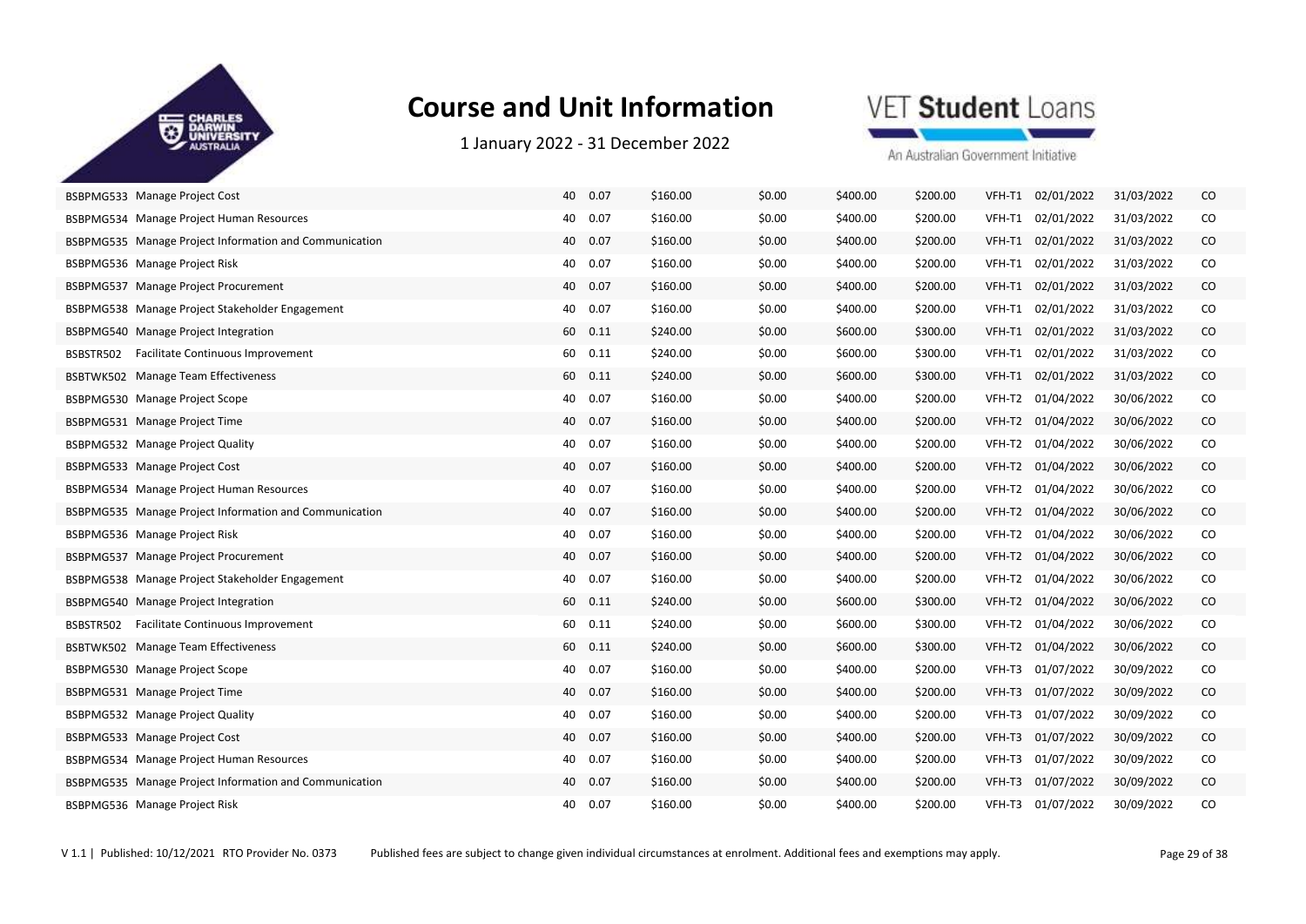# Course and Unit Information

1 January 2022 - 31 December 2022

| | | | | | | | | | | | |
|---|---|---|---|---|---|---|---|---|---|---|---|
| BSBPMG533 | Manage Project Cost | 40 | 0.07 | $160.00 | $0.00 | $400.00 | $200.00 | VFH-T1 | 02/01/2022 | 31/03/2022 | CO |
| BSBPMG534 | Manage Project Human Resources | 40 | 0.07 | $160.00 | $0.00 | $400.00 | $200.00 | VFH-T1 | 02/01/2022 | 31/03/2022 | CO |
| BSBPMG535 | Manage Project Information and Communication | 40 | 0.07 | $160.00 | $0.00 | $400.00 | $200.00 | VFH-T1 | 02/01/2022 | 31/03/2022 | CO |
| BSBPMG536 | Manage Project Risk | 40 | 0.07 | $160.00 | $0.00 | $400.00 | $200.00 | VFH-T1 | 02/01/2022 | 31/03/2022 | CO |
| BSBPMG537 | Manage Project Procurement | 40 | 0.07 | $160.00 | $0.00 | $400.00 | $200.00 | VFH-T1 | 02/01/2022 | 31/03/2022 | CO |
| BSBPMG538 | Manage Project Stakeholder Engagement | 40 | 0.07 | $160.00 | $0.00 | $400.00 | $200.00 | VFH-T1 | 02/01/2022 | 31/03/2022 | CO |
| BSBPMG540 | Manage Project Integration | 60 | 0.11 | $240.00 | $0.00 | $600.00 | $300.00 | VFH-T1 | 02/01/2022 | 31/03/2022 | CO |
| BSBSTR502 | Facilitate Continuous Improvement | 60 | 0.11 | $240.00 | $0.00 | $600.00 | $300.00 | VFH-T1 | 02/01/2022 | 31/03/2022 | CO |
| BSBTWK502 | Manage Team Effectiveness | 60 | 0.11 | $240.00 | $0.00 | $600.00 | $300.00 | VFH-T1 | 02/01/2022 | 31/03/2022 | CO |
| BSBPMG530 | Manage Project Scope | 40 | 0.07 | $160.00 | $0.00 | $400.00 | $200.00 | VFH-T2 | 01/04/2022 | 30/06/2022 | CO |
| BSBPMG531 | Manage Project Time | 40 | 0.07 | $160.00 | $0.00 | $400.00 | $200.00 | VFH-T2 | 01/04/2022 | 30/06/2022 | CO |
| BSBPMG532 | Manage Project Quality | 40 | 0.07 | $160.00 | $0.00 | $400.00 | $200.00 | VFH-T2 | 01/04/2022 | 30/06/2022 | CO |
| BSBPMG533 | Manage Project Cost | 40 | 0.07 | $160.00 | $0.00 | $400.00 | $200.00 | VFH-T2 | 01/04/2022 | 30/06/2022 | CO |
| BSBPMG534 | Manage Project Human Resources | 40 | 0.07 | $160.00 | $0.00 | $400.00 | $200.00 | VFH-T2 | 01/04/2022 | 30/06/2022 | CO |
| BSBPMG535 | Manage Project Information and Communication | 40 | 0.07 | $160.00 | $0.00 | $400.00 | $200.00 | VFH-T2 | 01/04/2022 | 30/06/2022 | CO |
| BSBPMG536 | Manage Project Risk | 40 | 0.07 | $160.00 | $0.00 | $400.00 | $200.00 | VFH-T2 | 01/04/2022 | 30/06/2022 | CO |
| BSBPMG537 | Manage Project Procurement | 40 | 0.07 | $160.00 | $0.00 | $400.00 | $200.00 | VFH-T2 | 01/04/2022 | 30/06/2022 | CO |
| BSBPMG538 | Manage Project Stakeholder Engagement | 40 | 0.07 | $160.00 | $0.00 | $400.00 | $200.00 | VFH-T2 | 01/04/2022 | 30/06/2022 | CO |
| BSBPMG540 | Manage Project Integration | 60 | 0.11 | $240.00 | $0.00 | $600.00 | $300.00 | VFH-T2 | 01/04/2022 | 30/06/2022 | CO |
| BSBSTR502 | Facilitate Continuous Improvement | 60 | 0.11 | $240.00 | $0.00 | $600.00 | $300.00 | VFH-T2 | 01/04/2022 | 30/06/2022 | CO |
| BSBTWK502 | Manage Team Effectiveness | 60 | 0.11 | $240.00 | $0.00 | $600.00 | $300.00 | VFH-T2 | 01/04/2022 | 30/06/2022 | CO |
| BSBPMG530 | Manage Project Scope | 40 | 0.07 | $160.00 | $0.00 | $400.00 | $200.00 | VFH-T3 | 01/07/2022 | 30/09/2022 | CO |
| BSBPMG531 | Manage Project Time | 40 | 0.07 | $160.00 | $0.00 | $400.00 | $200.00 | VFH-T3 | 01/07/2022 | 30/09/2022 | CO |
| BSBPMG532 | Manage Project Quality | 40 | 0.07 | $160.00 | $0.00 | $400.00 | $200.00 | VFH-T3 | 01/07/2022 | 30/09/2022 | CO |
| BSBPMG533 | Manage Project Cost | 40 | 0.07 | $160.00 | $0.00 | $400.00 | $200.00 | VFH-T3 | 01/07/2022 | 30/09/2022 | CO |
| BSBPMG534 | Manage Project Human Resources | 40 | 0.07 | $160.00 | $0.00 | $400.00 | $200.00 | VFH-T3 | 01/07/2022 | 30/09/2022 | CO |
| BSBPMG535 | Manage Project Information and Communication | 40 | 0.07 | $160.00 | $0.00 | $400.00 | $200.00 | VFH-T3 | 01/07/2022 | 30/09/2022 | CO |
| BSBPMG536 | Manage Project Risk | 40 | 0.07 | $160.00 | $0.00 | $400.00 | $200.00 | VFH-T3 | 01/07/2022 | 30/09/2022 | CO |

V 1.1 | Published: 10/12/2021 RTO Provider No. 0373 Published fees are subject to change given individual circumstances at enrolment. Additional fees and exemptions may apply.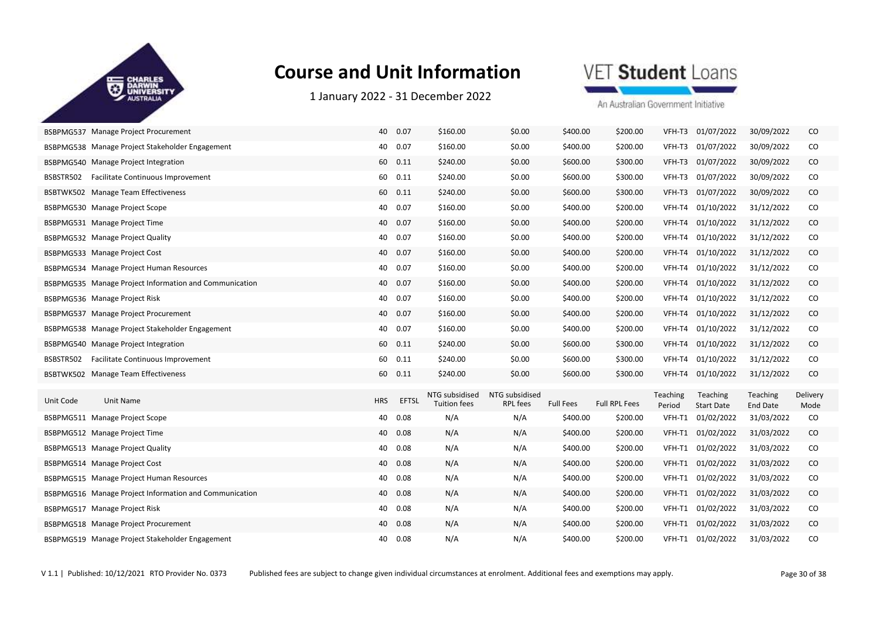# Course and Unit Information

1 January 2022 - 31 December 2022

| Unit Code | Unit Name | HRS | EFTSL | NTG subsidised Tuition fees | NTG subsidised RPL fees | Full Fees | Full RPL Fees | Teaching Period | Teaching Start Date | Teaching End Date | Delivery Mode |
|---|---|---|---|---|---|---|---|---|---|---|---|
| BSBPMG537 | Manage Project Procurement | 40 | 0.07 | $160.00 | $0.00 | $400.00 | $200.00 | VFH-T3 | 01/07/2022 | 30/09/2022 | CO |
| BSBPMG538 | Manage Project Stakeholder Engagement | 40 | 0.07 | $160.00 | $0.00 | $400.00 | $200.00 | VFH-T3 | 01/07/2022 | 30/09/2022 | CO |
| BSBPMG540 | Manage Project Integration | 60 | 0.11 | $240.00 | $0.00 | $600.00 | $300.00 | VFH-T3 | 01/07/2022 | 30/09/2022 | CO |
| BSBSTR502 | Facilitate Continuous Improvement | 60 | 0.11 | $240.00 | $0.00 | $600.00 | $300.00 | VFH-T3 | 01/07/2022 | 30/09/2022 | CO |
| BSBTWK502 | Manage Team Effectiveness | 60 | 0.11 | $240.00 | $0.00 | $600.00 | $300.00 | VFH-T3 | 01/07/2022 | 30/09/2022 | CO |
| BSBPMG530 | Manage Project Scope | 40 | 0.07 | $160.00 | $0.00 | $400.00 | $200.00 | VFH-T4 | 01/10/2022 | 31/12/2022 | CO |
| BSBPMG531 | Manage Project Time | 40 | 0.07 | $160.00 | $0.00 | $400.00 | $200.00 | VFH-T4 | 01/10/2022 | 31/12/2022 | CO |
| BSBPMG532 | Manage Project Quality | 40 | 0.07 | $160.00 | $0.00 | $400.00 | $200.00 | VFH-T4 | 01/10/2022 | 31/12/2022 | CO |
| BSBPMG533 | Manage Project Cost | 40 | 0.07 | $160.00 | $0.00 | $400.00 | $200.00 | VFH-T4 | 01/10/2022 | 31/12/2022 | CO |
| BSBPMG534 | Manage Project Human Resources | 40 | 0.07 | $160.00 | $0.00 | $400.00 | $200.00 | VFH-T4 | 01/10/2022 | 31/12/2022 | CO |
| BSBPMG535 | Manage Project Information and Communication | 40 | 0.07 | $160.00 | $0.00 | $400.00 | $200.00 | VFH-T4 | 01/10/2022 | 31/12/2022 | CO |
| BSBPMG536 | Manage Project Risk | 40 | 0.07 | $160.00 | $0.00 | $400.00 | $200.00 | VFH-T4 | 01/10/2022 | 31/12/2022 | CO |
| BSBPMG537 | Manage Project Procurement | 40 | 0.07 | $160.00 | $0.00 | $400.00 | $200.00 | VFH-T4 | 01/10/2022 | 31/12/2022 | CO |
| BSBPMG538 | Manage Project Stakeholder Engagement | 40 | 0.07 | $160.00 | $0.00 | $400.00 | $200.00 | VFH-T4 | 01/10/2022 | 31/12/2022 | CO |
| BSBPMG540 | Manage Project Integration | 60 | 0.11 | $240.00 | $0.00 | $600.00 | $300.00 | VFH-T4 | 01/10/2022 | 31/12/2022 | CO |
| BSBSTR502 | Facilitate Continuous Improvement | 60 | 0.11 | $240.00 | $0.00 | $600.00 | $300.00 | VFH-T4 | 01/10/2022 | 31/12/2022 | CO |
| BSBTWK502 | Manage Team Effectiveness | 60 | 0.11 | $240.00 | $0.00 | $600.00 | $300.00 | VFH-T4 | 01/10/2022 | 31/12/2022 | CO |

| Unit Code | Unit Name | HRS | EFTSL | NTG subsidised Tuition fees | NTG subsidised RPL fees | Full Fees | Full RPL Fees | Teaching Period | Teaching Start Date | Teaching End Date | Delivery Mode |
|---|---|---|---|---|---|---|---|---|---|---|---|
| BSBPMG511 | Manage Project Scope | 40 | 0.08 | N/A | N/A | $400.00 | $200.00 | VFH-T1 | 01/02/2022 | 31/03/2022 | CO |
| BSBPMG512 | Manage Project Time | 40 | 0.08 | N/A | N/A | $400.00 | $200.00 | VFH-T1 | 01/02/2022 | 31/03/2022 | CO |
| BSBPMG513 | Manage Project Quality | 40 | 0.08 | N/A | N/A | $400.00 | $200.00 | VFH-T1 | 01/02/2022 | 31/03/2022 | CO |
| BSBPMG514 | Manage Project Cost | 40 | 0.08 | N/A | N/A | $400.00 | $200.00 | VFH-T1 | 01/02/2022 | 31/03/2022 | CO |
| BSBPMG515 | Manage Project Human Resources | 40 | 0.08 | N/A | N/A | $400.00 | $200.00 | VFH-T1 | 01/02/2022 | 31/03/2022 | CO |
| BSBPMG516 | Manage Project Information and Communication | 40 | 0.08 | N/A | N/A | $400.00 | $200.00 | VFH-T1 | 01/02/2022 | 31/03/2022 | CO |
| BSBPMG517 | Manage Project Risk | 40 | 0.08 | N/A | N/A | $400.00 | $200.00 | VFH-T1 | 01/02/2022 | 31/03/2022 | CO |
| BSBPMG518 | Manage Project Procurement | 40 | 0.08 | N/A | N/A | $400.00 | $200.00 | VFH-T1 | 01/02/2022 | 31/03/2022 | CO |
| BSBPMG519 | Manage Project Stakeholder Engagement | 40 | 0.08 | N/A | N/A | $400.00 | $200.00 | VFH-T1 | 01/02/2022 | 31/03/2022 | CO |

V 1.1 | Published: 10/12/2021 RTO Provider No. 0373 Published fees are subject to change given individual circumstances at enrolment. Additional fees and exemptions may apply.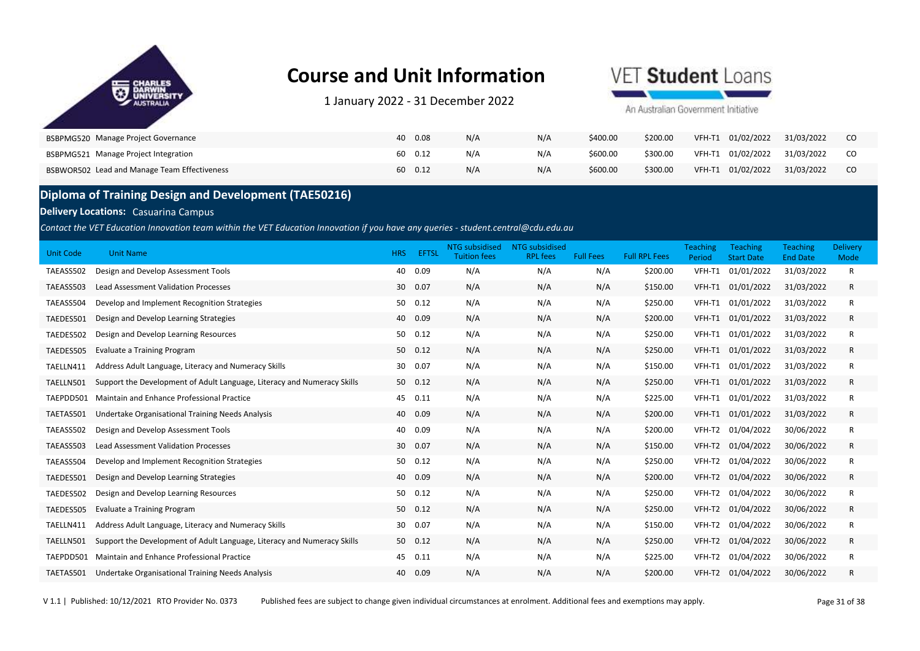| | | | | | | | | | | | |
|---|---|---|---|---|---|---|---|---|---|---|---|
| BSBPMG520 | Manage Project Governance | 40 | 0.08 | N/A | N/A | $400.00 | $200.00 | VFH-T1 | 01/02/2022 | 31/03/2022 | CO |
| BSBPMG521 | Manage Project Integration | 60 | 0.12 | N/A | N/A | $600.00 | $300.00 | VFH-T1 | 01/02/2022 | 31/03/2022 | CO |
| BSBWOR502 | Lead and Manage Team Effectiveness | 60 | 0.12 | N/A | N/A | $600.00 | $300.00 | VFH-T1 | 01/02/2022 | 31/03/2022 | CO |

## Diploma of Training Design and Development (TAE50216)

**Delivery Locations:** Casuarina Campus

*Contact the VET Education Innovation team within the VET Education Innovation if you have any queries - student.central@cdu.edu.au*

| Unit Code | Unit Name | HRS | EFTSL | NTG subsidised Tuition fees | NTG subsidised RPL fees | Full Fees | Full RPL Fees | Teaching Period | Teaching Start Date | Teaching End Date | Delivery Mode |
|---|---|---|---|---|---|---|---|---|---|---|---|
| TAEASS502 | Design and Develop Assessment Tools | 40 | 0.09 | N/A | N/A | N/A | $200.00 | VFH-T1 | 01/01/2022 | 31/03/2022 | R |
| TAEASS503 | Lead Assessment Validation Processes | 30 | 0.07 | N/A | N/A | N/A | $150.00 | VFH-T1 | 01/01/2022 | 31/03/2022 | R |
| TAEASS504 | Develop and Implement Recognition Strategies | 50 | 0.12 | N/A | N/A | N/A | $250.00 | VFH-T1 | 01/01/2022 | 31/03/2022 | R |
| TAEDES501 | Design and Develop Learning Strategies | 40 | 0.09 | N/A | N/A | N/A | $200.00 | VFH-T1 | 01/01/2022 | 31/03/2022 | R |
| TAEDES502 | Design and Develop Learning Resources | 50 | 0.12 | N/A | N/A | N/A | $250.00 | VFH-T1 | 01/01/2022 | 31/03/2022 | R |
| TAEDES505 | Evaluate a Training Program | 50 | 0.12 | N/A | N/A | N/A | $250.00 | VFH-T1 | 01/01/2022 | 31/03/2022 | R |
| TAELLN411 | Address Adult Language, Literacy and Numeracy Skills | 30 | 0.07 | N/A | N/A | N/A | $150.00 | VFH-T1 | 01/01/2022 | 31/03/2022 | R |
| TAELLN501 | Support the Development of Adult Language, Literacy and Numeracy Skills | 50 | 0.12 | N/A | N/A | N/A | $250.00 | VFH-T1 | 01/01/2022 | 31/03/2022 | R |
| TAEPDD501 | Maintain and Enhance Professional Practice | 45 | 0.11 | N/A | N/A | N/A | $225.00 | VFH-T1 | 01/01/2022 | 31/03/2022 | R |
| TAETAS501 | Undertake Organisational Training Needs Analysis | 40 | 0.09 | N/A | N/A | N/A | $200.00 | VFH-T1 | 01/01/2022 | 31/03/2022 | R |
| TAEASS502 | Design and Develop Assessment Tools | 40 | 0.09 | N/A | N/A | N/A | $200.00 | VFH-T2 | 01/04/2022 | 30/06/2022 | R |
| TAEASS503 | Lead Assessment Validation Processes | 30 | 0.07 | N/A | N/A | N/A | $150.00 | VFH-T2 | 01/04/2022 | 30/06/2022 | R |
| TAEASS504 | Develop and Implement Recognition Strategies | 50 | 0.12 | N/A | N/A | N/A | $250.00 | VFH-T2 | 01/04/2022 | 30/06/2022 | R |
| TAEDES501 | Design and Develop Learning Strategies | 40 | 0.09 | N/A | N/A | N/A | $200.00 | VFH-T2 | 01/04/2022 | 30/06/2022 | R |
| TAEDES502 | Design and Develop Learning Resources | 50 | 0.12 | N/A | N/A | N/A | $250.00 | VFH-T2 | 01/04/2022 | 30/06/2022 | R |
| TAEDES505 | Evaluate a Training Program | 50 | 0.12 | N/A | N/A | N/A | $250.00 | VFH-T2 | 01/04/2022 | 30/06/2022 | R |
| TAELLN411 | Address Adult Language, Literacy and Numeracy Skills | 30 | 0.07 | N/A | N/A | N/A | $150.00 | VFH-T2 | 01/04/2022 | 30/06/2022 | R |
| TAELLN501 | Support the Development of Adult Language, Literacy and Numeracy Skills | 50 | 0.12 | N/A | N/A | N/A | $250.00 | VFH-T2 | 01/04/2022 | 30/06/2022 | R |
| TAEPDD501 | Maintain and Enhance Professional Practice | 45 | 0.11 | N/A | N/A | N/A | $225.00 | VFH-T2 | 01/04/2022 | 30/06/2022 | R |
| TAETAS501 | Undertake Organisational Training Needs Analysis | 40 | 0.09 | N/A | N/A | N/A | $200.00 | VFH-T2 | 01/04/2022 | 30/06/2022 | R |

V 1.1 | Published: 10/12/2021 RTO Provider No. 0373 Published fees are subject to change given individual circumstances at enrolment. Additional fees and exemptions may apply.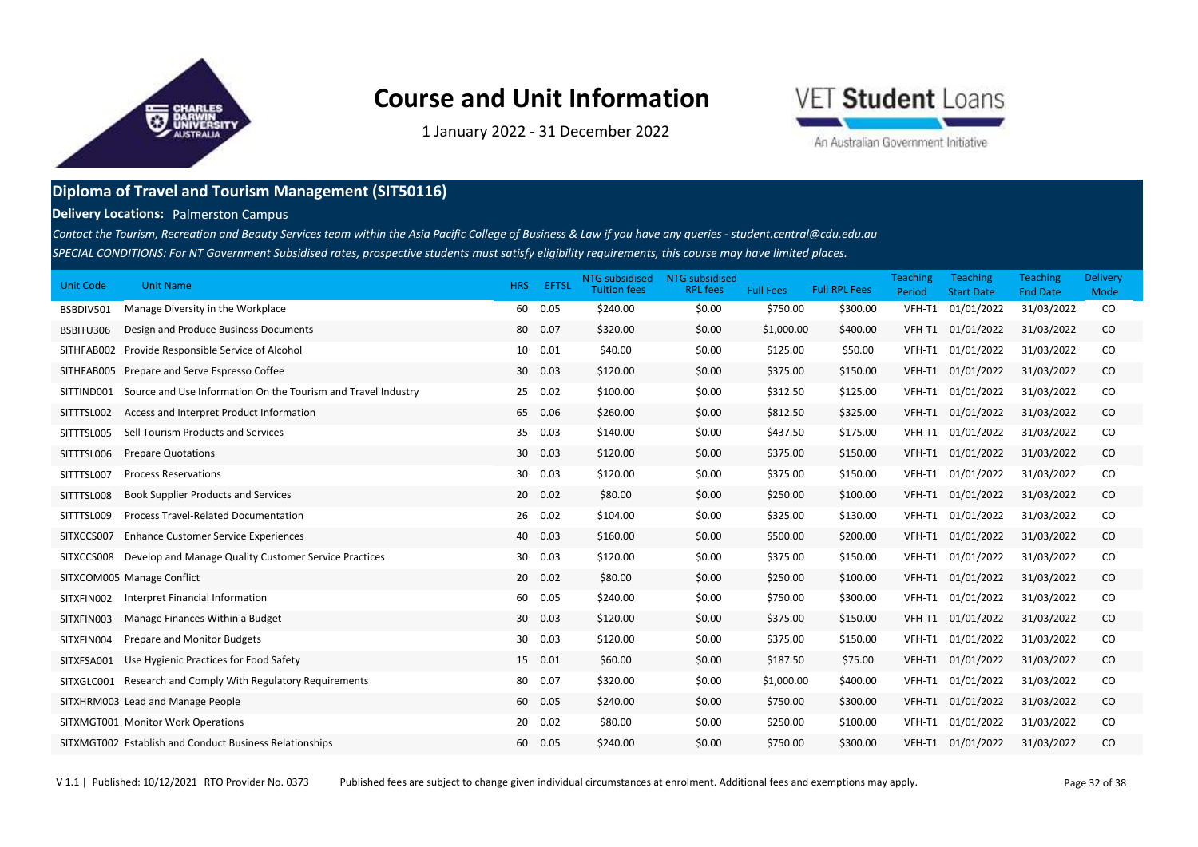# Course and Unit Information

1 January 2022 - 31 December 2022

VET Student Loans

An Australian Government Initiative

## Diploma of Travel and Tourism Management (SIT50116)

**Delivery Locations:** Palmerston Campus

*Contact the Tourism, Recreation and Beauty Services team within the Asia Pacific College of Business & Law if you have any queries - student.central@cdu.edu.au*

*SPECIAL CONDITIONS: For NT Government Subsidised rates, prospective students must satisfy eligibility requirements, this course may have limited places.*

| Unit Code | Unit Name | HRS | EFTSL | NTG subsidised Tuition fees | NTG subsidised RPL fees | Full Fees | Full RPL Fees | Teaching Period | Teaching Start Date | Teaching End Date | Delivery Mode |
|---|---|---|---|---|---|---|---|---|---|---|---|
| BSBDIV501 | Manage Diversity in the Workplace | 60 | 0.05 | $240.00 | $0.00 | $750.00 | $300.00 | VFH-T1 | 01/01/2022 | 31/03/2022 | CO |
| BSBITU306 | Design and Produce Business Documents | 80 | 0.07 | $320.00 | $0.00 | $1,000.00 | $400.00 | VFH-T1 | 01/01/2022 | 31/03/2022 | CO |
| SITHFAB002 | Provide Responsible Service of Alcohol | 10 | 0.01 | $40.00 | $0.00 | $125.00 | $50.00 | VFH-T1 | 01/01/2022 | 31/03/2022 | CO |
| SITHFAB005 | Prepare and Serve Espresso Coffee | 30 | 0.03 | $120.00 | $0.00 | $375.00 | $150.00 | VFH-T1 | 01/01/2022 | 31/03/2022 | CO |
| SITTIND001 | Source and Use Information On the Tourism and Travel Industry | 25 | 0.02 | $100.00 | $0.00 | $312.50 | $125.00 | VFH-T1 | 01/01/2022 | 31/03/2022 | CO |
| SITTTSL002 | Access and Interpret Product Information | 65 | 0.06 | $260.00 | $0.00 | $812.50 | $325.00 | VFH-T1 | 01/01/2022 | 31/03/2022 | CO |
| SITTTSL005 | Sell Tourism Products and Services | 35 | 0.03 | $140.00 | $0.00 | $437.50 | $175.00 | VFH-T1 | 01/01/2022 | 31/03/2022 | CO |
| SITTTSL006 | Prepare Quotations | 30 | 0.03 | $120.00 | $0.00 | $375.00 | $150.00 | VFH-T1 | 01/01/2022 | 31/03/2022 | CO |
| SITTTSL007 | Process Reservations | 30 | 0.03 | $120.00 | $0.00 | $375.00 | $150.00 | VFH-T1 | 01/01/2022 | 31/03/2022 | CO |
| SITTTSL008 | Book Supplier Products and Services | 20 | 0.02 | $80.00 | $0.00 | $250.00 | $100.00 | VFH-T1 | 01/01/2022 | 31/03/2022 | CO |
| SITTTSL009 | Process Travel-Related Documentation | 26 | 0.02 | $104.00 | $0.00 | $325.00 | $130.00 | VFH-T1 | 01/01/2022 | 31/03/2022 | CO |
| SITXCCS007 | Enhance Customer Service Experiences | 40 | 0.03 | $160.00 | $0.00 | $500.00 | $200.00 | VFH-T1 | 01/01/2022 | 31/03/2022 | CO |
| SITXCCS008 | Develop and Manage Quality Customer Service Practices | 30 | 0.03 | $120.00 | $0.00 | $375.00 | $150.00 | VFH-T1 | 01/01/2022 | 31/03/2022 | CO |
| SITXCOM005 | Manage Conflict | 20 | 0.02 | $80.00 | $0.00 | $250.00 | $100.00 | VFH-T1 | 01/01/2022 | 31/03/2022 | CO |
| SITXFIN002 | Interpret Financial Information | 60 | 0.05 | $240.00 | $0.00 | $750.00 | $300.00 | VFH-T1 | 01/01/2022 | 31/03/2022 | CO |
| SITXFIN003 | Manage Finances Within a Budget | 30 | 0.03 | $120.00 | $0.00 | $375.00 | $150.00 | VFH-T1 | 01/01/2022 | 31/03/2022 | CO |
| SITXFIN004 | Prepare and Monitor Budgets | 30 | 0.03 | $120.00 | $0.00 | $375.00 | $150.00 | VFH-T1 | 01/01/2022 | 31/03/2022 | CO |
| SITXFSA001 | Use Hygienic Practices for Food Safety | 15 | 0.01 | $60.00 | $0.00 | $187.50 | $75.00 | VFH-T1 | 01/01/2022 | 31/03/2022 | CO |
| SITXGLC001 | Research and Comply With Regulatory Requirements | 80 | 0.07 | $320.00 | $0.00 | $1,000.00 | $400.00 | VFH-T1 | 01/01/2022 | 31/03/2022 | CO |
| SITXHRM003 | Lead and Manage People | 60 | 0.05 | $240.00 | $0.00 | $750.00 | $300.00 | VFH-T1 | 01/01/2022 | 31/03/2022 | CO |
| SITXMGT001 | Monitor Work Operations | 20 | 0.02 | $80.00 | $0.00 | $250.00 | $100.00 | VFH-T1 | 01/01/2022 | 31/03/2022 | CO |
| SITXMGT002 | Establish and Conduct Business Relationships | 60 | 0.05 | $240.00 | $0.00 | $750.00 | $300.00 | VFH-T1 | 01/01/2022 | 31/03/2022 | CO |

V 1.1 | Published: 10/12/2021 RTO Provider No. 0373 Published fees are subject to change given individual circumstances at enrolment. Additional fees and exemptions may apply.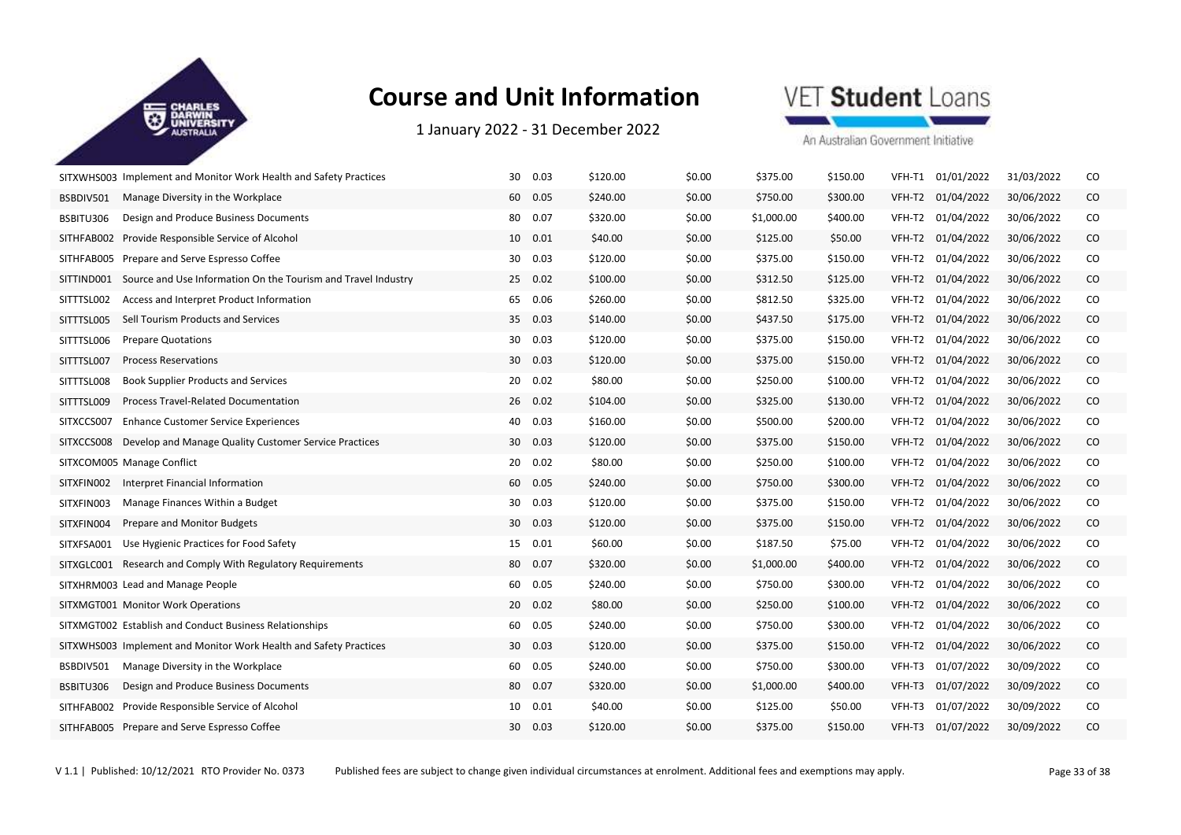# Course and Unit Information

1 January 2022 - 31 December 2022

VET Student Loans

An Australian Government Initiative

| | | | | | | | | | | | |
|---|---|---|---|---|---|---|---|---|---|---|---|
| SITXWHS003 | Implement and Monitor Work Health and Safety Practices | 30 | 0.03 | $120.00 | $0.00 | $375.00 | $150.00 | VFH-T1 | 01/01/2022 | 31/03/2022 | CO |
| BSBDIV501 | Manage Diversity in the Workplace | 60 | 0.05 | $240.00 | $0.00 | $750.00 | $300.00 | VFH-T2 | 01/04/2022 | 30/06/2022 | CO |
| BSBITU306 | Design and Produce Business Documents | 80 | 0.07 | $320.00 | $0.00 | $1,000.00 | $400.00 | VFH-T2 | 01/04/2022 | 30/06/2022 | CO |
| SITHFAB002 | Provide Responsible Service of Alcohol | 10 | 0.01 | $40.00 | $0.00 | $125.00 | $50.00 | VFH-T2 | 01/04/2022 | 30/06/2022 | CO |
| SITHFAB005 | Prepare and Serve Espresso Coffee | 30 | 0.03 | $120.00 | $0.00 | $375.00 | $150.00 | VFH-T2 | 01/04/2022 | 30/06/2022 | CO |
| SITTIND001 | Source and Use Information On the Tourism and Travel Industry | 25 | 0.02 | $100.00 | $0.00 | $312.50 | $125.00 | VFH-T2 | 01/04/2022 | 30/06/2022 | CO |
| SITTTSL002 | Access and Interpret Product Information | 65 | 0.06 | $260.00 | $0.00 | $812.50 | $325.00 | VFH-T2 | 01/04/2022 | 30/06/2022 | CO |
| SITTTSL005 | Sell Tourism Products and Services | 35 | 0.03 | $140.00 | $0.00 | $437.50 | $175.00 | VFH-T2 | 01/04/2022 | 30/06/2022 | CO |
| SITTTSL006 | Prepare Quotations | 30 | 0.03 | $120.00 | $0.00 | $375.00 | $150.00 | VFH-T2 | 01/04/2022 | 30/06/2022 | CO |
| SITTTSL007 | Process Reservations | 30 | 0.03 | $120.00 | $0.00 | $375.00 | $150.00 | VFH-T2 | 01/04/2022 | 30/06/2022 | CO |
| SITTTSL008 | Book Supplier Products and Services | 20 | 0.02 | $80.00 | $0.00 | $250.00 | $100.00 | VFH-T2 | 01/04/2022 | 30/06/2022 | CO |
| SITTTSL009 | Process Travel-Related Documentation | 26 | 0.02 | $104.00 | $0.00 | $325.00 | $130.00 | VFH-T2 | 01/04/2022 | 30/06/2022 | CO |
| SITXCCS007 | Enhance Customer Service Experiences | 40 | 0.03 | $160.00 | $0.00 | $500.00 | $200.00 | VFH-T2 | 01/04/2022 | 30/06/2022 | CO |
| SITXCCS008 | Develop and Manage Quality Customer Service Practices | 30 | 0.03 | $120.00 | $0.00 | $375.00 | $150.00 | VFH-T2 | 01/04/2022 | 30/06/2022 | CO |
| SITXCOM005 | Manage Conflict | 20 | 0.02 | $80.00 | $0.00 | $250.00 | $100.00 | VFH-T2 | 01/04/2022 | 30/06/2022 | CO |
| SITXFIN002 | Interpret Financial Information | 60 | 0.05 | $240.00 | $0.00 | $750.00 | $300.00 | VFH-T2 | 01/04/2022 | 30/06/2022 | CO |
| SITXFIN003 | Manage Finances Within a Budget | 30 | 0.03 | $120.00 | $0.00 | $375.00 | $150.00 | VFH-T2 | 01/04/2022 | 30/06/2022 | CO |
| SITXFIN004 | Prepare and Monitor Budgets | 30 | 0.03 | $120.00 | $0.00 | $375.00 | $150.00 | VFH-T2 | 01/04/2022 | 30/06/2022 | CO |
| SITXFSA001 | Use Hygienic Practices for Food Safety | 15 | 0.01 | $60.00 | $0.00 | $187.50 | $75.00 | VFH-T2 | 01/04/2022 | 30/06/2022 | CO |
| SITXGLC001 | Research and Comply With Regulatory Requirements | 80 | 0.07 | $320.00 | $0.00 | $1,000.00 | $400.00 | VFH-T2 | 01/04/2022 | 30/06/2022 | CO |
| SITXHRM003 | Lead and Manage People | 60 | 0.05 | $240.00 | $0.00 | $750.00 | $300.00 | VFH-T2 | 01/04/2022 | 30/06/2022 | CO |
| SITXMGT001 | Monitor Work Operations | 20 | 0.02 | $80.00 | $0.00 | $250.00 | $100.00 | VFH-T2 | 01/04/2022 | 30/06/2022 | CO |
| SITXMGT002 | Establish and Conduct Business Relationships | 60 | 0.05 | $240.00 | $0.00 | $750.00 | $300.00 | VFH-T2 | 01/04/2022 | 30/06/2022 | CO |
| SITXWHS003 | Implement and Monitor Work Health and Safety Practices | 30 | 0.03 | $120.00 | $0.00 | $375.00 | $150.00 | VFH-T2 | 01/04/2022 | 30/06/2022 | CO |
| BSBDIV501 | Manage Diversity in the Workplace | 60 | 0.05 | $240.00 | $0.00 | $750.00 | $300.00 | VFH-T3 | 01/07/2022 | 30/09/2022 | CO |
| BSBITU306 | Design and Produce Business Documents | 80 | 0.07 | $320.00 | $0.00 | $1,000.00 | $400.00 | VFH-T3 | 01/07/2022 | 30/09/2022 | CO |
| SITHFAB002 | Provide Responsible Service of Alcohol | 10 | 0.01 | $40.00 | $0.00 | $125.00 | $50.00 | VFH-T3 | 01/07/2022 | 30/09/2022 | CO |
| SITHFAB005 | Prepare and Serve Espresso Coffee | 30 | 0.03 | $120.00 | $0.00 | $375.00 | $150.00 | VFH-T3 | 01/07/2022 | 30/09/2022 | CO |

V 1.1 | Published: 10/12/2021 RTO Provider No. 0373 Published fees are subject to change given individual circumstances at enrolment. Additional fees and exemptions may apply.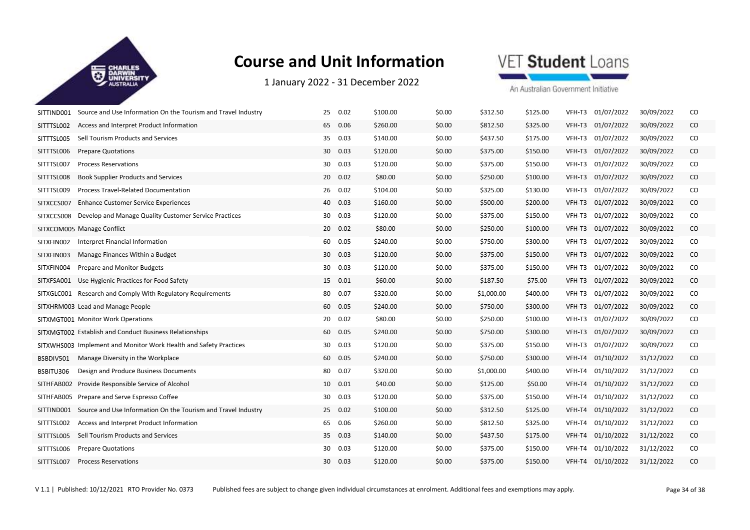# Course and Unit Information

1 January 2022 - 31 December 2022

| | | | | | | | | | | | |
|---|---|---|---|---|---|---|---|---|---|---|---|
| SITTIND001 | Source and Use Information On the Tourism and Travel Industry | 25 | 0.02 | $100.00 | $0.00 | $312.50 | $125.00 | VFH-T3 | 01/07/2022 | 30/09/2022 | CO |
| SITTTSL002 | Access and Interpret Product Information | 65 | 0.06 | $260.00 | $0.00 | $812.50 | $325.00 | VFH-T3 | 01/07/2022 | 30/09/2022 | CO |
| SITTTSL005 | Sell Tourism Products and Services | 35 | 0.03 | $140.00 | $0.00 | $437.50 | $175.00 | VFH-T3 | 01/07/2022 | 30/09/2022 | CO |
| SITTTSL006 | Prepare Quotations | 30 | 0.03 | $120.00 | $0.00 | $375.00 | $150.00 | VFH-T3 | 01/07/2022 | 30/09/2022 | CO |
| SITTTSL007 | Process Reservations | 30 | 0.03 | $120.00 | $0.00 | $375.00 | $150.00 | VFH-T3 | 01/07/2022 | 30/09/2022 | CO |
| SITTTSL008 | Book Supplier Products and Services | 20 | 0.02 | $80.00 | $0.00 | $250.00 | $100.00 | VFH-T3 | 01/07/2022 | 30/09/2022 | CO |
| SITTTSL009 | Process Travel-Related Documentation | 26 | 0.02 | $104.00 | $0.00 | $325.00 | $130.00 | VFH-T3 | 01/07/2022 | 30/09/2022 | CO |
| SITXCCS007 | Enhance Customer Service Experiences | 40 | 0.03 | $160.00 | $0.00 | $500.00 | $200.00 | VFH-T3 | 01/07/2022 | 30/09/2022 | CO |
| SITXCCS008 | Develop and Manage Quality Customer Service Practices | 30 | 0.03 | $120.00 | $0.00 | $375.00 | $150.00 | VFH-T3 | 01/07/2022 | 30/09/2022 | CO |
| SITXCOM005 | Manage Conflict | 20 | 0.02 | $80.00 | $0.00 | $250.00 | $100.00 | VFH-T3 | 01/07/2022 | 30/09/2022 | CO |
| SITXFIN002 | Interpret Financial Information | 60 | 0.05 | $240.00 | $0.00 | $750.00 | $300.00 | VFH-T3 | 01/07/2022 | 30/09/2022 | CO |
| SITXFIN003 | Manage Finances Within a Budget | 30 | 0.03 | $120.00 | $0.00 | $375.00 | $150.00 | VFH-T3 | 01/07/2022 | 30/09/2022 | CO |
| SITXFIN004 | Prepare and Monitor Budgets | 30 | 0.03 | $120.00 | $0.00 | $375.00 | $150.00 | VFH-T3 | 01/07/2022 | 30/09/2022 | CO |
| SITXFSA001 | Use Hygienic Practices for Food Safety | 15 | 0.01 | $60.00 | $0.00 | $187.50 | $75.00 | VFH-T3 | 01/07/2022 | 30/09/2022 | CO |
| SITXGLC001 | Research and Comply With Regulatory Requirements | 80 | 0.07 | $320.00 | $0.00 | $1,000.00 | $400.00 | VFH-T3 | 01/07/2022 | 30/09/2022 | CO |
| SITXHRM003 | Lead and Manage People | 60 | 0.05 | $240.00 | $0.00 | $750.00 | $300.00 | VFH-T3 | 01/07/2022 | 30/09/2022 | CO |
| SITXMGT001 | Monitor Work Operations | 20 | 0.02 | $80.00 | $0.00 | $250.00 | $100.00 | VFH-T3 | 01/07/2022 | 30/09/2022 | CO |
| SITXMGT002 | Establish and Conduct Business Relationships | 60 | 0.05 | $240.00 | $0.00 | $750.00 | $300.00 | VFH-T3 | 01/07/2022 | 30/09/2022 | CO |
| SITXWHS003 | Implement and Monitor Work Health and Safety Practices | 30 | 0.03 | $120.00 | $0.00 | $375.00 | $150.00 | VFH-T3 | 01/07/2022 | 30/09/2022 | CO |
| BSBDIV501 | Manage Diversity in the Workplace | 60 | 0.05 | $240.00 | $0.00 | $750.00 | $300.00 | VFH-T4 | 01/10/2022 | 31/12/2022 | CO |
| BSBITU306 | Design and Produce Business Documents | 80 | 0.07 | $320.00 | $0.00 | $1,000.00 | $400.00 | VFH-T4 | 01/10/2022 | 31/12/2022 | CO |
| SITHFAB002 | Provide Responsible Service of Alcohol | 10 | 0.01 | $40.00 | $0.00 | $125.00 | $50.00 | VFH-T4 | 01/10/2022 | 31/12/2022 | CO |
| SITHFAB005 | Prepare and Serve Espresso Coffee | 30 | 0.03 | $120.00 | $0.00 | $375.00 | $150.00 | VFH-T4 | 01/10/2022 | 31/12/2022 | CO |
| SITTIND001 | Source and Use Information On the Tourism and Travel Industry | 25 | 0.02 | $100.00 | $0.00 | $312.50 | $125.00 | VFH-T4 | 01/10/2022 | 31/12/2022 | CO |
| SITTTSL002 | Access and Interpret Product Information | 65 | 0.06 | $260.00 | $0.00 | $812.50 | $325.00 | VFH-T4 | 01/10/2022 | 31/12/2022 | CO |
| SITTTSL005 | Sell Tourism Products and Services | 35 | 0.03 | $140.00 | $0.00 | $437.50 | $175.00 | VFH-T4 | 01/10/2022 | 31/12/2022 | CO |
| SITTTSL006 | Prepare Quotations | 30 | 0.03 | $120.00 | $0.00 | $375.00 | $150.00 | VFH-T4 | 01/10/2022 | 31/12/2022 | CO |
| SITTTSL007 | Process Reservations | 30 | 0.03 | $120.00 | $0.00 | $375.00 | $150.00 | VFH-T4 | 01/10/2022 | 31/12/2022 | CO |

V 1.1 | Published: 10/12/2021 RTO Provider No. 0373 Published fees are subject to change given individual circumstances at enrolment. Additional fees and exemptions may apply.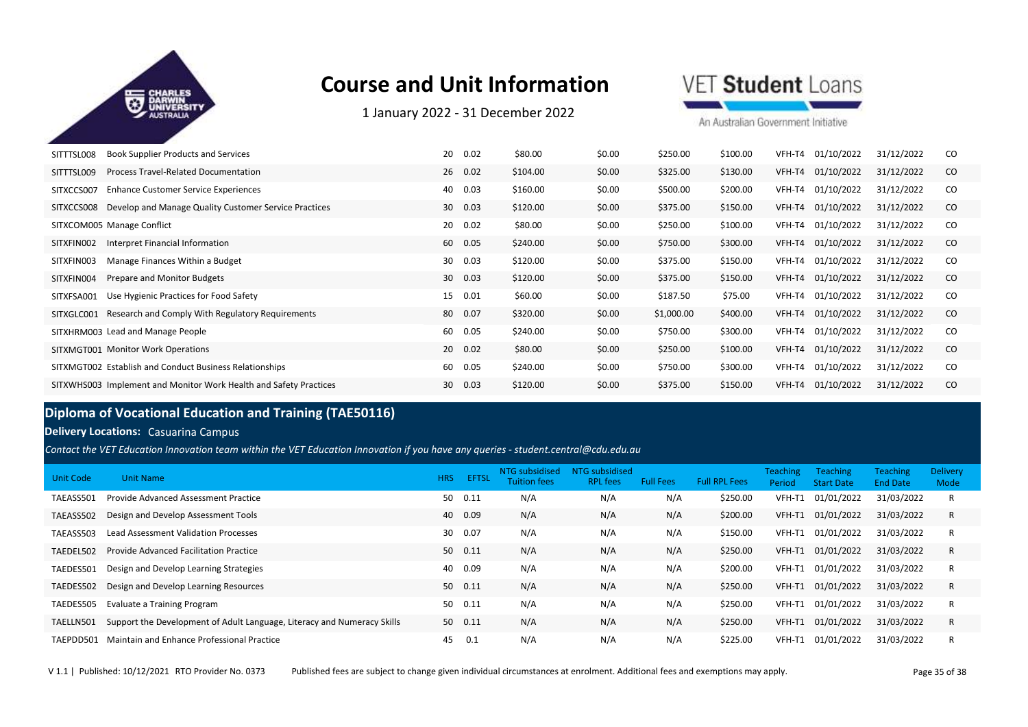| Unit Code | Unit Name | HRS | EFTSL | NTG subsidised Tuition fees | NTG subsidised RPL fees | Full Fees | Full RPL Fees | Teaching Period | Teaching Start Date | Teaching End Date | Delivery Mode |
|---|---|---|---|---|---|---|---|---|---|---|---|
| SITTTSL008 | Book Supplier Products and Services | 20 | 0.02 | $80.00 | $0.00 | $250.00 | $100.00 | VFH-T4 | 01/10/2022 | 31/12/2022 | CO |
| SITTTSL009 | Process Travel-Related Documentation | 26 | 0.02 | $104.00 | $0.00 | $325.00 | $130.00 | VFH-T4 | 01/10/2022 | 31/12/2022 | CO |
| SITXCCS007 | Enhance Customer Service Experiences | 40 | 0.03 | $160.00 | $0.00 | $500.00 | $200.00 | VFH-T4 | 01/10/2022 | 31/12/2022 | CO |
| SITXCCS008 | Develop and Manage Quality Customer Service Practices | 30 | 0.03 | $120.00 | $0.00 | $375.00 | $150.00 | VFH-T4 | 01/10/2022 | 31/12/2022 | CO |
| SITXCOM005 | Manage Conflict | 20 | 0.02 | $80.00 | $0.00 | $250.00 | $100.00 | VFH-T4 | 01/10/2022 | 31/12/2022 | CO |
| SITXFIN002 | Interpret Financial Information | 60 | 0.05 | $240.00 | $0.00 | $750.00 | $300.00 | VFH-T4 | 01/10/2022 | 31/12/2022 | CO |
| SITXFIN003 | Manage Finances Within a Budget | 30 | 0.03 | $120.00 | $0.00 | $375.00 | $150.00 | VFH-T4 | 01/10/2022 | 31/12/2022 | CO |
| SITXFIN004 | Prepare and Monitor Budgets | 30 | 0.03 | $120.00 | $0.00 | $375.00 | $150.00 | VFH-T4 | 01/10/2022 | 31/12/2022 | CO |
| SITXFSA001 | Use Hygienic Practices for Food Safety | 15 | 0.01 | $60.00 | $0.00 | $187.50 | $75.00 | VFH-T4 | 01/10/2022 | 31/12/2022 | CO |
| SITXGLC001 | Research and Comply With Regulatory Requirements | 80 | 0.07 | $320.00 | $0.00 | $1,000.00 | $400.00 | VFH-T4 | 01/10/2022 | 31/12/2022 | CO |
| SITXHRM003 | Lead and Manage People | 60 | 0.05 | $240.00 | $0.00 | $750.00 | $300.00 | VFH-T4 | 01/10/2022 | 31/12/2022 | CO |
| SITXMGT001 | Monitor Work Operations | 20 | 0.02 | $80.00 | $0.00 | $250.00 | $100.00 | VFH-T4 | 01/10/2022 | 31/12/2022 | CO |
| SITXMGT002 | Establish and Conduct Business Relationships | 60 | 0.05 | $240.00 | $0.00 | $750.00 | $300.00 | VFH-T4 | 01/10/2022 | 31/12/2022 | CO |
| SITXWHS003 | Implement and Monitor Work Health and Safety Practices | 30 | 0.03 | $120.00 | $0.00 | $375.00 | $150.00 | VFH-T4 | 01/10/2022 | 31/12/2022 | CO |

## Diploma of Vocational Education and Training (TAE50116)

**Delivery Locations:** Casuarina Campus

*Contact the VET Education Innovation team within the VET Education Innovation if you have any queries - student.central@cdu.edu.au*

| Unit Code | Unit Name | HRS | EFTSL | NTG subsidised Tuition fees | NTG subsidised RPL fees | Full Fees | Full RPL Fees | Teaching Period | Teaching Start Date | Teaching End Date | Delivery Mode |
|---|---|---|---|---|---|---|---|---|---|---|---|
| TAEASS501 | Provide Advanced Assessment Practice | 50 | 0.11 | N/A | N/A | N/A | $250.00 | VFH-T1 | 01/01/2022 | 31/03/2022 | R |
| TAEASS502 | Design and Develop Assessment Tools | 40 | 0.09 | N/A | N/A | N/A | $200.00 | VFH-T1 | 01/01/2022 | 31/03/2022 | R |
| TAEASS503 | Lead Assessment Validation Processes | 30 | 0.07 | N/A | N/A | N/A | $150.00 | VFH-T1 | 01/01/2022 | 31/03/2022 | R |
| TAEDEL502 | Provide Advanced Facilitation Practice | 50 | 0.11 | N/A | N/A | N/A | $250.00 | VFH-T1 | 01/01/2022 | 31/03/2022 | R |
| TAEDES501 | Design and Develop Learning Strategies | 40 | 0.09 | N/A | N/A | N/A | $200.00 | VFH-T1 | 01/01/2022 | 31/03/2022 | R |
| TAEDES502 | Design and Develop Learning Resources | 50 | 0.11 | N/A | N/A | N/A | $250.00 | VFH-T1 | 01/01/2022 | 31/03/2022 | R |
| TAEDES505 | Evaluate a Training Program | 50 | 0.11 | N/A | N/A | N/A | $250.00 | VFH-T1 | 01/01/2022 | 31/03/2022 | R |
| TAELLN501 | Support the Development of Adult Language, Literacy and Numeracy Skills | 50 | 0.11 | N/A | N/A | N/A | $250.00 | VFH-T1 | 01/01/2022 | 31/03/2022 | R |
| TAEPDD501 | Maintain and Enhance Professional Practice | 45 | 0.1 | N/A | N/A | N/A | $225.00 | VFH-T1 | 01/01/2022 | 31/03/2022 | R |

V 1.1 | Published: 10/12/2021 RTO Provider No. 0373 Published fees are subject to change given individual circumstances at enrolment. Additional fees and exemptions may apply.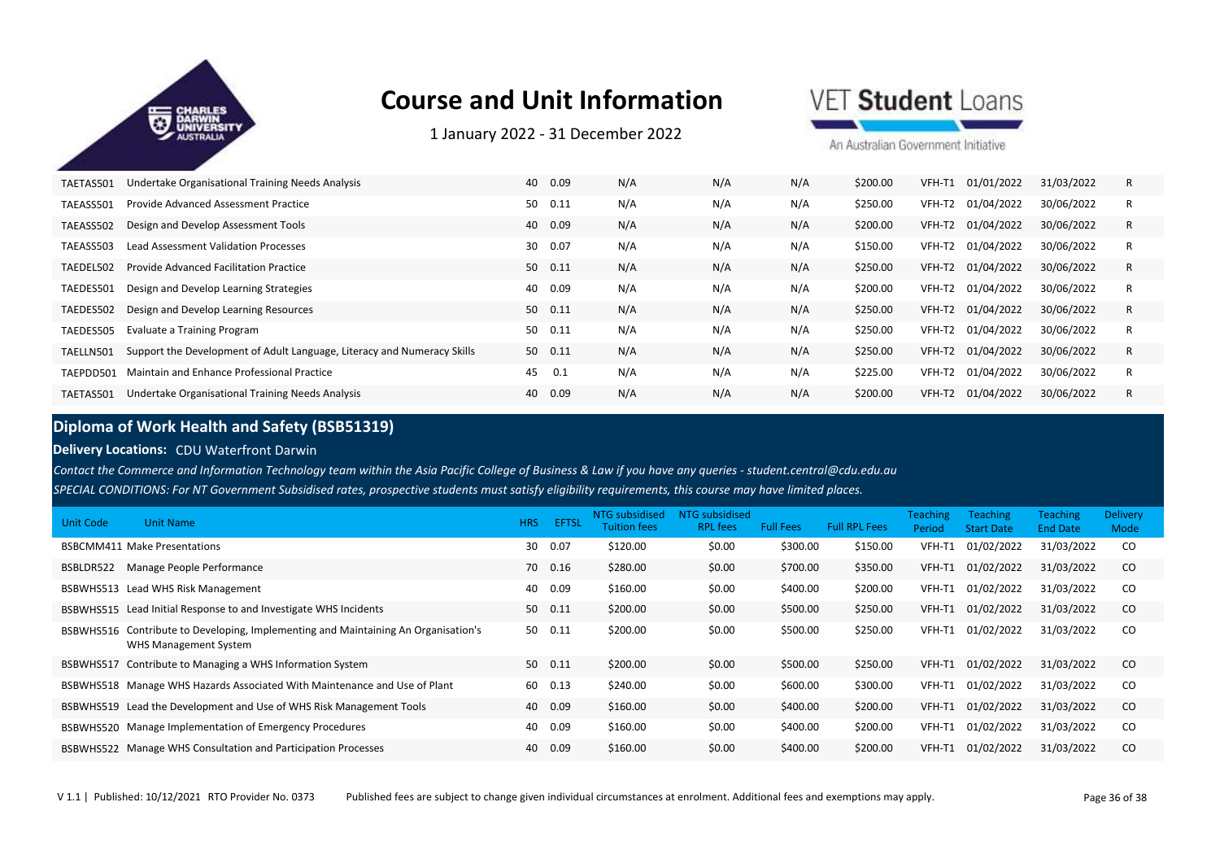# Course and Unit Information

1 January 2022 - 31 December 2022

| | | | | | | | | | | | |
|---|---|---|---|---|---|---|---|---|---|---|---|
| TAETAS501 | Undertake Organisational Training Needs Analysis | 40 | 0.09 | N/A | N/A | N/A | $200.00 | VFH-T1 | 01/01/2022 | 31/03/2022 | R |
| TAEASS501 | Provide Advanced Assessment Practice | 50 | 0.11 | N/A | N/A | N/A | $250.00 | VFH-T2 | 01/04/2022 | 30/06/2022 | R |
| TAEASS502 | Design and Develop Assessment Tools | 40 | 0.09 | N/A | N/A | N/A | $200.00 | VFH-T2 | 01/04/2022 | 30/06/2022 | R |
| TAEASS503 | Lead Assessment Validation Processes | 30 | 0.07 | N/A | N/A | N/A | $150.00 | VFH-T2 | 01/04/2022 | 30/06/2022 | R |
| TAEDEL502 | Provide Advanced Facilitation Practice | 50 | 0.11 | N/A | N/A | N/A | $250.00 | VFH-T2 | 01/04/2022 | 30/06/2022 | R |
| TAEDES501 | Design and Develop Learning Strategies | 40 | 0.09 | N/A | N/A | N/A | $200.00 | VFH-T2 | 01/04/2022 | 30/06/2022 | R |
| TAEDES502 | Design and Develop Learning Resources | 50 | 0.11 | N/A | N/A | N/A | $250.00 | VFH-T2 | 01/04/2022 | 30/06/2022 | R |
| TAEDES505 | Evaluate a Training Program | 50 | 0.11 | N/A | N/A | N/A | $250.00 | VFH-T2 | 01/04/2022 | 30/06/2022 | R |
| TAELLN501 | Support the Development of Adult Language, Literacy and Numeracy Skills | 50 | 0.11 | N/A | N/A | N/A | $250.00 | VFH-T2 | 01/04/2022 | 30/06/2022 | R |
| TAEPDD501 | Maintain and Enhance Professional Practice | 45 | 0.1 | N/A | N/A | N/A | $225.00 | VFH-T2 | 01/04/2022 | 30/06/2022 | R |
| TAETAS501 | Undertake Organisational Training Needs Analysis | 40 | 0.09 | N/A | N/A | N/A | $200.00 | VFH-T2 | 01/04/2022 | 30/06/2022 | R |

## Diploma of Work Health and Safety (BSB51319)

**Delivery Locations:** CDU Waterfront Darwin

*Contact the Commerce and Information Technology team within the Asia Pacific College of Business & Law if you have any queries - student.central@cdu.edu.au*

*SPECIAL CONDITIONS: For NT Government Subsidised rates, prospective students must satisfy eligibility requirements, this course may have limited places.*

| Unit Code | Unit Name | HRS | EFTSL | NTG subsidised Tuition fees | NTG subsidised RPL fees | Full Fees | Full RPL Fees | Teaching Period | Teaching Start Date | Teaching End Date | Delivery Mode |
|---|---|---|---|---|---|---|---|---|---|---|---|
| BSBCMM411 | Make Presentations | 30 | 0.07 | $120.00 | $0.00 | $300.00 | $150.00 | VFH-T1 | 01/02/2022 | 31/03/2022 | CO |
| BSBLDR522 | Manage People Performance | 70 | 0.16 | $280.00 | $0.00 | $700.00 | $350.00 | VFH-T1 | 01/02/2022 | 31/03/2022 | CO |
| BSBWHS513 | Lead WHS Risk Management | 40 | 0.09 | $160.00 | $0.00 | $400.00 | $200.00 | VFH-T1 | 01/02/2022 | 31/03/2022 | CO |
| BSBWHS515 | Lead Initial Response to and Investigate WHS Incidents | 50 | 0.11 | $200.00 | $0.00 | $500.00 | $250.00 | VFH-T1 | 01/02/2022 | 31/03/2022 | CO |
| BSBWHS516 | Contribute to Developing, Implementing and Maintaining An Organisation's WHS Management System | 50 | 0.11 | $200.00 | $0.00 | $500.00 | $250.00 | VFH-T1 | 01/02/2022 | 31/03/2022 | CO |
| BSBWHS517 | Contribute to Managing a WHS Information System | 50 | 0.11 | $200.00 | $0.00 | $500.00 | $250.00 | VFH-T1 | 01/02/2022 | 31/03/2022 | CO |
| BSBWHS518 | Manage WHS Hazards Associated With Maintenance and Use of Plant | 60 | 0.13 | $240.00 | $0.00 | $600.00 | $300.00 | VFH-T1 | 01/02/2022 | 31/03/2022 | CO |
| BSBWHS519 | Lead the Development and Use of WHS Risk Management Tools | 40 | 0.09 | $160.00 | $0.00 | $400.00 | $200.00 | VFH-T1 | 01/02/2022 | 31/03/2022 | CO |
| BSBWHS520 | Manage Implementation of Emergency Procedures | 40 | 0.09 | $160.00 | $0.00 | $400.00 | $200.00 | VFH-T1 | 01/02/2022 | 31/03/2022 | CO |
| BSBWHS522 | Manage WHS Consultation and Participation Processes | 40 | 0.09 | $160.00 | $0.00 | $400.00 | $200.00 | VFH-T1 | 01/02/2022 | 31/03/2022 | CO |

V 1.1 | Published: 10/12/2021 RTO Provider No. 0373 Published fees are subject to change given individual circumstances at enrolment. Additional fees and exemptions may apply.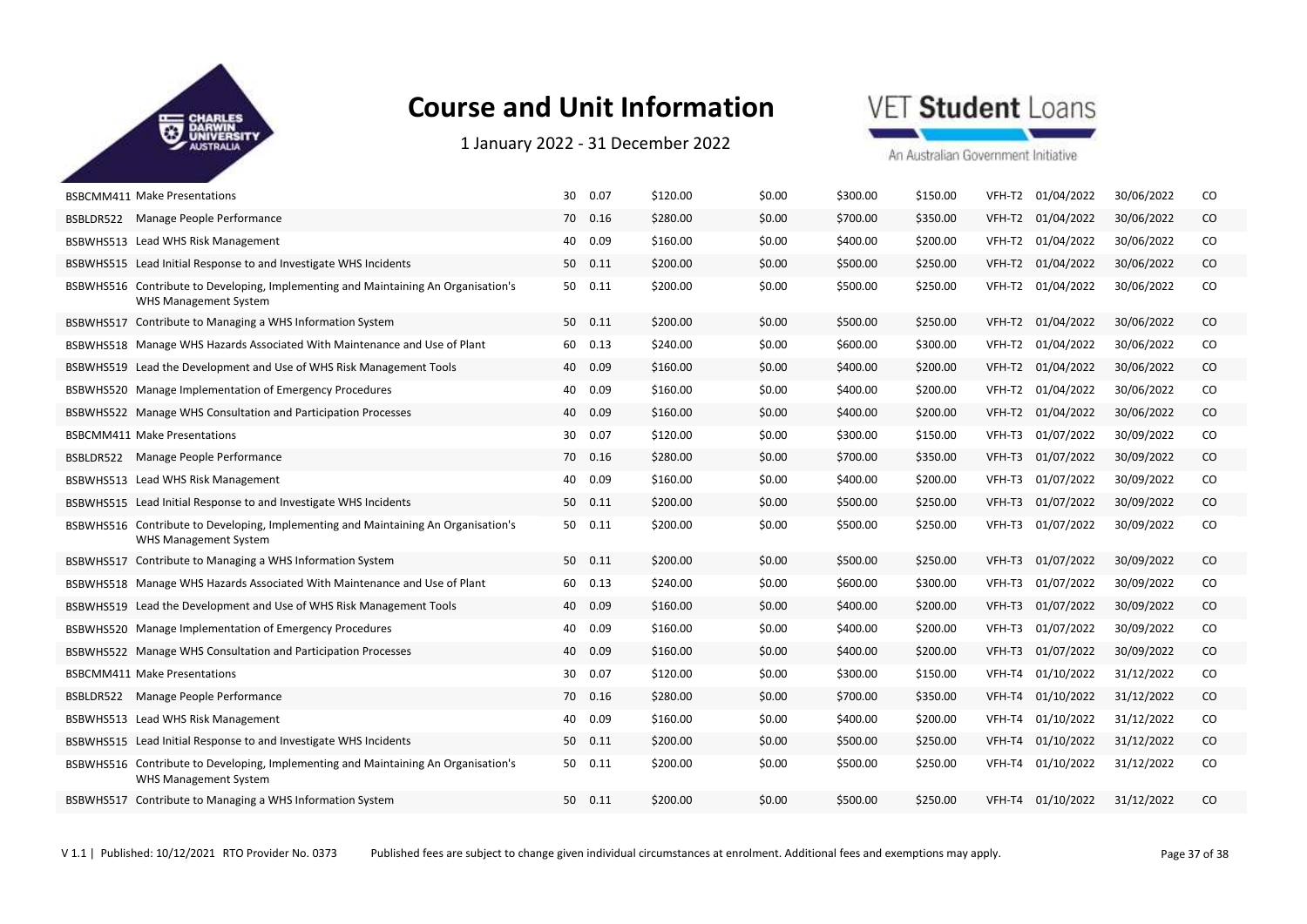# Course and Unit Information

1 January 2022 - 31 December 2022

| | | | | | | | | | | | |
|---|---|---|---|---|---|---|---|---|---|---|---|
| BSBCMM411 | Make Presentations | 30 | 0.07 | $120.00 | $0.00 | $300.00 | $150.00 | VFH-T2 | 01/04/2022 | 30/06/2022 | CO |
| BSBLDR522 | Manage People Performance | 70 | 0.16 | $280.00 | $0.00 | $700.00 | $350.00 | VFH-T2 | 01/04/2022 | 30/06/2022 | CO |
| BSBWHS513 | Lead WHS Risk Management | 40 | 0.09 | $160.00 | $0.00 | $400.00 | $200.00 | VFH-T2 | 01/04/2022 | 30/06/2022 | CO |
| BSBWHS515 | Lead Initial Response to and Investigate WHS Incidents | 50 | 0.11 | $200.00 | $0.00 | $500.00 | $250.00 | VFH-T2 | 01/04/2022 | 30/06/2022 | CO |
| BSBWHS516 | Contribute to Developing, Implementing and Maintaining An Organisation's WHS Management System | 50 | 0.11 | $200.00 | $0.00 | $500.00 | $250.00 | VFH-T2 | 01/04/2022 | 30/06/2022 | CO |
| BSBWHS517 | Contribute to Managing a WHS Information System | 50 | 0.11 | $200.00 | $0.00 | $500.00 | $250.00 | VFH-T2 | 01/04/2022 | 30/06/2022 | CO |
| BSBWHS518 | Manage WHS Hazards Associated With Maintenance and Use of Plant | 60 | 0.13 | $240.00 | $0.00 | $600.00 | $300.00 | VFH-T2 | 01/04/2022 | 30/06/2022 | CO |
| BSBWHS519 | Lead the Development and Use of WHS Risk Management Tools | 40 | 0.09 | $160.00 | $0.00 | $400.00 | $200.00 | VFH-T2 | 01/04/2022 | 30/06/2022 | CO |
| BSBWHS520 | Manage Implementation of Emergency Procedures | 40 | 0.09 | $160.00 | $0.00 | $400.00 | $200.00 | VFH-T2 | 01/04/2022 | 30/06/2022 | CO |
| BSBWHS522 | Manage WHS Consultation and Participation Processes | 40 | 0.09 | $160.00 | $0.00 | $400.00 | $200.00 | VFH-T2 | 01/04/2022 | 30/06/2022 | CO |
| BSBCMM411 | Make Presentations | 30 | 0.07 | $120.00 | $0.00 | $300.00 | $150.00 | VFH-T3 | 01/07/2022 | 30/09/2022 | CO |
| BSBLDR522 | Manage People Performance | 70 | 0.16 | $280.00 | $0.00 | $700.00 | $350.00 | VFH-T3 | 01/07/2022 | 30/09/2022 | CO |
| BSBWHS513 | Lead WHS Risk Management | 40 | 0.09 | $160.00 | $0.00 | $400.00 | $200.00 | VFH-T3 | 01/07/2022 | 30/09/2022 | CO |
| BSBWHS515 | Lead Initial Response to and Investigate WHS Incidents | 50 | 0.11 | $200.00 | $0.00 | $500.00 | $250.00 | VFH-T3 | 01/07/2022 | 30/09/2022 | CO |
| BSBWHS516 | Contribute to Developing, Implementing and Maintaining An Organisation's WHS Management System | 50 | 0.11 | $200.00 | $0.00 | $500.00 | $250.00 | VFH-T3 | 01/07/2022 | 30/09/2022 | CO |
| BSBWHS517 | Contribute to Managing a WHS Information System | 50 | 0.11 | $200.00 | $0.00 | $500.00 | $250.00 | VFH-T3 | 01/07/2022 | 30/09/2022 | CO |
| BSBWHS518 | Manage WHS Hazards Associated With Maintenance and Use of Plant | 60 | 0.13 | $240.00 | $0.00 | $600.00 | $300.00 | VFH-T3 | 01/07/2022 | 30/09/2022 | CO |
| BSBWHS519 | Lead the Development and Use of WHS Risk Management Tools | 40 | 0.09 | $160.00 | $0.00 | $400.00 | $200.00 | VFH-T3 | 01/07/2022 | 30/09/2022 | CO |
| BSBWHS520 | Manage Implementation of Emergency Procedures | 40 | 0.09 | $160.00 | $0.00 | $400.00 | $200.00 | VFH-T3 | 01/07/2022 | 30/09/2022 | CO |
| BSBWHS522 | Manage WHS Consultation and Participation Processes | 40 | 0.09 | $160.00 | $0.00 | $400.00 | $200.00 | VFH-T3 | 01/07/2022 | 30/09/2022 | CO |
| BSBCMM411 | Make Presentations | 30 | 0.07 | $120.00 | $0.00 | $300.00 | $150.00 | VFH-T4 | 01/10/2022 | 31/12/2022 | CO |
| BSBLDR522 | Manage People Performance | 70 | 0.16 | $280.00 | $0.00 | $700.00 | $350.00 | VFH-T4 | 01/10/2022 | 31/12/2022 | CO |
| BSBWHS513 | Lead WHS Risk Management | 40 | 0.09 | $160.00 | $0.00 | $400.00 | $200.00 | VFH-T4 | 01/10/2022 | 31/12/2022 | CO |
| BSBWHS515 | Lead Initial Response to and Investigate WHS Incidents | 50 | 0.11 | $200.00 | $0.00 | $500.00 | $250.00 | VFH-T4 | 01/10/2022 | 31/12/2022 | CO |
| BSBWHS516 | Contribute to Developing, Implementing and Maintaining An Organisation's WHS Management System | 50 | 0.11 | $200.00 | $0.00 | $500.00 | $250.00 | VFH-T4 | 01/10/2022 | 31/12/2022 | CO |
| BSBWHS517 | Contribute to Managing a WHS Information System | 50 | 0.11 | $200.00 | $0.00 | $500.00 | $250.00 | VFH-T4 | 01/10/2022 | 31/12/2022 | CO |

V 1.1 | Published: 10/12/2021 RTO Provider No. 0373 Published fees are subject to change given individual circumstances at enrolment. Additional fees and exemptions may apply.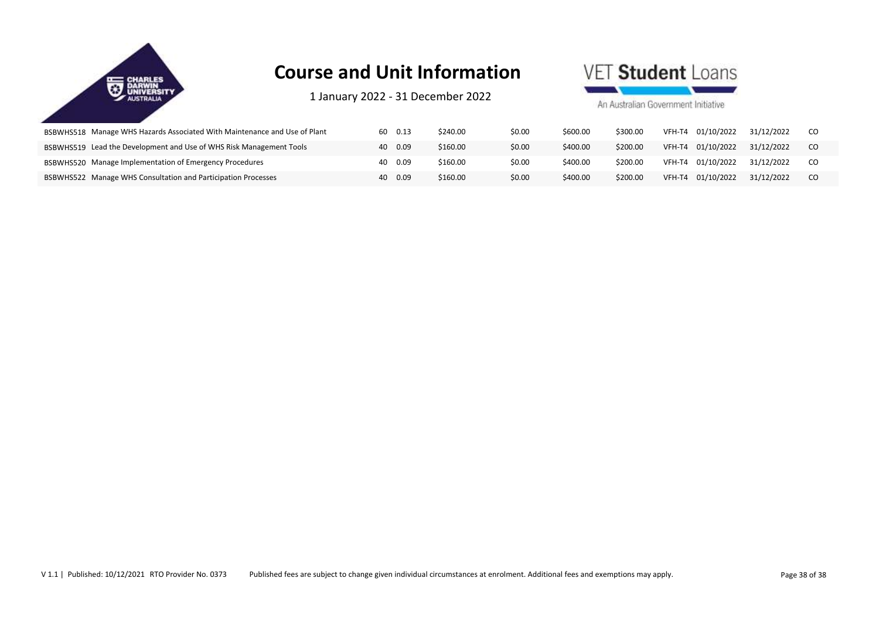| | | | | | | | | | | | |
|---|---|---|---|---|---|---|---|---|---|---|---|
| BSBWHS518 | Manage WHS Hazards Associated With Maintenance and Use of Plant | 60 | 0.13 | $240.00 | $0.00 | $600.00 | $300.00 | VFH-T4 | 01/10/2022 | 31/12/2022 | CO |
| BSBWHS519 | Lead the Development and Use of WHS Risk Management Tools | 40 | 0.09 | $160.00 | $0.00 | $400.00 | $200.00 | VFH-T4 | 01/10/2022 | 31/12/2022 | CO |
| BSBWHS520 | Manage Implementation of Emergency Procedures | 40 | 0.09 | $160.00 | $0.00 | $400.00 | $200.00 | VFH-T4 | 01/10/2022 | 31/12/2022 | CO |
| BSBWHS522 | Manage WHS Consultation and Participation Processes | 40 | 0.09 | $160.00 | $0.00 | $400.00 | $200.00 | VFH-T4 | 01/10/2022 | 31/12/2022 | CO |